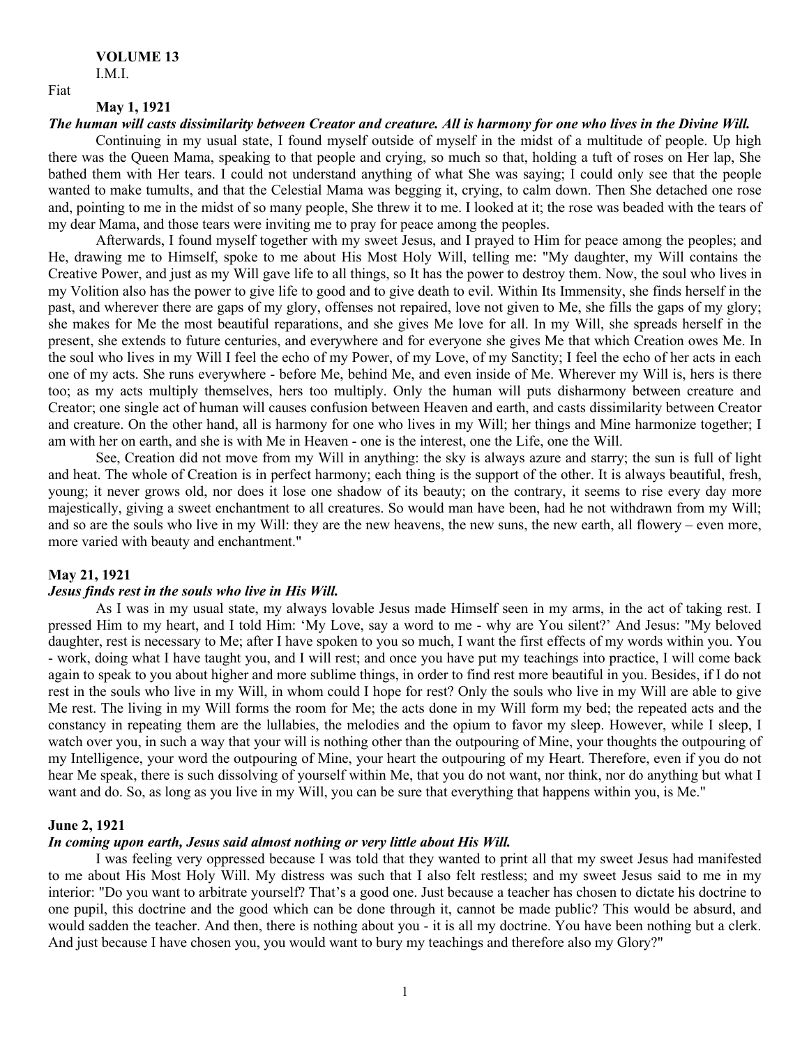**VOLUME 13**

I.M.I.

Fiat

**May 1, 1921**

***The human will casts dissimilarity between Creator and creature. All is harmony for one who lives in the Divine Will.***

Continuing in my usual state, I found myself outside of myself in the midst of a multitude of people. Up high there was the Queen Mama, speaking to that people and crying, so much so that, holding a tuft of roses on Her lap, She bathed them with Her tears. I could not understand anything of what She was saying; I could only see that the people wanted to make tumults, and that the Celestial Mama was begging it, crying, to calm down. Then She detached one rose and, pointing to me in the midst of so many people, She threw it to me. I looked at it; the rose was beaded with the tears of my dear Mama, and those tears were inviting me to pray for peace among the peoples.

Afterwards, I found myself together with my sweet Jesus, and I prayed to Him for peace among the peoples; and He, drawing me to Himself, spoke to me about His Most Holy Will, telling me: "My daughter, my Will contains the Creative Power, and just as my Will gave life to all things, so It has the power to destroy them. Now, the soul who lives in my Volition also has the power to give life to good and to give death to evil. Within Its Immensity, she finds herself in the past, and wherever there are gaps of my glory, offenses not repaired, love not given to Me, she fills the gaps of my glory; she makes for Me the most beautiful reparations, and she gives Me love for all. In my Will, she spreads herself in the present, she extends to future centuries, and everywhere and for everyone she gives Me that which Creation owes Me. In the soul who lives in my Will I feel the echo of my Power, of my Love, of my Sanctity; I feel the echo of her acts in each one of my acts. She runs everywhere - before Me, behind Me, and even inside of Me. Wherever my Will is, hers is there too; as my acts multiply themselves, hers too multiply. Only the human will puts disharmony between creature and Creator; one single act of human will causes confusion between Heaven and earth, and casts dissimilarity between Creator and creature. On the other hand, all is harmony for one who lives in my Will; her things and Mine harmonize together; I am with her on earth, and she is with Me in Heaven - one is the interest, one the Life, one the Will.

See, Creation did not move from my Will in anything: the sky is always azure and starry; the sun is full of light and heat. The whole of Creation is in perfect harmony; each thing is the support of the other. It is always beautiful, fresh, young; it never grows old, nor does it lose one shadow of its beauty; on the contrary, it seems to rise every day more majestically, giving a sweet enchantment to all creatures. So would man have been, had he not withdrawn from my Will; and so are the souls who live in my Will: they are the new heavens, the new suns, the new earth, all flowery – even more, more varied with beauty and enchantment."

**May 21, 1921**

***Jesus finds rest in the souls who live in His Will.***

As I was in my usual state, my always lovable Jesus made Himself seen in my arms, in the act of taking rest. I pressed Him to my heart, and I told Him: 'My Love, say a word to me - why are You silent?' And Jesus: "My beloved daughter, rest is necessary to Me; after I have spoken to you so much, I want the first effects of my words within you. You - work, doing what I have taught you, and I will rest; and once you have put my teachings into practice, I will come back again to speak to you about higher and more sublime things, in order to find rest more beautiful in you. Besides, if I do not rest in the souls who live in my Will, in whom could I hope for rest? Only the souls who live in my Will are able to give Me rest. The living in my Will forms the room for Me; the acts done in my Will form my bed; the repeated acts and the constancy in repeating them are the lullabies, the melodies and the opium to favor my sleep. However, while I sleep, I watch over you, in such a way that your will is nothing other than the outpouring of Mine, your thoughts the outpouring of my Intelligence, your word the outpouring of Mine, your heart the outpouring of my Heart. Therefore, even if you do not hear Me speak, there is such dissolving of yourself within Me, that you do not want, nor think, nor do anything but what I want and do. So, as long as you live in my Will, you can be sure that everything that happens within you, is Me."

**June 2, 1921**

***In coming upon earth, Jesus said almost nothing or very little about His Will.***

I was feeling very oppressed because I was told that they wanted to print all that my sweet Jesus had manifested to me about His Most Holy Will. My distress was such that I also felt restless; and my sweet Jesus said to me in my interior: "Do you want to arbitrate yourself? That's a good one. Just because a teacher has chosen to dictate his doctrine to one pupil, this doctrine and the good which can be done through it, cannot be made public? This would be absurd, and would sadden the teacher. And then, there is nothing about you - it is all my doctrine. You have been nothing but a clerk. And just because I have chosen you, you would want to bury my teachings and therefore also my Glory?"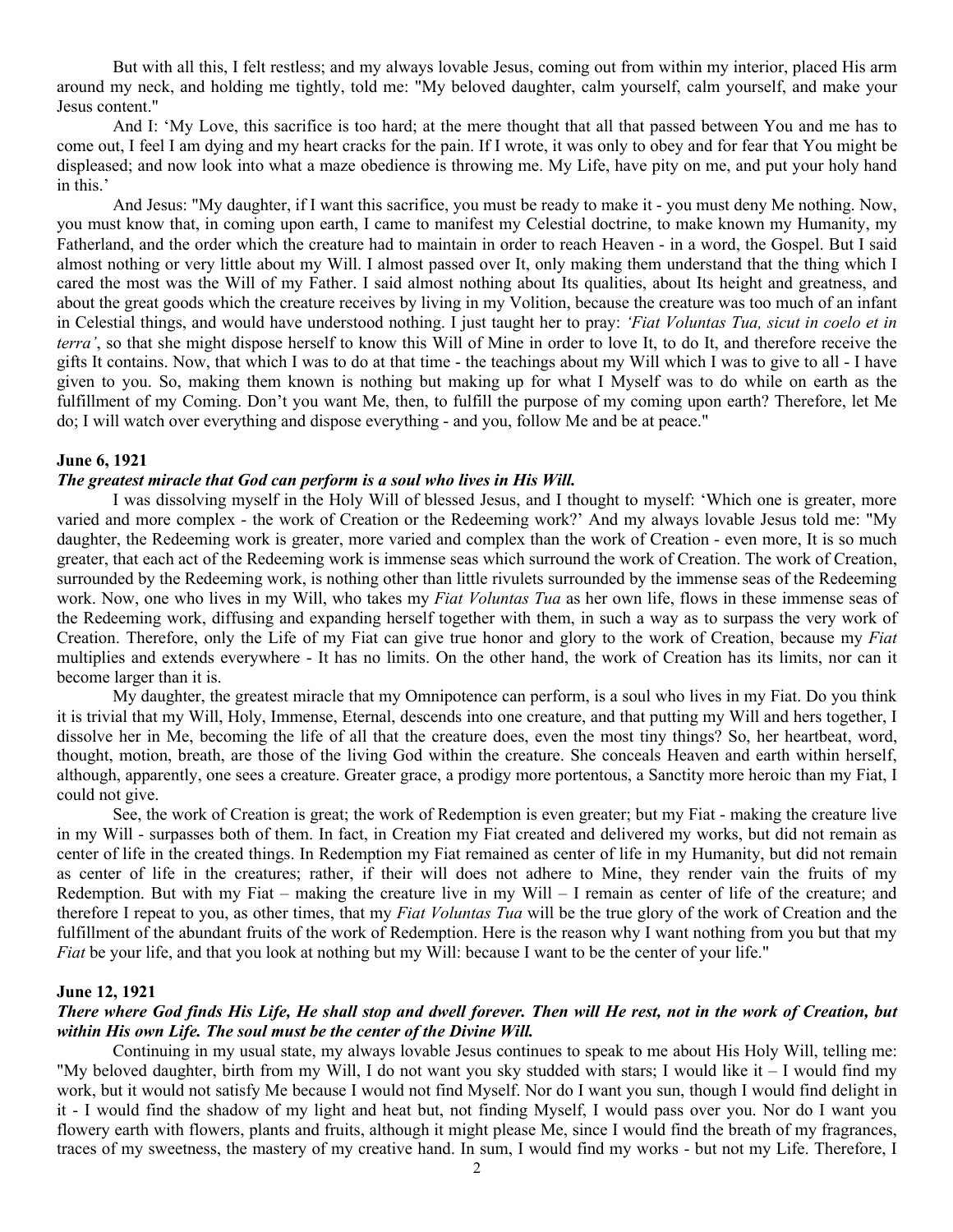But with all this, I felt restless; and my always lovable Jesus, coming out from within my interior, placed His arm around my neck, and holding me tightly, told me: "My beloved daughter, calm yourself, calm yourself, and make your Jesus content."

And I: 'My Love, this sacrifice is too hard; at the mere thought that all that passed between You and me has to come out, I feel I am dying and my heart cracks for the pain. If I wrote, it was only to obey and for fear that You might be displeased; and now look into what a maze obedience is throwing me. My Life, have pity on me, and put your holy hand in this.'

And Jesus: "My daughter, if I want this sacrifice, you must be ready to make it - you must deny Me nothing. Now, you must know that, in coming upon earth, I came to manifest my Celestial doctrine, to make known my Humanity, my Fatherland, and the order which the creature had to maintain in order to reach Heaven - in a word, the Gospel. But I said almost nothing or very little about my Will. I almost passed over It, only making them understand that the thing which I cared the most was the Will of my Father. I said almost nothing about Its qualities, about Its height and greatness, and about the great goods which the creature receives by living in my Volition, because the creature was too much of an infant in Celestial things, and would have understood nothing. I just taught her to pray: *'Fiat Voluntas Tua, sicut in coelo et in terra'*, so that she might dispose herself to know this Will of Mine in order to love It, to do It, and therefore receive the gifts It contains. Now, that which I was to do at that time - the teachings about my Will which I was to give to all - I have given to you. So, making them known is nothing but making up for what I Myself was to do while on earth as the fulfillment of my Coming. Don't you want Me, then, to fulfill the purpose of my coming upon earth? Therefore, let Me do; I will watch over everything and dispose everything - and you, follow Me and be at peace."

**June 6, 1921**

***The greatest miracle that God can perform is a soul who lives in His Will.***

I was dissolving myself in the Holy Will of blessed Jesus, and I thought to myself: 'Which one is greater, more varied and more complex - the work of Creation or the Redeeming work?' And my always lovable Jesus told me: "My daughter, the Redeeming work is greater, more varied and complex than the work of Creation - even more, It is so much greater, that each act of the Redeeming work is immense seas which surround the work of Creation. The work of Creation, surrounded by the Redeeming work, is nothing other than little rivulets surrounded by the immense seas of the Redeeming work. Now, one who lives in my Will, who takes my *Fiat Voluntas Tua* as her own life, flows in these immense seas of the Redeeming work, diffusing and expanding herself together with them, in such a way as to surpass the very work of Creation. Therefore, only the Life of my Fiat can give true honor and glory to the work of Creation, because my *Fiat* multiplies and extends everywhere - It has no limits. On the other hand, the work of Creation has its limits, nor can it become larger than it is.

My daughter, the greatest miracle that my Omnipotence can perform, is a soul who lives in my Fiat. Do you think it is trivial that my Will, Holy, Immense, Eternal, descends into one creature, and that putting my Will and hers together, I dissolve her in Me, becoming the life of all that the creature does, even the most tiny things? So, her heartbeat, word, thought, motion, breath, are those of the living God within the creature. She conceals Heaven and earth within herself, although, apparently, one sees a creature. Greater grace, a prodigy more portentous, a Sanctity more heroic than my Fiat, I could not give.

See, the work of Creation is great; the work of Redemption is even greater; but my Fiat - making the creature live in my Will - surpasses both of them. In fact, in Creation my Fiat created and delivered my works, but did not remain as center of life in the created things. In Redemption my Fiat remained as center of life in my Humanity, but did not remain as center of life in the creatures; rather, if their will does not adhere to Mine, they render vain the fruits of my Redemption. But with my Fiat – making the creature live in my Will – I remain as center of life of the creature; and therefore I repeat to you, as other times, that my *Fiat Voluntas Tua* will be the true glory of the work of Creation and the fulfillment of the abundant fruits of the work of Redemption. Here is the reason why I want nothing from you but that my *Fiat* be your life, and that you look at nothing but my Will: because I want to be the center of your life."

**June 12, 1921**

***There where God finds His Life, He shall stop and dwell forever. Then will He rest, not in the work of Creation, but within His own Life. The soul must be the center of the Divine Will.***

Continuing in my usual state, my always lovable Jesus continues to speak to me about His Holy Will, telling me: "My beloved daughter, birth from my Will, I do not want you sky studded with stars; I would like it – I would find my work, but it would not satisfy Me because I would not find Myself. Nor do I want you sun, though I would find delight in it - I would find the shadow of my light and heat but, not finding Myself, I would pass over you. Nor do I want you flowery earth with flowers, plants and fruits, although it might please Me, since I would find the breath of my fragrances, traces of my sweetness, the mastery of my creative hand. In sum, I would find my works - but not my Life. Therefore, I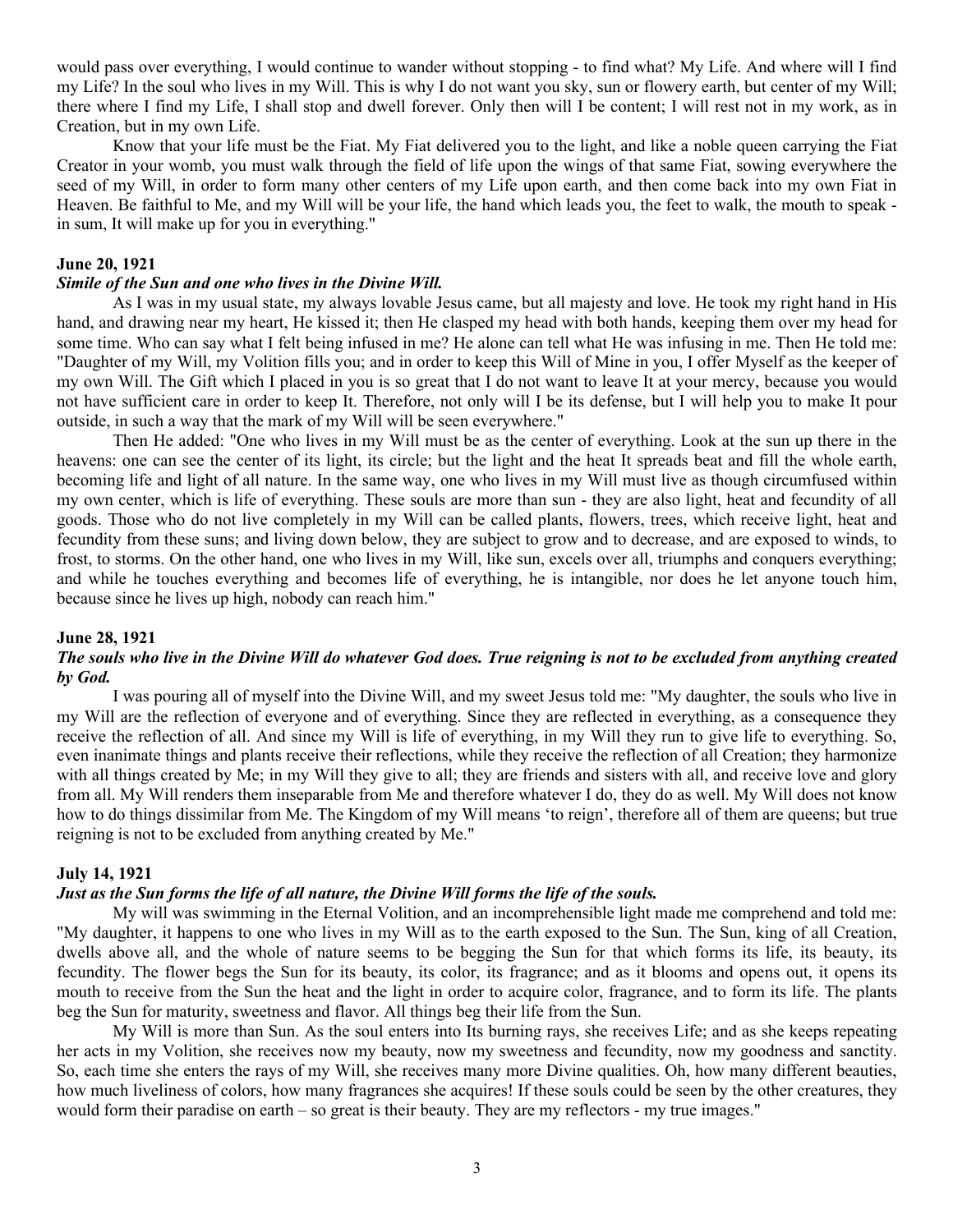would pass over everything, I would continue to wander without stopping - to find what? My Life. And where will I find my Life? In the soul who lives in my Will. This is why I do not want you sky, sun or flowery earth, but center of my Will; there where I find my Life, I shall stop and dwell forever. Only then will I be content; I will rest not in my work, as in Creation, but in my own Life.

Know that your life must be the Fiat. My Fiat delivered you to the light, and like a noble queen carrying the Fiat Creator in your womb, you must walk through the field of life upon the wings of that same Fiat, sowing everywhere the seed of my Will, in order to form many other centers of my Life upon earth, and then come back into my own Fiat in Heaven. Be faithful to Me, and my Will will be your life, the hand which leads you, the feet to walk, the mouth to speak - in sum, It will make up for you in everything."

**June 20, 1921**

***Simile of the Sun and one who lives in the Divine Will.***

As I was in my usual state, my always lovable Jesus came, but all majesty and love. He took my right hand in His hand, and drawing near my heart, He kissed it; then He clasped my head with both hands, keeping them over my head for some time. Who can say what I felt being infused in me? He alone can tell what He was infusing in me. Then He told me: "Daughter of my Will, my Volition fills you; and in order to keep this Will of Mine in you, I offer Myself as the keeper of my own Will. The Gift which I placed in you is so great that I do not want to leave It at your mercy, because you would not have sufficient care in order to keep It. Therefore, not only will I be its defense, but I will help you to make It pour outside, in such a way that the mark of my Will will be seen everywhere."

Then He added: "One who lives in my Will must be as the center of everything. Look at the sun up there in the heavens: one can see the center of its light, its circle; but the light and the heat It spreads beat and fill the whole earth, becoming life and light of all nature. In the same way, one who lives in my Will must live as though circumfused within my own center, which is life of everything. These souls are more than sun - they are also light, heat and fecundity of all goods. Those who do not live completely in my Will can be called plants, flowers, trees, which receive light, heat and fecundity from these suns; and living down below, they are subject to grow and to decrease, and are exposed to winds, to frost, to storms. On the other hand, one who lives in my Will, like sun, excels over all, triumphs and conquers everything; and while he touches everything and becomes life of everything, he is intangible, nor does he let anyone touch him, because since he lives up high, nobody can reach him."

**June 28, 1921**

***The souls who live in the Divine Will do whatever God does. True reigning is not to be excluded from anything created by God.***

I was pouring all of myself into the Divine Will, and my sweet Jesus told me: "My daughter, the souls who live in my Will are the reflection of everyone and of everything. Since they are reflected in everything, as a consequence they receive the reflection of all. And since my Will is life of everything, in my Will they run to give life to everything. So, even inanimate things and plants receive their reflections, while they receive the reflection of all Creation; they harmonize with all things created by Me; in my Will they give to all; they are friends and sisters with all, and receive love and glory from all. My Will renders them inseparable from Me and therefore whatever I do, they do as well. My Will does not know how to do things dissimilar from Me. The Kingdom of my Will means 'to reign', therefore all of them are queens; but true reigning is not to be excluded from anything created by Me."

**July 14, 1921**

***Just as the Sun forms the life of all nature, the Divine Will forms the life of the souls.***

My will was swimming in the Eternal Volition, and an incomprehensible light made me comprehend and told me: "My daughter, it happens to one who lives in my Will as to the earth exposed to the Sun. The Sun, king of all Creation, dwells above all, and the whole of nature seems to be begging the Sun for that which forms its life, its beauty, its fecundity. The flower begs the Sun for its beauty, its color, its fragrance; and as it blooms and opens out, it opens its mouth to receive from the Sun the heat and the light in order to acquire color, fragrance, and to form its life. The plants beg the Sun for maturity, sweetness and flavor. All things beg their life from the Sun.

My Will is more than Sun. As the soul enters into Its burning rays, she receives Life; and as she keeps repeating her acts in my Volition, she receives now my beauty, now my sweetness and fecundity, now my goodness and sanctity. So, each time she enters the rays of my Will, she receives many more Divine qualities. Oh, how many different beauties, how much liveliness of colors, how many fragrances she acquires! If these souls could be seen by the other creatures, they would form their paradise on earth – so great is their beauty. They are my reflectors - my true images."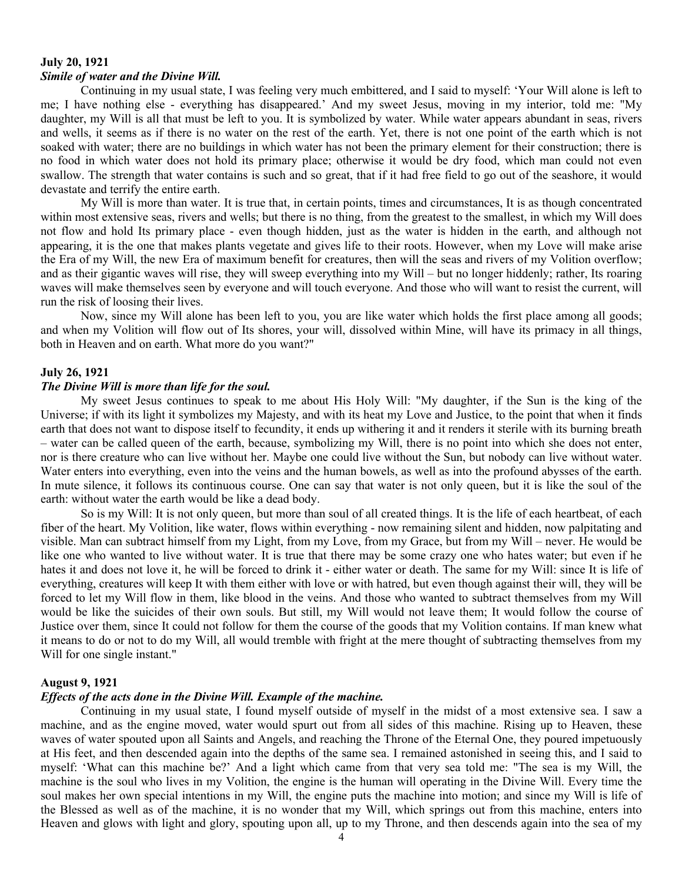**July 20, 1921**

***Simile of water and the Divine Will.***

Continuing in my usual state, I was feeling very much embittered, and I said to myself: 'Your Will alone is left to me; I have nothing else - everything has disappeared.' And my sweet Jesus, moving in my interior, told me: "My daughter, my Will is all that must be left to you. It is symbolized by water. While water appears abundant in seas, rivers and wells, it seems as if there is no water on the rest of the earth. Yet, there is not one point of the earth which is not soaked with water; there are no buildings in which water has not been the primary element for their construction; there is no food in which water does not hold its primary place; otherwise it would be dry food, which man could not even swallow. The strength that water contains is such and so great, that if it had free field to go out of the seashore, it would devastate and terrify the entire earth.

My Will is more than water. It is true that, in certain points, times and circumstances, It is as though concentrated within most extensive seas, rivers and wells; but there is no thing, from the greatest to the smallest, in which my Will does not flow and hold Its primary place - even though hidden, just as the water is hidden in the earth, and although not appearing, it is the one that makes plants vegetate and gives life to their roots. However, when my Love will make arise the Era of my Will, the new Era of maximum benefit for creatures, then will the seas and rivers of my Volition overflow; and as their gigantic waves will rise, they will sweep everything into my Will – but no longer hiddenly; rather, Its roaring waves will make themselves seen by everyone and will touch everyone. And those who will want to resist the current, will run the risk of loosing their lives.

Now, since my Will alone has been left to you, you are like water which holds the first place among all goods; and when my Volition will flow out of Its shores, your will, dissolved within Mine, will have its primacy in all things, both in Heaven and on earth. What more do you want?"

**July 26, 1921**

***The Divine Will is more than life for the soul.***

My sweet Jesus continues to speak to me about His Holy Will: "My daughter, if the Sun is the king of the Universe; if with its light it symbolizes my Majesty, and with its heat my Love and Justice, to the point that when it finds earth that does not want to dispose itself to fecundity, it ends up withering it and it renders it sterile with its burning breath – water can be called queen of the earth, because, symbolizing my Will, there is no point into which she does not enter, nor is there creature who can live without her. Maybe one could live without the Sun, but nobody can live without water. Water enters into everything, even into the veins and the human bowels, as well as into the profound abysses of the earth. In mute silence, it follows its continuous course. One can say that water is not only queen, but it is like the soul of the earth: without water the earth would be like a dead body.

So is my Will: It is not only queen, but more than soul of all created things. It is the life of each heartbeat, of each fiber of the heart. My Volition, like water, flows within everything - now remaining silent and hidden, now palpitating and visible. Man can subtract himself from my Light, from my Love, from my Grace, but from my Will – never. He would be like one who wanted to live without water. It is true that there may be some crazy one who hates water; but even if he hates it and does not love it, he will be forced to drink it - either water or death. The same for my Will: since It is life of everything, creatures will keep It with them either with love or with hatred, but even though against their will, they will be forced to let my Will flow in them, like blood in the veins. And those who wanted to subtract themselves from my Will would be like the suicides of their own souls. But still, my Will would not leave them; It would follow the course of Justice over them, since It could not follow for them the course of the goods that my Volition contains. If man knew what it means to do or not to do my Will, all would tremble with fright at the mere thought of subtracting themselves from my Will for one single instant."

**August 9, 1921**

***Effects of the acts done in the Divine Will. Example of the machine.***

Continuing in my usual state, I found myself outside of myself in the midst of a most extensive sea. I saw a machine, and as the engine moved, water would spurt out from all sides of this machine. Rising up to Heaven, these waves of water spouted upon all Saints and Angels, and reaching the Throne of the Eternal One, they poured impetuously at His feet, and then descended again into the depths of the same sea. I remained astonished in seeing this, and I said to myself: 'What can this machine be?' And a light which came from that very sea told me: "The sea is my Will, the machine is the soul who lives in my Volition, the engine is the human will operating in the Divine Will. Every time the soul makes her own special intentions in my Will, the engine puts the machine into motion; and since my Will is life of the Blessed as well as of the machine, it is no wonder that my Will, which springs out from this machine, enters into Heaven and glows with light and glory, spouting upon all, up to my Throne, and then descends again into the sea of my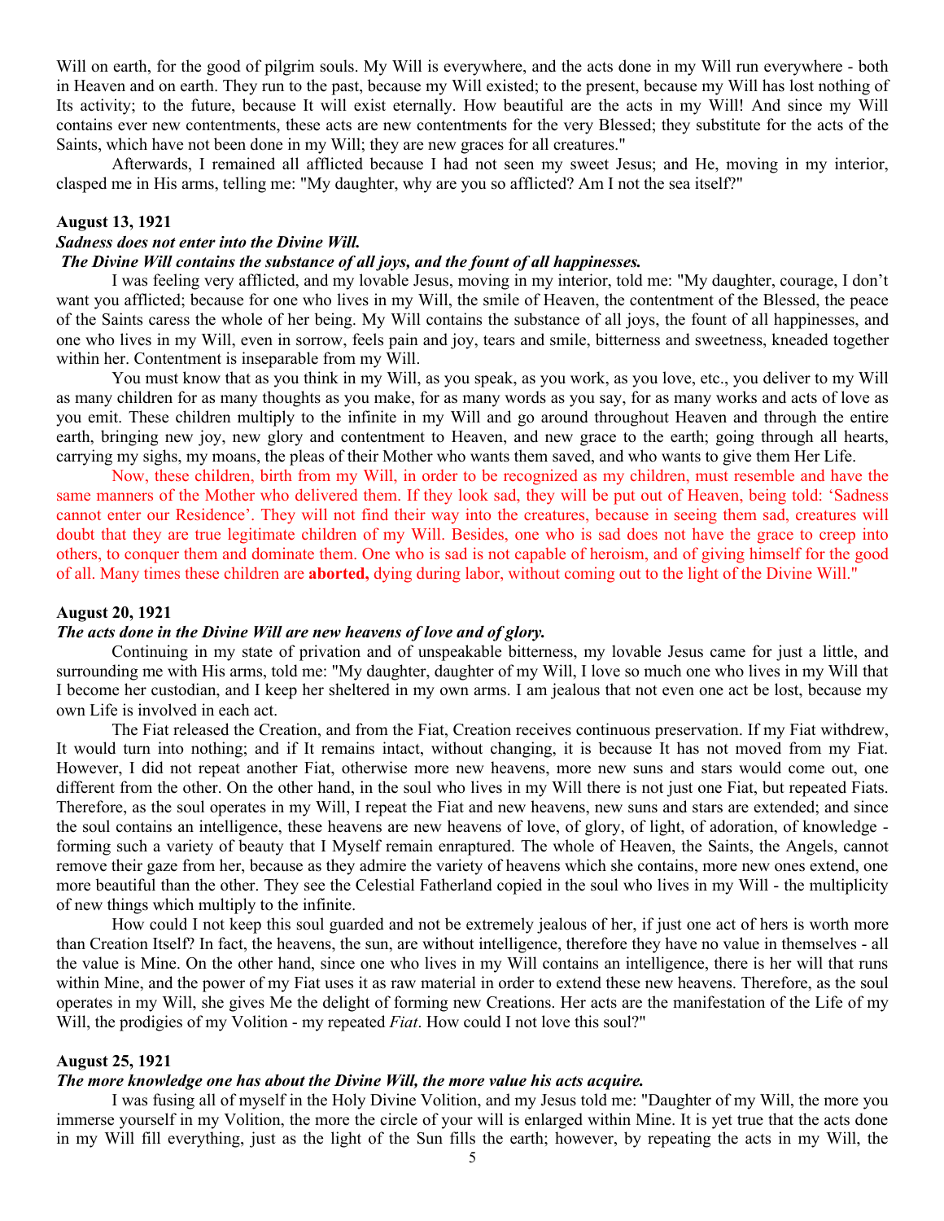Will on earth, for the good of pilgrim souls. My Will is everywhere, and the acts done in my Will run everywhere - both in Heaven and on earth. They run to the past, because my Will existed; to the present, because my Will has lost nothing of Its activity; to the future, because It will exist eternally. How beautiful are the acts in my Will! And since my Will contains ever new contentments, these acts are new contentments for the very Blessed; they substitute for the acts of the Saints, which have not been done in my Will; they are new graces for all creatures."

Afterwards, I remained all afflicted because I had not seen my sweet Jesus; and He, moving in my interior, clasped me in His arms, telling me: "My daughter, why are you so afflicted? Am I not the sea itself?"

**August 13, 1921**

***Sadness does not enter into the Divine Will.***

***The Divine Will contains the substance of all joys, and the fount of all happinesses.***

I was feeling very afflicted, and my lovable Jesus, moving in my interior, told me: "My daughter, courage, I don't want you afflicted; because for one who lives in my Will, the smile of Heaven, the contentment of the Blessed, the peace of the Saints caress the whole of her being. My Will contains the substance of all joys, the fount of all happinesses, and one who lives in my Will, even in sorrow, feels pain and joy, tears and smile, bitterness and sweetness, kneaded together within her. Contentment is inseparable from my Will.

You must know that as you think in my Will, as you speak, as you work, as you love, etc., you deliver to my Will as many children for as many thoughts as you make, for as many words as you say, for as many works and acts of love as you emit. These children multiply to the infinite in my Will and go around throughout Heaven and through the entire earth, bringing new joy, new glory and contentment to Heaven, and new grace to the earth; going through all hearts, carrying my sighs, my moans, the pleas of their Mother who wants them saved, and who wants to give them Her Life.

Now, these children, birth from my Will, in order to be recognized as my children, must resemble and have the same manners of the Mother who delivered them. If they look sad, they will be put out of Heaven, being told: 'Sadness cannot enter our Residence'. They will not find their way into the creatures, because in seeing them sad, creatures will doubt that they are true legitimate children of my Will. Besides, one who is sad does not have the grace to creep into others, to conquer them and dominate them. One who is sad is not capable of heroism, and of giving himself for the good of all. Many times these children are **aborted,** dying during labor, without coming out to the light of the Divine Will."

**August 20, 1921**

***The acts done in the Divine Will are new heavens of love and of glory.***

Continuing in my state of privation and of unspeakable bitterness, my lovable Jesus came for just a little, and surrounding me with His arms, told me: "My daughter, daughter of my Will, I love so much one who lives in my Will that I become her custodian, and I keep her sheltered in my own arms. I am jealous that not even one act be lost, because my own Life is involved in each act.

The Fiat released the Creation, and from the Fiat, Creation receives continuous preservation. If my Fiat withdrew, It would turn into nothing; and if It remains intact, without changing, it is because It has not moved from my Fiat. However, I did not repeat another Fiat, otherwise more new heavens, more new suns and stars would come out, one different from the other. On the other hand, in the soul who lives in my Will there is not just one Fiat, but repeated Fiats. Therefore, as the soul operates in my Will, I repeat the Fiat and new heavens, new suns and stars are extended; and since the soul contains an intelligence, these heavens are new heavens of love, of glory, of light, of adoration, of knowledge - forming such a variety of beauty that I Myself remain enraptured. The whole of Heaven, the Saints, the Angels, cannot remove their gaze from her, because as they admire the variety of heavens which she contains, more new ones extend, one more beautiful than the other. They see the Celestial Fatherland copied in the soul who lives in my Will - the multiplicity of new things which multiply to the infinite.

How could I not keep this soul guarded and not be extremely jealous of her, if just one act of hers is worth more than Creation Itself? In fact, the heavens, the sun, are without intelligence, therefore they have no value in themselves - all the value is Mine. On the other hand, since one who lives in my Will contains an intelligence, there is her will that runs within Mine, and the power of my Fiat uses it as raw material in order to extend these new heavens. Therefore, as the soul operates in my Will, she gives Me the delight of forming new Creations. Her acts are the manifestation of the Life of my Will, the prodigies of my Volition - my repeated *Fiat*. How could I not love this soul?"

**August 25, 1921**

***The more knowledge one has about the Divine Will, the more value his acts acquire.***

I was fusing all of myself in the Holy Divine Volition, and my Jesus told me: "Daughter of my Will, the more you immerse yourself in my Volition, the more the circle of your will is enlarged within Mine. It is yet true that the acts done in my Will fill everything, just as the light of the Sun fills the earth; however, by repeating the acts in my Will, the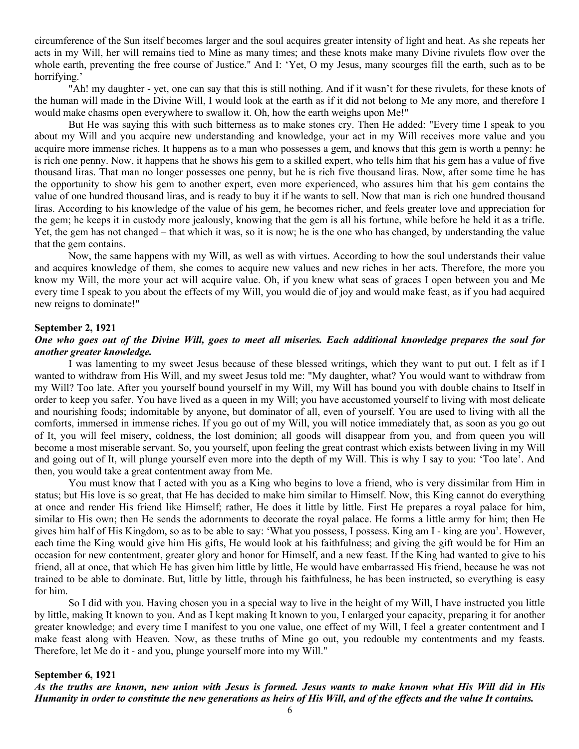circumference of the Sun itself becomes larger and the soul acquires greater intensity of light and heat. As she repeats her acts in my Will, her will remains tied to Mine as many times; and these knots make many Divine rivulets flow over the whole earth, preventing the free course of Justice." And I: 'Yet, O my Jesus, many scourges fill the earth, such as to be horrifying.'

"Ah! my daughter - yet, one can say that this is still nothing. And if it wasn't for these rivulets, for these knots of the human will made in the Divine Will, I would look at the earth as if it did not belong to Me any more, and therefore I would make chasms open everywhere to swallow it. Oh, how the earth weighs upon Me!"

But He was saying this with such bitterness as to make stones cry. Then He added: "Every time I speak to you about my Will and you acquire new understanding and knowledge, your act in my Will receives more value and you acquire more immense riches. It happens as to a man who possesses a gem, and knows that this gem is worth a penny: he is rich one penny. Now, it happens that he shows his gem to a skilled expert, who tells him that his gem has a value of five thousand liras. That man no longer possesses one penny, but he is rich five thousand liras. Now, after some time he has the opportunity to show his gem to another expert, even more experienced, who assures him that his gem contains the value of one hundred thousand liras, and is ready to buy it if he wants to sell. Now that man is rich one hundred thousand liras. According to his knowledge of the value of his gem, he becomes richer, and feels greater love and appreciation for the gem; he keeps it in custody more jealously, knowing that the gem is all his fortune, while before he held it as a trifle. Yet, the gem has not changed – that which it was, so it is now; he is the one who has changed, by understanding the value that the gem contains.

Now, the same happens with my Will, as well as with virtues. According to how the soul understands their value and acquires knowledge of them, she comes to acquire new values and new riches in her acts. Therefore, the more you know my Will, the more your act will acquire value. Oh, if you knew what seas of graces I open between you and Me every time I speak to you about the effects of my Will, you would die of joy and would make feast, as if you had acquired new reigns to dominate!"

**September 2, 1921**

***One who goes out of the Divine Will, goes to meet all miseries. Each additional knowledge prepares the soul for another greater knowledge.***

I was lamenting to my sweet Jesus because of these blessed writings, which they want to put out. I felt as if I wanted to withdraw from His Will, and my sweet Jesus told me: "My daughter, what? You would want to withdraw from my Will? Too late. After you yourself bound yourself in my Will, my Will has bound you with double chains to Itself in order to keep you safer. You have lived as a queen in my Will; you have accustomed yourself to living with most delicate and nourishing foods; indomitable by anyone, but dominator of all, even of yourself. You are used to living with all the comforts, immersed in immense riches. If you go out of my Will, you will notice immediately that, as soon as you go out of It, you will feel misery, coldness, the lost dominion; all goods will disappear from you, and from queen you will become a most miserable servant. So, you yourself, upon feeling the great contrast which exists between living in my Will and going out of It, will plunge yourself even more into the depth of my Will. This is why I say to you: 'Too late'. And then, you would take a great contentment away from Me.

You must know that I acted with you as a King who begins to love a friend, who is very dissimilar from Him in status; but His love is so great, that He has decided to make him similar to Himself. Now, this King cannot do everything at once and render His friend like Himself; rather, He does it little by little. First He prepares a royal palace for him, similar to His own; then He sends the adornments to decorate the royal palace. He forms a little army for him; then He gives him half of His Kingdom, so as to be able to say: 'What you possess, I possess. King am I - king are you'. However, each time the King would give him His gifts, He would look at his faithfulness; and giving the gift would be for Him an occasion for new contentment, greater glory and honor for Himself, and a new feast. If the King had wanted to give to his friend, all at once, that which He has given him little by little, He would have embarrassed His friend, because he was not trained to be able to dominate. But, little by little, through his faithfulness, he has been instructed, so everything is easy for him.

So I did with you. Having chosen you in a special way to live in the height of my Will, I have instructed you little by little, making It known to you. And as I kept making It known to you, I enlarged your capacity, preparing it for another greater knowledge; and every time I manifest to you one value, one effect of my Will, I feel a greater contentment and I make feast along with Heaven. Now, as these truths of Mine go out, you redouble my contentments and my feasts. Therefore, let Me do it - and you, plunge yourself more into my Will."

**September 6, 1921**

***As the truths are known, new union with Jesus is formed. Jesus wants to make known what His Will did in His Humanity in order to constitute the new generations as heirs of His Will, and of the effects and the value It contains.***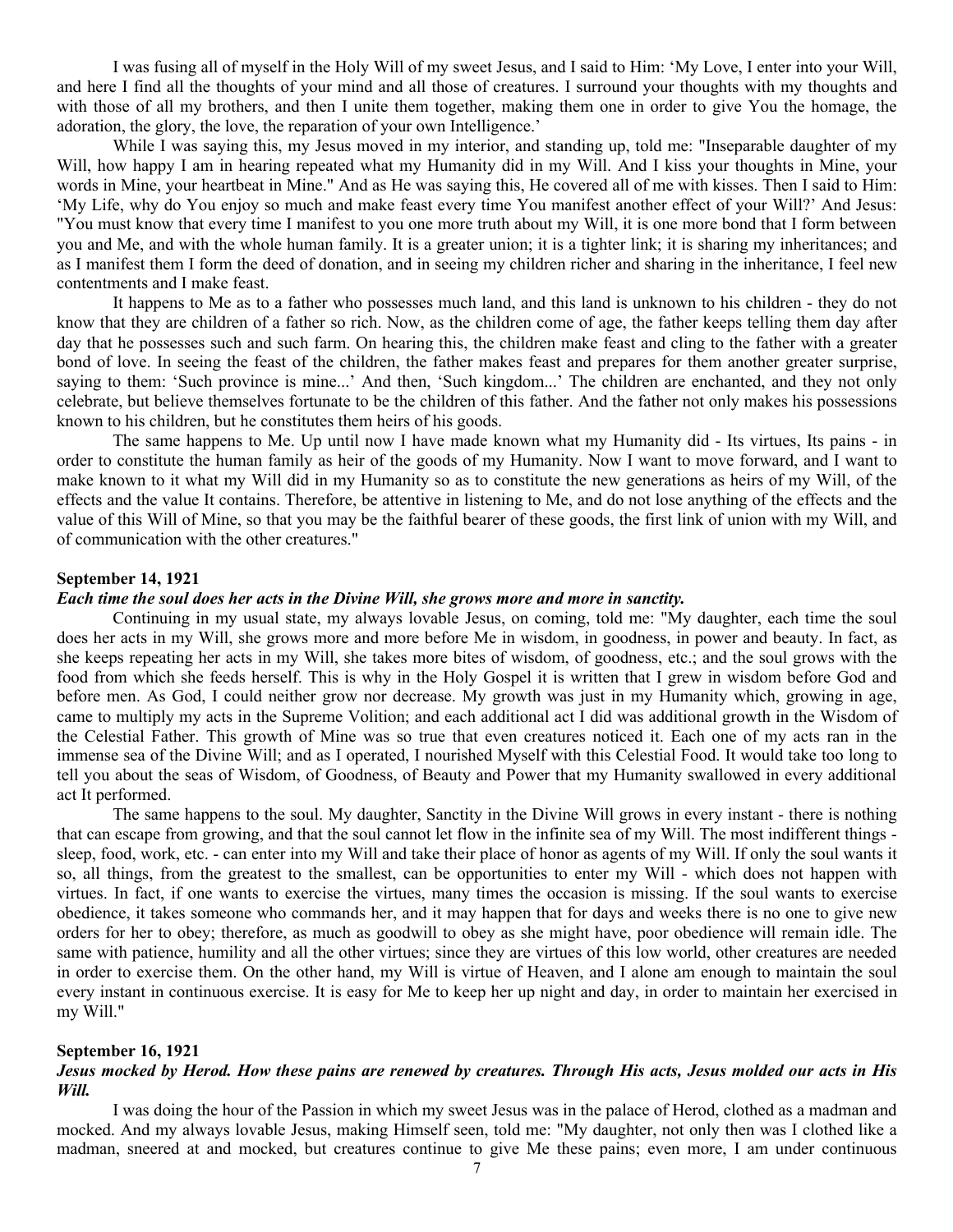I was fusing all of myself in the Holy Will of my sweet Jesus, and I said to Him: 'My Love, I enter into your Will, and here I find all the thoughts of your mind and all those of creatures. I surround your thoughts with my thoughts and with those of all my brothers, and then I unite them together, making them one in order to give You the homage, the adoration, the glory, the love, the reparation of your own Intelligence.'

While I was saying this, my Jesus moved in my interior, and standing up, told me: "Inseparable daughter of my Will, how happy I am in hearing repeated what my Humanity did in my Will. And I kiss your thoughts in Mine, your words in Mine, your heartbeat in Mine." And as He was saying this, He covered all of me with kisses. Then I said to Him: 'My Life, why do You enjoy so much and make feast every time You manifest another effect of your Will?' And Jesus: "You must know that every time I manifest to you one more truth about my Will, it is one more bond that I form between you and Me, and with the whole human family. It is a greater union; it is a tighter link; it is sharing my inheritances; and as I manifest them I form the deed of donation, and in seeing my children richer and sharing in the inheritance, I feel new contentments and I make feast.

It happens to Me as to a father who possesses much land, and this land is unknown to his children - they do not know that they are children of a father so rich. Now, as the children come of age, the father keeps telling them day after day that he possesses such and such farm. On hearing this, the children make feast and cling to the father with a greater bond of love. In seeing the feast of the children, the father makes feast and prepares for them another greater surprise, saying to them: 'Such province is mine...' And then, 'Such kingdom...' The children are enchanted, and they not only celebrate, but believe themselves fortunate to be the children of this father. And the father not only makes his possessions known to his children, but he constitutes them heirs of his goods.

The same happens to Me. Up until now I have made known what my Humanity did - Its virtues, Its pains - in order to constitute the human family as heir of the goods of my Humanity. Now I want to move forward, and I want to make known to it what my Will did in my Humanity so as to constitute the new generations as heirs of my Will, of the effects and the value It contains. Therefore, be attentive in listening to Me, and do not lose anything of the effects and the value of this Will of Mine, so that you may be the faithful bearer of these goods, the first link of union with my Will, and of communication with the other creatures."

**September 14, 1921**

***Each time the soul does her acts in the Divine Will, she grows more and more in sanctity.***

Continuing in my usual state, my always lovable Jesus, on coming, told me: "My daughter, each time the soul does her acts in my Will, she grows more and more before Me in wisdom, in goodness, in power and beauty. In fact, as she keeps repeating her acts in my Will, she takes more bites of wisdom, of goodness, etc.; and the soul grows with the food from which she feeds herself. This is why in the Holy Gospel it is written that I grew in wisdom before God and before men. As God, I could neither grow nor decrease. My growth was just in my Humanity which, growing in age, came to multiply my acts in the Supreme Volition; and each additional act I did was additional growth in the Wisdom of the Celestial Father. This growth of Mine was so true that even creatures noticed it. Each one of my acts ran in the immense sea of the Divine Will; and as I operated, I nourished Myself with this Celestial Food. It would take too long to tell you about the seas of Wisdom, of Goodness, of Beauty and Power that my Humanity swallowed in every additional act It performed.

The same happens to the soul. My daughter, Sanctity in the Divine Will grows in every instant - there is nothing that can escape from growing, and that the soul cannot let flow in the infinite sea of my Will. The most indifferent things - sleep, food, work, etc. - can enter into my Will and take their place of honor as agents of my Will. If only the soul wants it so, all things, from the greatest to the smallest, can be opportunities to enter my Will - which does not happen with virtues. In fact, if one wants to exercise the virtues, many times the occasion is missing. If the soul wants to exercise obedience, it takes someone who commands her, and it may happen that for days and weeks there is no one to give new orders for her to obey; therefore, as much as goodwill to obey as she might have, poor obedience will remain idle. The same with patience, humility and all the other virtues; since they are virtues of this low world, other creatures are needed in order to exercise them. On the other hand, my Will is virtue of Heaven, and I alone am enough to maintain the soul every instant in continuous exercise. It is easy for Me to keep her up night and day, in order to maintain her exercised in my Will."

**September 16, 1921**

***Jesus mocked by Herod. How these pains are renewed by creatures. Through His acts, Jesus molded our acts in His Will.***

I was doing the hour of the Passion in which my sweet Jesus was in the palace of Herod, clothed as a madman and mocked. And my always lovable Jesus, making Himself seen, told me: "My daughter, not only then was I clothed like a madman, sneered at and mocked, but creatures continue to give Me these pains; even more, I am under continuous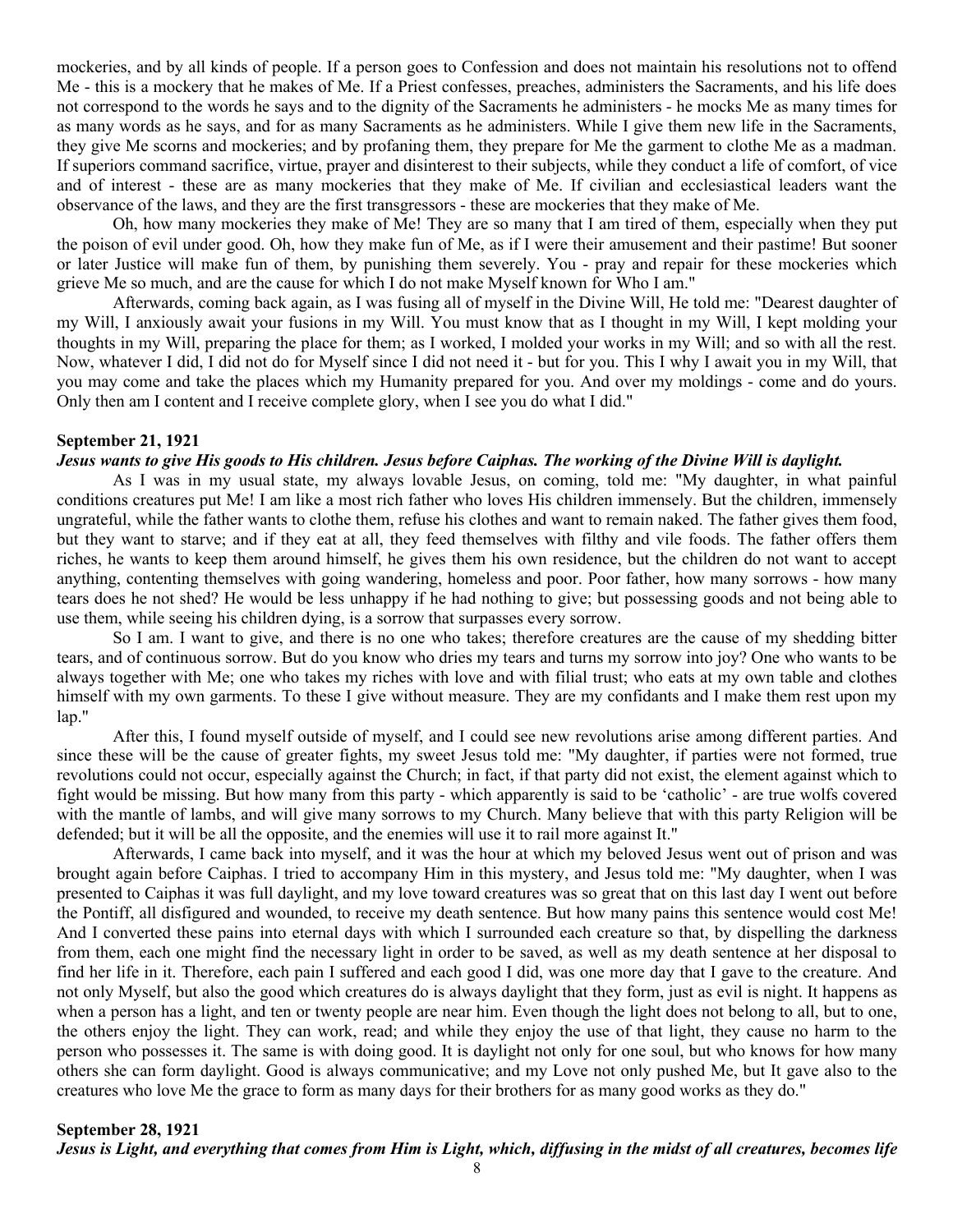mockeries, and by all kinds of people. If a person goes to Confession and does not maintain his resolutions not to offend Me - this is a mockery that he makes of Me. If a Priest confesses, preaches, administers the Sacraments, and his life does not correspond to the words he says and to the dignity of the Sacraments he administers - he mocks Me as many times for as many words as he says, and for as many Sacraments as he administers. While I give them new life in the Sacraments, they give Me scorns and mockeries; and by profaning them, they prepare for Me the garment to clothe Me as a madman. If superiors command sacrifice, virtue, prayer and disinterest to their subjects, while they conduct a life of comfort, of vice and of interest - these are as many mockeries that they make of Me. If civilian and ecclesiastical leaders want the observance of the laws, and they are the first transgressors - these are mockeries that they make of Me.

Oh, how many mockeries they make of Me! They are so many that I am tired of them, especially when they put the poison of evil under good. Oh, how they make fun of Me, as if I were their amusement and their pastime! But sooner or later Justice will make fun of them, by punishing them severely. You - pray and repair for these mockeries which grieve Me so much, and are the cause for which I do not make Myself known for Who I am."

Afterwards, coming back again, as I was fusing all of myself in the Divine Will, He told me: "Dearest daughter of my Will, I anxiously await your fusions in my Will. You must know that as I thought in my Will, I kept molding your thoughts in my Will, preparing the place for them; as I worked, I molded your works in my Will; and so with all the rest. Now, whatever I did, I did not do for Myself since I did not need it - but for you. This I why I await you in my Will, that you may come and take the places which my Humanity prepared for you. And over my moldings - come and do yours. Only then am I content and I receive complete glory, when I see you do what I did."

**September 21, 1921**

***Jesus wants to give His goods to His children. Jesus before Caiphas. The working of the Divine Will is daylight.***

As I was in my usual state, my always lovable Jesus, on coming, told me: "My daughter, in what painful conditions creatures put Me! I am like a most rich father who loves His children immensely. But the children, immensely ungrateful, while the father wants to clothe them, refuse his clothes and want to remain naked. The father gives them food, but they want to starve; and if they eat at all, they feed themselves with filthy and vile foods. The father offers them riches, he wants to keep them around himself, he gives them his own residence, but the children do not want to accept anything, contenting themselves with going wandering, homeless and poor. Poor father, how many sorrows - how many tears does he not shed? He would be less unhappy if he had nothing to give; but possessing goods and not being able to use them, while seeing his children dying, is a sorrow that surpasses every sorrow.

So I am. I want to give, and there is no one who takes; therefore creatures are the cause of my shedding bitter tears, and of continuous sorrow. But do you know who dries my tears and turns my sorrow into joy? One who wants to be always together with Me; one who takes my riches with love and with filial trust; who eats at my own table and clothes himself with my own garments. To these I give without measure. They are my confidants and I make them rest upon my lap."

After this, I found myself outside of myself, and I could see new revolutions arise among different parties. And since these will be the cause of greater fights, my sweet Jesus told me: "My daughter, if parties were not formed, true revolutions could not occur, especially against the Church; in fact, if that party did not exist, the element against which to fight would be missing. But how many from this party - which apparently is said to be 'catholic' - are true wolfs covered with the mantle of lambs, and will give many sorrows to my Church. Many believe that with this party Religion will be defended; but it will be all the opposite, and the enemies will use it to rail more against It."

Afterwards, I came back into myself, and it was the hour at which my beloved Jesus went out of prison and was brought again before Caiphas. I tried to accompany Him in this mystery, and Jesus told me: "My daughter, when I was presented to Caiphas it was full daylight, and my love toward creatures was so great that on this last day I went out before the Pontiff, all disfigured and wounded, to receive my death sentence. But how many pains this sentence would cost Me! And I converted these pains into eternal days with which I surrounded each creature so that, by dispelling the darkness from them, each one might find the necessary light in order to be saved, as well as my death sentence at her disposal to find her life in it. Therefore, each pain I suffered and each good I did, was one more day that I gave to the creature. And not only Myself, but also the good which creatures do is always daylight that they form, just as evil is night. It happens as when a person has a light, and ten or twenty people are near him. Even though the light does not belong to all, but to one, the others enjoy the light. They can work, read; and while they enjoy the use of that light, they cause no harm to the person who possesses it. The same is with doing good. It is daylight not only for one soul, but who knows for how many others she can form daylight. Good is always communicative; and my Love not only pushed Me, but It gave also to the creatures who love Me the grace to form as many days for their brothers for as many good works as they do."

**September 28, 1921**

***Jesus is Light, and everything that comes from Him is Light, which, diffusing in the midst of all creatures, becomes life***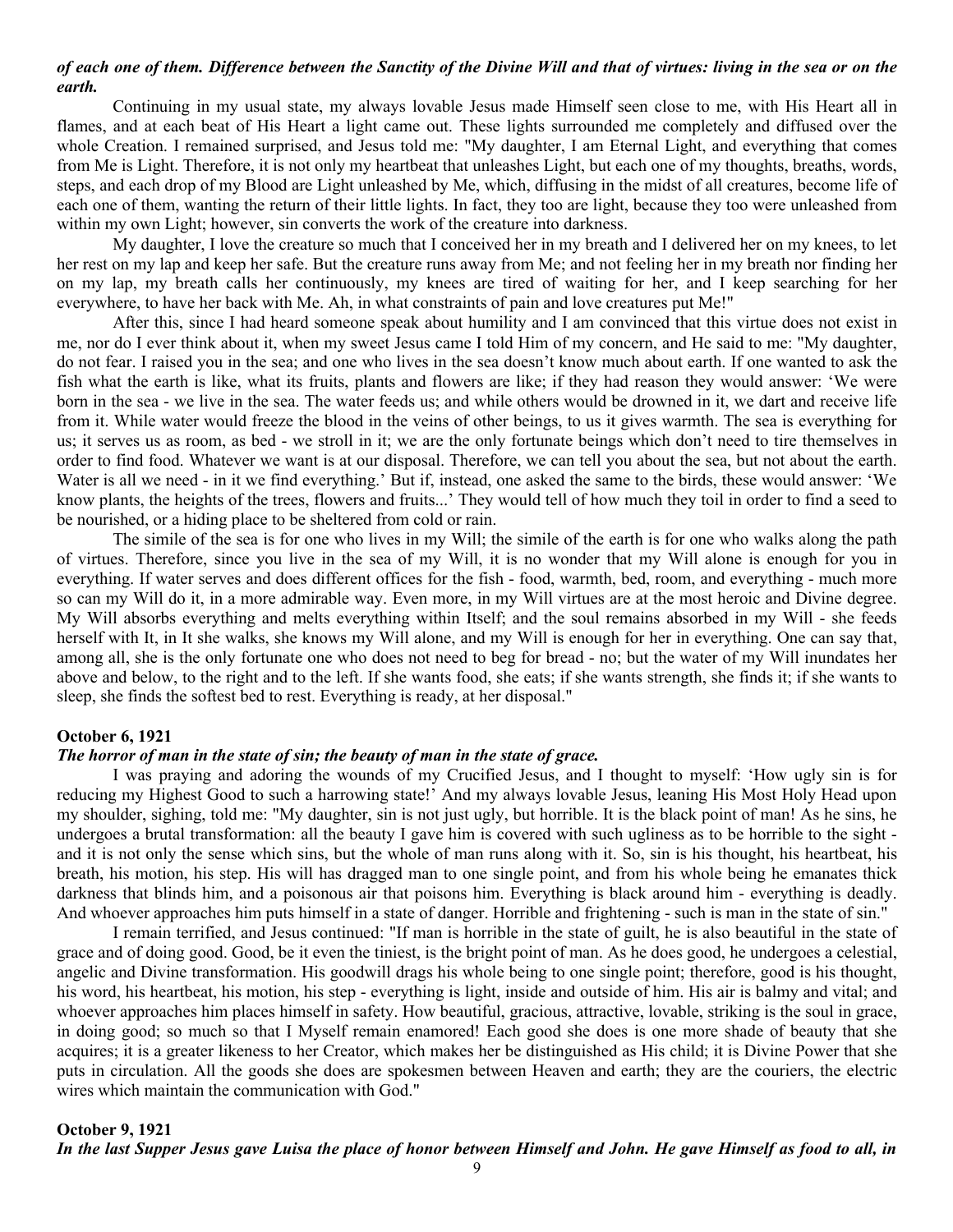***of each one of them. Difference between the Sanctity of the Divine Will and that of virtues: living in the sea or on the earth.***

Continuing in my usual state, my always lovable Jesus made Himself seen close to me, with His Heart all in flames, and at each beat of His Heart a light came out. These lights surrounded me completely and diffused over the whole Creation. I remained surprised, and Jesus told me: "My daughter, I am Eternal Light, and everything that comes from Me is Light. Therefore, it is not only my heartbeat that unleashes Light, but each one of my thoughts, breaths, words, steps, and each drop of my Blood are Light unleashed by Me, which, diffusing in the midst of all creatures, become life of each one of them, wanting the return of their little lights. In fact, they too are light, because they too were unleashed from within my own Light; however, sin converts the work of the creature into darkness.

My daughter, I love the creature so much that I conceived her in my breath and I delivered her on my knees, to let her rest on my lap and keep her safe. But the creature runs away from Me; and not feeling her in my breath nor finding her on my lap, my breath calls her continuously, my knees are tired of waiting for her, and I keep searching for her everywhere, to have her back with Me. Ah, in what constraints of pain and love creatures put Me!"

After this, since I had heard someone speak about humility and I am convinced that this virtue does not exist in me, nor do I ever think about it, when my sweet Jesus came I told Him of my concern, and He said to me: "My daughter, do not fear. I raised you in the sea; and one who lives in the sea doesn't know much about earth. If one wanted to ask the fish what the earth is like, what its fruits, plants and flowers are like; if they had reason they would answer: 'We were born in the sea - we live in the sea. The water feeds us; and while others would be drowned in it, we dart and receive life from it. While water would freeze the blood in the veins of other beings, to us it gives warmth. The sea is everything for us; it serves us as room, as bed - we stroll in it; we are the only fortunate beings which don't need to tire themselves in order to find food. Whatever we want is at our disposal. Therefore, we can tell you about the sea, but not about the earth. Water is all we need - in it we find everything.' But if, instead, one asked the same to the birds, these would answer: 'We know plants, the heights of the trees, flowers and fruits...' They would tell of how much they toil in order to find a seed to be nourished, or a hiding place to be sheltered from cold or rain.

The simile of the sea is for one who lives in my Will; the simile of the earth is for one who walks along the path of virtues. Therefore, since you live in the sea of my Will, it is no wonder that my Will alone is enough for you in everything. If water serves and does different offices for the fish - food, warmth, bed, room, and everything - much more so can my Will do it, in a more admirable way. Even more, in my Will virtues are at the most heroic and Divine degree. My Will absorbs everything and melts everything within Itself; and the soul remains absorbed in my Will - she feeds herself with It, in It she walks, she knows my Will alone, and my Will is enough for her in everything. One can say that, among all, she is the only fortunate one who does not need to beg for bread - no; but the water of my Will inundates her above and below, to the right and to the left. If she wants food, she eats; if she wants strength, she finds it; if she wants to sleep, she finds the softest bed to rest. Everything is ready, at her disposal."

**October 6, 1921**

***The horror of man in the state of sin; the beauty of man in the state of grace.***

I was praying and adoring the wounds of my Crucified Jesus, and I thought to myself: 'How ugly sin is for reducing my Highest Good to such a harrowing state!' And my always lovable Jesus, leaning His Most Holy Head upon my shoulder, sighing, told me: "My daughter, sin is not just ugly, but horrible. It is the black point of man! As he sins, he undergoes a brutal transformation: all the beauty I gave him is covered with such ugliness as to be horrible to the sight - and it is not only the sense which sins, but the whole of man runs along with it. So, sin is his thought, his heartbeat, his breath, his motion, his step. His will has dragged man to one single point, and from his whole being he emanates thick darkness that blinds him, and a poisonous air that poisons him. Everything is black around him - everything is deadly. And whoever approaches him puts himself in a state of danger. Horrible and frightening - such is man in the state of sin."

I remain terrified, and Jesus continued: "If man is horrible in the state of guilt, he is also beautiful in the state of grace and of doing good. Good, be it even the tiniest, is the bright point of man. As he does good, he undergoes a celestial, angelic and Divine transformation. His goodwill drags his whole being to one single point; therefore, good is his thought, his word, his heartbeat, his motion, his step - everything is light, inside and outside of him. His air is balmy and vital; and whoever approaches him places himself in safety. How beautiful, gracious, attractive, lovable, striking is the soul in grace, in doing good; so much so that I Myself remain enamored! Each good she does is one more shade of beauty that she acquires; it is a greater likeness to her Creator, which makes her be distinguished as His child; it is Divine Power that she puts in circulation. All the goods she does are spokesmen between Heaven and earth; they are the couriers, the electric wires which maintain the communication with God."

**October 9, 1921**

***In the last Supper Jesus gave Luisa the place of honor between Himself and John. He gave Himself as food to all, in***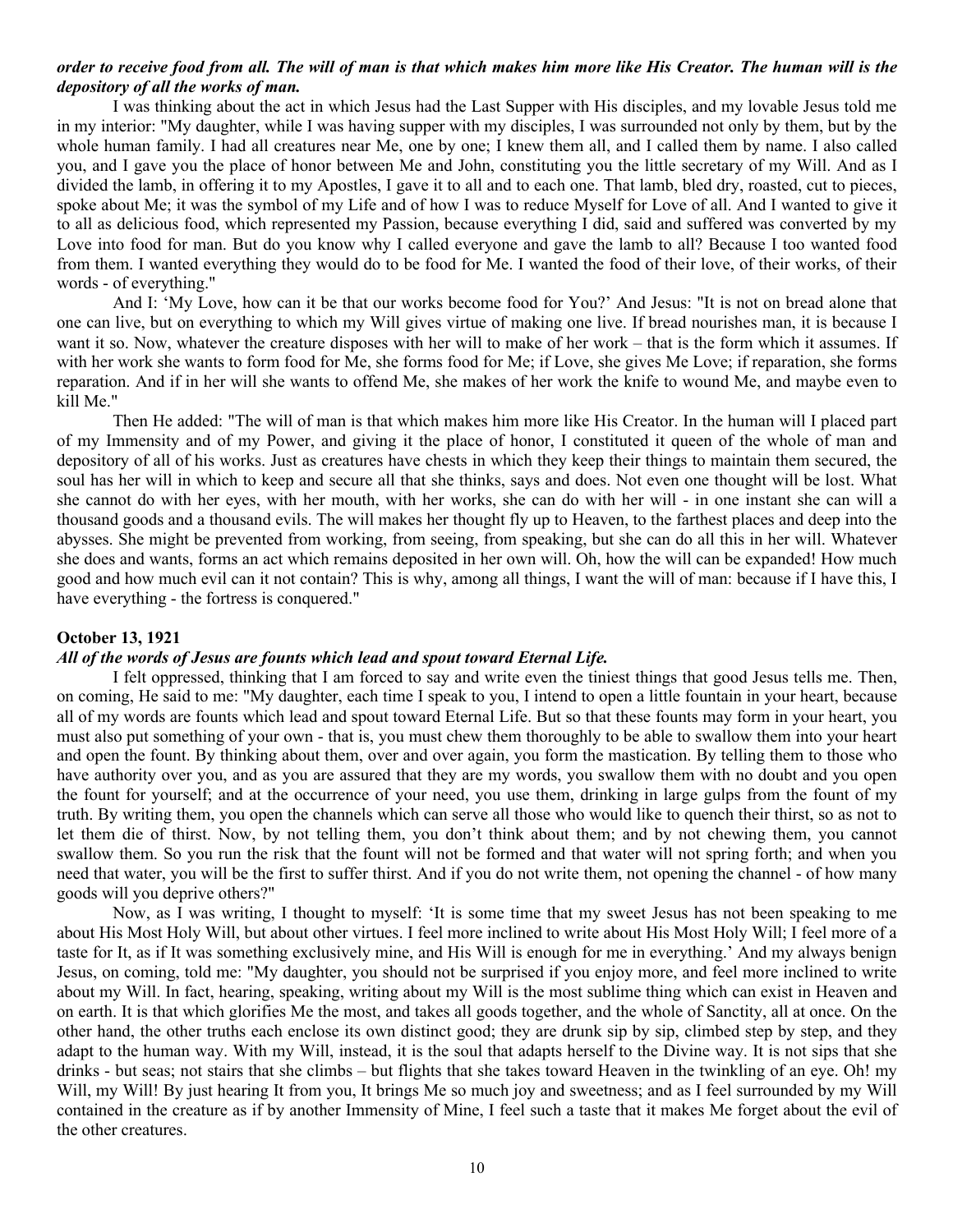***order to receive food from all. The will of man is that which makes him more like His Creator. The human will is the depository of all the works of man.***

I was thinking about the act in which Jesus had the Last Supper with His disciples, and my lovable Jesus told me in my interior: "My daughter, while I was having supper with my disciples, I was surrounded not only by them, but by the whole human family. I had all creatures near Me, one by one; I knew them all, and I called them by name. I also called you, and I gave you the place of honor between Me and John, constituting you the little secretary of my Will. And as I divided the lamb, in offering it to my Apostles, I gave it to all and to each one. That lamb, bled dry, roasted, cut to pieces, spoke about Me; it was the symbol of my Life and of how I was to reduce Myself for Love of all. And I wanted to give it to all as delicious food, which represented my Passion, because everything I did, said and suffered was converted by my Love into food for man. But do you know why I called everyone and gave the lamb to all? Because I too wanted food from them. I wanted everything they would do to be food for Me. I wanted the food of their love, of their works, of their words - of everything."

And I: 'My Love, how can it be that our works become food for You?' And Jesus: "It is not on bread alone that one can live, but on everything to which my Will gives virtue of making one live. If bread nourishes man, it is because I want it so. Now, whatever the creature disposes with her will to make of her work – that is the form which it assumes. If with her work she wants to form food for Me, she forms food for Me; if Love, she gives Me Love; if reparation, she forms reparation. And if in her will she wants to offend Me, she makes of her work the knife to wound Me, and maybe even to kill Me."

Then He added: "The will of man is that which makes him more like His Creator. In the human will I placed part of my Immensity and of my Power, and giving it the place of honor, I constituted it queen of the whole of man and depository of all of his works. Just as creatures have chests in which they keep their things to maintain them secured, the soul has her will in which to keep and secure all that she thinks, says and does. Not even one thought will be lost. What she cannot do with her eyes, with her mouth, with her works, she can do with her will - in one instant she can will a thousand goods and a thousand evils. The will makes her thought fly up to Heaven, to the farthest places and deep into the abysses. She might be prevented from working, from seeing, from speaking, but she can do all this in her will. Whatever she does and wants, forms an act which remains deposited in her own will. Oh, how the will can be expanded! How much good and how much evil can it not contain? This is why, among all things, I want the will of man: because if I have this, I have everything - the fortress is conquered."

**October 13, 1921**

***All of the words of Jesus are founts which lead and spout toward Eternal Life.***

I felt oppressed, thinking that I am forced to say and write even the tiniest things that good Jesus tells me. Then, on coming, He said to me: "My daughter, each time I speak to you, I intend to open a little fountain in your heart, because all of my words are founts which lead and spout toward Eternal Life. But so that these founts may form in your heart, you must also put something of your own - that is, you must chew them thoroughly to be able to swallow them into your heart and open the fount. By thinking about them, over and over again, you form the mastication. By telling them to those who have authority over you, and as you are assured that they are my words, you swallow them with no doubt and you open the fount for yourself; and at the occurrence of your need, you use them, drinking in large gulps from the fount of my truth. By writing them, you open the channels which can serve all those who would like to quench their thirst, so as not to let them die of thirst. Now, by not telling them, you don't think about them; and by not chewing them, you cannot swallow them. So you run the risk that the fount will not be formed and that water will not spring forth; and when you need that water, you will be the first to suffer thirst. And if you do not write them, not opening the channel - of how many goods will you deprive others?"

Now, as I was writing, I thought to myself: 'It is some time that my sweet Jesus has not been speaking to me about His Most Holy Will, but about other virtues. I feel more inclined to write about His Most Holy Will; I feel more of a taste for It, as if It was something exclusively mine, and His Will is enough for me in everything.' And my always benign Jesus, on coming, told me: "My daughter, you should not be surprised if you enjoy more, and feel more inclined to write about my Will. In fact, hearing, speaking, writing about my Will is the most sublime thing which can exist in Heaven and on earth. It is that which glorifies Me the most, and takes all goods together, and the whole of Sanctity, all at once. On the other hand, the other truths each enclose its own distinct good; they are drunk sip by sip, climbed step by step, and they adapt to the human way. With my Will, instead, it is the soul that adapts herself to the Divine way. It is not sips that she drinks - but seas; not stairs that she climbs – but flights that she takes toward Heaven in the twinkling of an eye. Oh! my Will, my Will! By just hearing It from you, It brings Me so much joy and sweetness; and as I feel surrounded by my Will contained in the creature as if by another Immensity of Mine, I feel such a taste that it makes Me forget about the evil of the other creatures.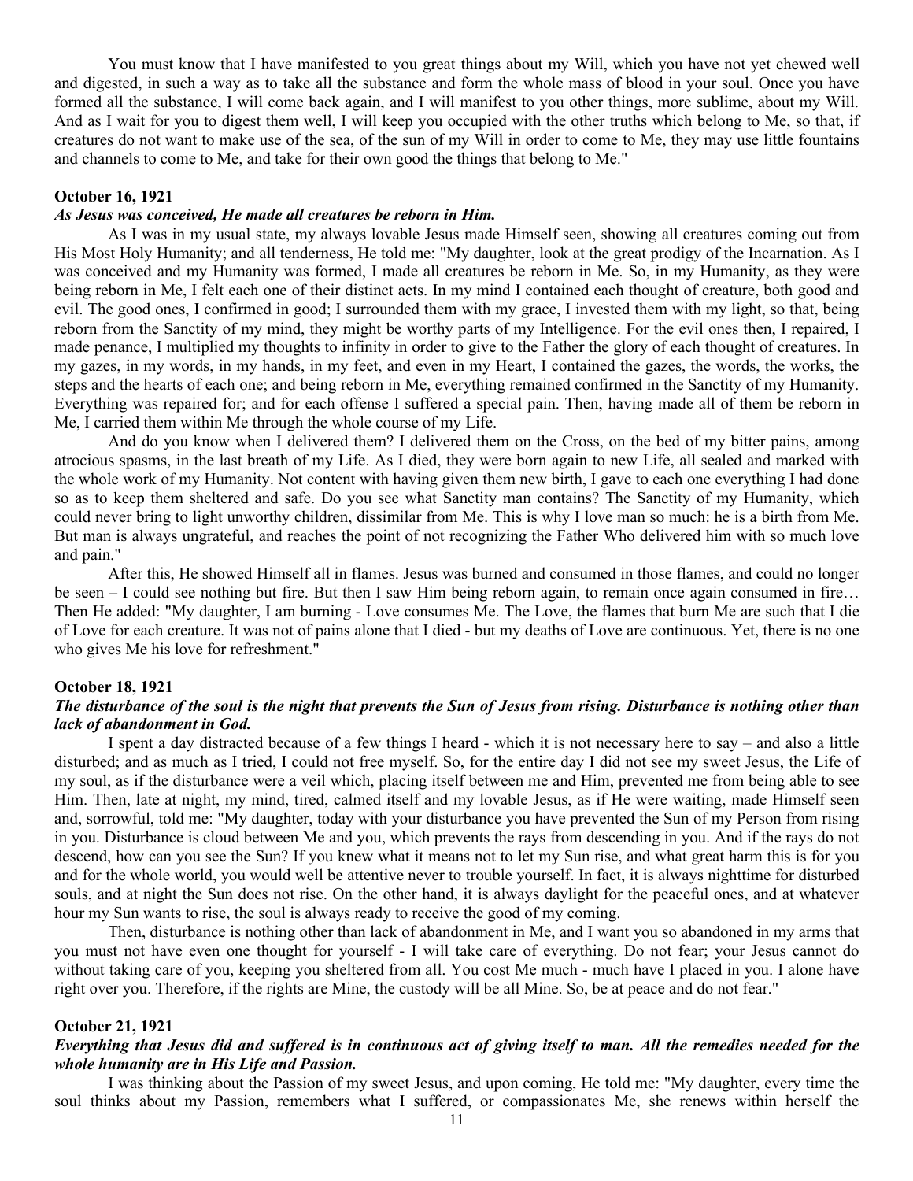You must know that I have manifested to you great things about my Will, which you have not yet chewed well and digested, in such a way as to take all the substance and form the whole mass of blood in your soul. Once you have formed all the substance, I will come back again, and I will manifest to you other things, more sublime, about my Will. And as I wait for you to digest them well, I will keep you occupied with the other truths which belong to Me, so that, if creatures do not want to make use of the sea, of the sun of my Will in order to come to Me, they may use little fountains and channels to come to Me, and take for their own good the things that belong to Me."

**October 16, 1921**

***As Jesus was conceived, He made all creatures be reborn in Him.***

As I was in my usual state, my always lovable Jesus made Himself seen, showing all creatures coming out from His Most Holy Humanity; and all tenderness, He told me: "My daughter, look at the great prodigy of the Incarnation. As I was conceived and my Humanity was formed, I made all creatures be reborn in Me. So, in my Humanity, as they were being reborn in Me, I felt each one of their distinct acts. In my mind I contained each thought of creature, both good and evil. The good ones, I confirmed in good; I surrounded them with my grace, I invested them with my light, so that, being reborn from the Sanctity of my mind, they might be worthy parts of my Intelligence. For the evil ones then, I repaired, I made penance, I multiplied my thoughts to infinity in order to give to the Father the glory of each thought of creatures. In my gazes, in my words, in my hands, in my feet, and even in my Heart, I contained the gazes, the words, the works, the steps and the hearts of each one; and being reborn in Me, everything remained confirmed in the Sanctity of my Humanity. Everything was repaired for; and for each offense I suffered a special pain. Then, having made all of them be reborn in Me, I carried them within Me through the whole course of my Life.

And do you know when I delivered them? I delivered them on the Cross, on the bed of my bitter pains, among atrocious spasms, in the last breath of my Life. As I died, they were born again to new Life, all sealed and marked with the whole work of my Humanity. Not content with having given them new birth, I gave to each one everything I had done so as to keep them sheltered and safe. Do you see what Sanctity man contains? The Sanctity of my Humanity, which could never bring to light unworthy children, dissimilar from Me. This is why I love man so much: he is a birth from Me. But man is always ungrateful, and reaches the point of not recognizing the Father Who delivered him with so much love and pain."

After this, He showed Himself all in flames. Jesus was burned and consumed in those flames, and could no longer be seen – I could see nothing but fire. But then I saw Him being reborn again, to remain once again consumed in fire… Then He added: "My daughter, I am burning - Love consumes Me. The Love, the flames that burn Me are such that I die of Love for each creature. It was not of pains alone that I died - but my deaths of Love are continuous. Yet, there is no one who gives Me his love for refreshment."

**October 18, 1921**

***The disturbance of the soul is the night that prevents the Sun of Jesus from rising. Disturbance is nothing other than lack of abandonment in God.***

I spent a day distracted because of a few things I heard - which it is not necessary here to say – and also a little disturbed; and as much as I tried, I could not free myself. So, for the entire day I did not see my sweet Jesus, the Life of my soul, as if the disturbance were a veil which, placing itself between me and Him, prevented me from being able to see Him. Then, late at night, my mind, tired, calmed itself and my lovable Jesus, as if He were waiting, made Himself seen and, sorrowful, told me: "My daughter, today with your disturbance you have prevented the Sun of my Person from rising in you. Disturbance is cloud between Me and you, which prevents the rays from descending in you. And if the rays do not descend, how can you see the Sun? If you knew what it means not to let my Sun rise, and what great harm this is for you and for the whole world, you would well be attentive never to trouble yourself. In fact, it is always nighttime for disturbed souls, and at night the Sun does not rise. On the other hand, it is always daylight for the peaceful ones, and at whatever hour my Sun wants to rise, the soul is always ready to receive the good of my coming.

Then, disturbance is nothing other than lack of abandonment in Me, and I want you so abandoned in my arms that you must not have even one thought for yourself - I will take care of everything. Do not fear; your Jesus cannot do without taking care of you, keeping you sheltered from all. You cost Me much - much have I placed in you. I alone have right over you. Therefore, if the rights are Mine, the custody will be all Mine. So, be at peace and do not fear."

**October 21, 1921**

***Everything that Jesus did and suffered is in continuous act of giving itself to man. All the remedies needed for the whole humanity are in His Life and Passion.***

I was thinking about the Passion of my sweet Jesus, and upon coming, He told me: "My daughter, every time the soul thinks about my Passion, remembers what I suffered, or compassionates Me, she renews within herself the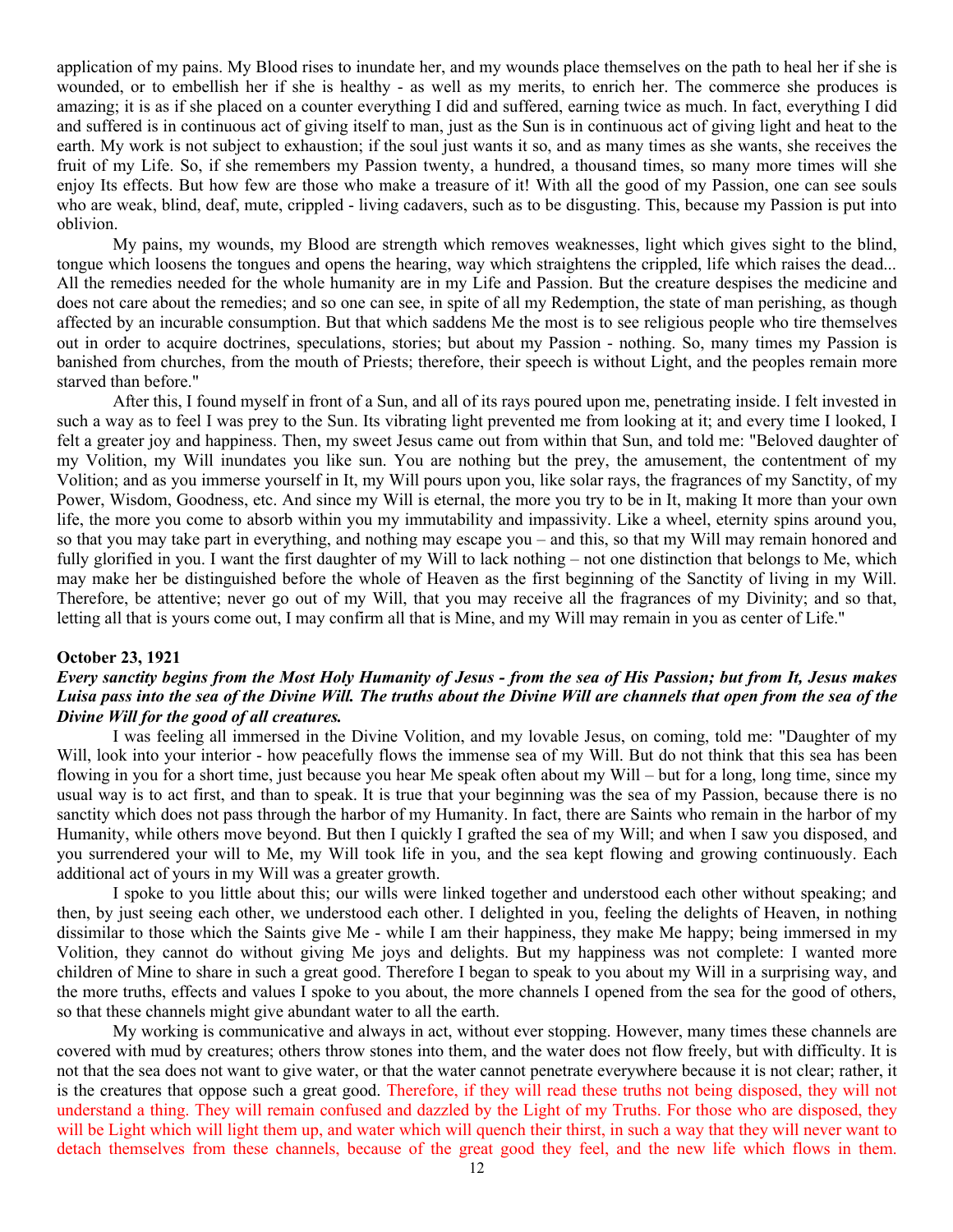application of my pains. My Blood rises to inundate her, and my wounds place themselves on the path to heal her if she is wounded, or to embellish her if she is healthy - as well as my merits, to enrich her. The commerce she produces is amazing; it is as if she placed on a counter everything I did and suffered, earning twice as much. In fact, everything I did and suffered is in continuous act of giving itself to man, just as the Sun is in continuous act of giving light and heat to the earth. My work is not subject to exhaustion; if the soul just wants it so, and as many times as she wants, she receives the fruit of my Life. So, if she remembers my Passion twenty, a hundred, a thousand times, so many more times will she enjoy Its effects. But how few are those who make a treasure of it! With all the good of my Passion, one can see souls who are weak, blind, deaf, mute, crippled - living cadavers, such as to be disgusting. This, because my Passion is put into oblivion.

My pains, my wounds, my Blood are strength which removes weaknesses, light which gives sight to the blind, tongue which loosens the tongues and opens the hearing, way which straightens the crippled, life which raises the dead... All the remedies needed for the whole humanity are in my Life and Passion. But the creature despises the medicine and does not care about the remedies; and so one can see, in spite of all my Redemption, the state of man perishing, as though affected by an incurable consumption. But that which saddens Me the most is to see religious people who tire themselves out in order to acquire doctrines, speculations, stories; but about my Passion - nothing. So, many times my Passion is banished from churches, from the mouth of Priests; therefore, their speech is without Light, and the peoples remain more starved than before."

After this, I found myself in front of a Sun, and all of its rays poured upon me, penetrating inside. I felt invested in such a way as to feel I was prey to the Sun. Its vibrating light prevented me from looking at it; and every time I looked, I felt a greater joy and happiness. Then, my sweet Jesus came out from within that Sun, and told me: "Beloved daughter of my Volition, my Will inundates you like sun. You are nothing but the prey, the amusement, the contentment of my Volition; and as you immerse yourself in It, my Will pours upon you, like solar rays, the fragrances of my Sanctity, of my Power, Wisdom, Goodness, etc. And since my Will is eternal, the more you try to be in It, making It more than your own life, the more you come to absorb within you my immutability and impassivity. Like a wheel, eternity spins around you, so that you may take part in everything, and nothing may escape you – and this, so that my Will may remain honored and fully glorified in you. I want the first daughter of my Will to lack nothing – not one distinction that belongs to Me, which may make her be distinguished before the whole of Heaven as the first beginning of the Sanctity of living in my Will. Therefore, be attentive; never go out of my Will, that you may receive all the fragrances of my Divinity; and so that, letting all that is yours come out, I may confirm all that is Mine, and my Will may remain in you as center of Life."

**October 23, 1921**

***Every sanctity begins from the Most Holy Humanity of Jesus - from the sea of His Passion; but from It, Jesus makes Luisa pass into the sea of the Divine Will. The truths about the Divine Will are channels that open from the sea of the Divine Will for the good of all creatures.***

I was feeling all immersed in the Divine Volition, and my lovable Jesus, on coming, told me: "Daughter of my Will, look into your interior - how peacefully flows the immense sea of my Will. But do not think that this sea has been flowing in you for a short time, just because you hear Me speak often about my Will – but for a long, long time, since my usual way is to act first, and than to speak. It is true that your beginning was the sea of my Passion, because there is no sanctity which does not pass through the harbor of my Humanity. In fact, there are Saints who remain in the harbor of my Humanity, while others move beyond. But then I quickly I grafted the sea of my Will; and when I saw you disposed, and you surrendered your will to Me, my Will took life in you, and the sea kept flowing and growing continuously. Each additional act of yours in my Will was a greater growth.

I spoke to you little about this; our wills were linked together and understood each other without speaking; and then, by just seeing each other, we understood each other. I delighted in you, feeling the delights of Heaven, in nothing dissimilar to those which the Saints give Me - while I am their happiness, they make Me happy; being immersed in my Volition, they cannot do without giving Me joys and delights. But my happiness was not complete: I wanted more children of Mine to share in such a great good. Therefore I began to speak to you about my Will in a surprising way, and the more truths, effects and values I spoke to you about, the more channels I opened from the sea for the good of others, so that these channels might give abundant water to all the earth.

My working is communicative and always in act, without ever stopping. However, many times these channels are covered with mud by creatures; others throw stones into them, and the water does not flow freely, but with difficulty. It is not that the sea does not want to give water, or that the water cannot penetrate everywhere because it is not clear; rather, it is the creatures that oppose such a great good. Therefore, if they will read these truths not being disposed, they will not understand a thing. They will remain confused and dazzled by the Light of my Truths. For those who are disposed, they will be Light which will light them up, and water which will quench their thirst, in such a way that they will never want to detach themselves from these channels, because of the great good they feel, and the new life which flows in them.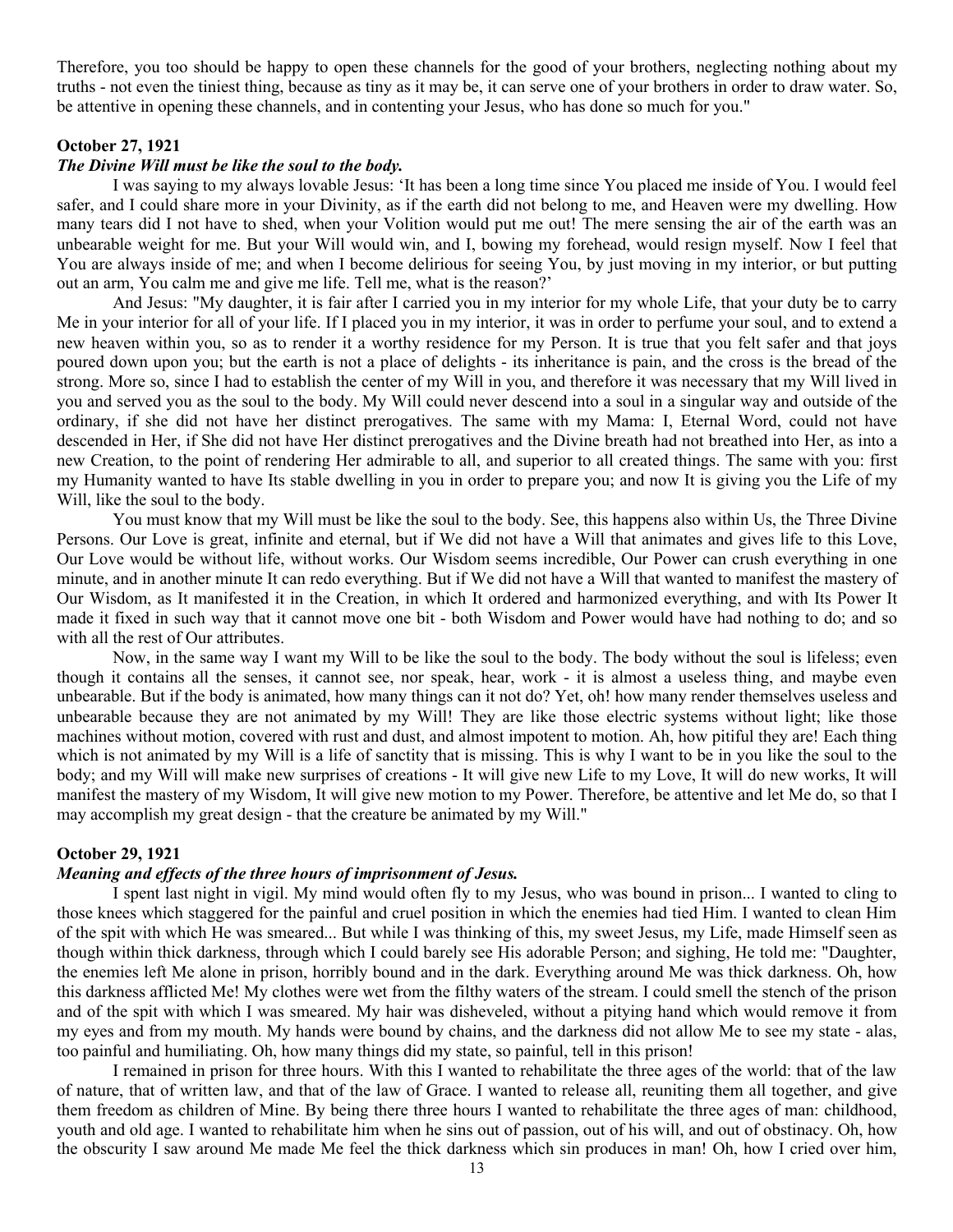Therefore, you too should be happy to open these channels for the good of your brothers, neglecting nothing about my truths - not even the tiniest thing, because as tiny as it may be, it can serve one of your brothers in order to draw water. So, be attentive in opening these channels, and in contenting your Jesus, who has done so much for you."

**October 27, 1921**

***The Divine Will must be like the soul to the body.***

I was saying to my always lovable Jesus: 'It has been a long time since You placed me inside of You. I would feel safer, and I could share more in your Divinity, as if the earth did not belong to me, and Heaven were my dwelling. How many tears did I not have to shed, when your Volition would put me out! The mere sensing the air of the earth was an unbearable weight for me. But your Will would win, and I, bowing my forehead, would resign myself. Now I feel that You are always inside of me; and when I become delirious for seeing You, by just moving in my interior, or but putting out an arm, You calm me and give me life. Tell me, what is the reason?'

And Jesus: "My daughter, it is fair after I carried you in my interior for my whole Life, that your duty be to carry Me in your interior for all of your life. If I placed you in my interior, it was in order to perfume your soul, and to extend a new heaven within you, so as to render it a worthy residence for my Person. It is true that you felt safer and that joys poured down upon you; but the earth is not a place of delights - its inheritance is pain, and the cross is the bread of the strong. More so, since I had to establish the center of my Will in you, and therefore it was necessary that my Will lived in you and served you as the soul to the body. My Will could never descend into a soul in a singular way and outside of the ordinary, if she did not have her distinct prerogatives. The same with my Mama: I, Eternal Word, could not have descended in Her, if She did not have Her distinct prerogatives and the Divine breath had not breathed into Her, as into a new Creation, to the point of rendering Her admirable to all, and superior to all created things. The same with you: first my Humanity wanted to have Its stable dwelling in you in order to prepare you; and now It is giving you the Life of my Will, like the soul to the body.

You must know that my Will must be like the soul to the body. See, this happens also within Us, the Three Divine Persons. Our Love is great, infinite and eternal, but if We did not have a Will that animates and gives life to this Love, Our Love would be without life, without works. Our Wisdom seems incredible, Our Power can crush everything in one minute, and in another minute It can redo everything. But if We did not have a Will that wanted to manifest the mastery of Our Wisdom, as It manifested it in the Creation, in which It ordered and harmonized everything, and with Its Power It made it fixed in such way that it cannot move one bit - both Wisdom and Power would have had nothing to do; and so with all the rest of Our attributes.

Now, in the same way I want my Will to be like the soul to the body. The body without the soul is lifeless; even though it contains all the senses, it cannot see, nor speak, hear, work - it is almost a useless thing, and maybe even unbearable. But if the body is animated, how many things can it not do? Yet, oh! how many render themselves useless and unbearable because they are not animated by my Will! They are like those electric systems without light; like those machines without motion, covered with rust and dust, and almost impotent to motion. Ah, how pitiful they are! Each thing which is not animated by my Will is a life of sanctity that is missing. This is why I want to be in you like the soul to the body; and my Will will make new surprises of creations - It will give new Life to my Love, It will do new works, It will manifest the mastery of my Wisdom, It will give new motion to my Power. Therefore, be attentive and let Me do, so that I may accomplish my great design - that the creature be animated by my Will."

**October 29, 1921**

***Meaning and effects of the three hours of imprisonment of Jesus.***

I spent last night in vigil. My mind would often fly to my Jesus, who was bound in prison... I wanted to cling to those knees which staggered for the painful and cruel position in which the enemies had tied Him. I wanted to clean Him of the spit with which He was smeared... But while I was thinking of this, my sweet Jesus, my Life, made Himself seen as though within thick darkness, through which I could barely see His adorable Person; and sighing, He told me: "Daughter, the enemies left Me alone in prison, horribly bound and in the dark. Everything around Me was thick darkness. Oh, how this darkness afflicted Me! My clothes were wet from the filthy waters of the stream. I could smell the stench of the prison and of the spit with which I was smeared. My hair was disheveled, without a pitying hand which would remove it from my eyes and from my mouth. My hands were bound by chains, and the darkness did not allow Me to see my state - alas, too painful and humiliating. Oh, how many things did my state, so painful, tell in this prison!

I remained in prison for three hours. With this I wanted to rehabilitate the three ages of the world: that of the law of nature, that of written law, and that of the law of Grace. I wanted to release all, reuniting them all together, and give them freedom as children of Mine. By being there three hours I wanted to rehabilitate the three ages of man: childhood, youth and old age. I wanted to rehabilitate him when he sins out of passion, out of his will, and out of obstinacy. Oh, how the obscurity I saw around Me made Me feel the thick darkness which sin produces in man! Oh, how I cried over him,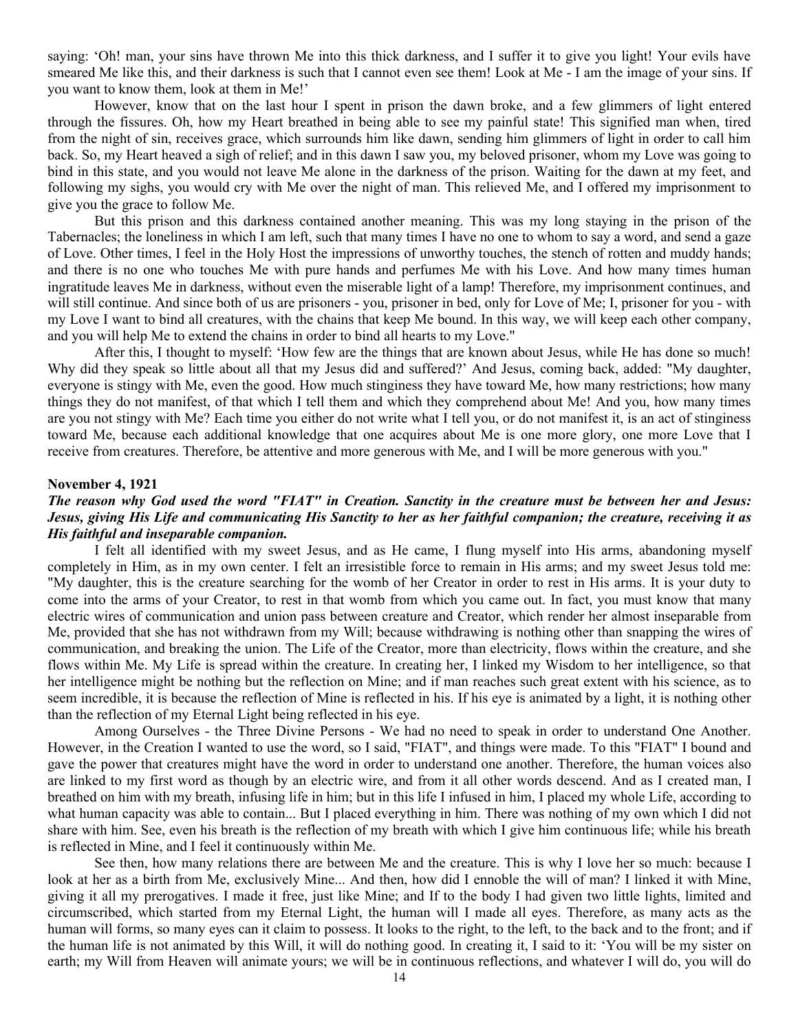saying: 'Oh! man, your sins have thrown Me into this thick darkness, and I suffer it to give you light! Your evils have smeared Me like this, and their darkness is such that I cannot even see them! Look at Me - I am the image of your sins. If you want to know them, look at them in Me!'

However, know that on the last hour I spent in prison the dawn broke, and a few glimmers of light entered through the fissures. Oh, how my Heart breathed in being able to see my painful state! This signified man when, tired from the night of sin, receives grace, which surrounds him like dawn, sending him glimmers of light in order to call him back. So, my Heart heaved a sigh of relief; and in this dawn I saw you, my beloved prisoner, whom my Love was going to bind in this state, and you would not leave Me alone in the darkness of the prison. Waiting for the dawn at my feet, and following my sighs, you would cry with Me over the night of man. This relieved Me, and I offered my imprisonment to give you the grace to follow Me.

But this prison and this darkness contained another meaning. This was my long staying in the prison of the Tabernacles; the loneliness in which I am left, such that many times I have no one to whom to say a word, and send a gaze of Love. Other times, I feel in the Holy Host the impressions of unworthy touches, the stench of rotten and muddy hands; and there is no one who touches Me with pure hands and perfumes Me with his Love. And how many times human ingratitude leaves Me in darkness, without even the miserable light of a lamp! Therefore, my imprisonment continues, and will still continue. And since both of us are prisoners - you, prisoner in bed, only for Love of Me; I, prisoner for you - with my Love I want to bind all creatures, with the chains that keep Me bound. In this way, we will keep each other company, and you will help Me to extend the chains in order to bind all hearts to my Love."

After this, I thought to myself: 'How few are the things that are known about Jesus, while He has done so much! Why did they speak so little about all that my Jesus did and suffered?' And Jesus, coming back, added: "My daughter, everyone is stingy with Me, even the good. How much stinginess they have toward Me, how many restrictions; how many things they do not manifest, of that which I tell them and which they comprehend about Me! And you, how many times are you not stingy with Me? Each time you either do not write what I tell you, or do not manifest it, is an act of stinginess toward Me, because each additional knowledge that one acquires about Me is one more glory, one more Love that I receive from creatures. Therefore, be attentive and more generous with Me, and I will be more generous with you."

**November 4, 1921**

***The reason why God used the word "FIAT" in Creation. Sanctity in the creature must be between her and Jesus: Jesus, giving His Life and communicating His Sanctity to her as her faithful companion; the creature, receiving it as His faithful and inseparable companion.***

I felt all identified with my sweet Jesus, and as He came, I flung myself into His arms, abandoning myself completely in Him, as in my own center. I felt an irresistible force to remain in His arms; and my sweet Jesus told me: "My daughter, this is the creature searching for the womb of her Creator in order to rest in His arms. It is your duty to come into the arms of your Creator, to rest in that womb from which you came out. In fact, you must know that many electric wires of communication and union pass between creature and Creator, which render her almost inseparable from Me, provided that she has not withdrawn from my Will; because withdrawing is nothing other than snapping the wires of communication, and breaking the union. The Life of the Creator, more than electricity, flows within the creature, and she flows within Me. My Life is spread within the creature. In creating her, I linked my Wisdom to her intelligence, so that her intelligence might be nothing but the reflection on Mine; and if man reaches such great extent with his science, as to seem incredible, it is because the reflection of Mine is reflected in his. If his eye is animated by a light, it is nothing other than the reflection of my Eternal Light being reflected in his eye.

Among Ourselves - the Three Divine Persons - We had no need to speak in order to understand One Another. However, in the Creation I wanted to use the word, so I said, "FIAT", and things were made. To this "FIAT" I bound and gave the power that creatures might have the word in order to understand one another. Therefore, the human voices also are linked to my first word as though by an electric wire, and from it all other words descend. And as I created man, I breathed on him with my breath, infusing life in him; but in this life I infused in him, I placed my whole Life, according to what human capacity was able to contain... But I placed everything in him. There was nothing of my own which I did not share with him. See, even his breath is the reflection of my breath with which I give him continuous life; while his breath is reflected in Mine, and I feel it continuously within Me.

See then, how many relations there are between Me and the creature. This is why I love her so much: because I look at her as a birth from Me, exclusively Mine... And then, how did I ennoble the will of man? I linked it with Mine, giving it all my prerogatives. I made it free, just like Mine; and If to the body I had given two little lights, limited and circumscribed, which started from my Eternal Light, the human will I made all eyes. Therefore, as many acts as the human will forms, so many eyes can it claim to possess. It looks to the right, to the left, to the back and to the front; and if the human life is not animated by this Will, it will do nothing good. In creating it, I said to it: 'You will be my sister on earth; my Will from Heaven will animate yours; we will be in continuous reflections, and whatever I will do, you will do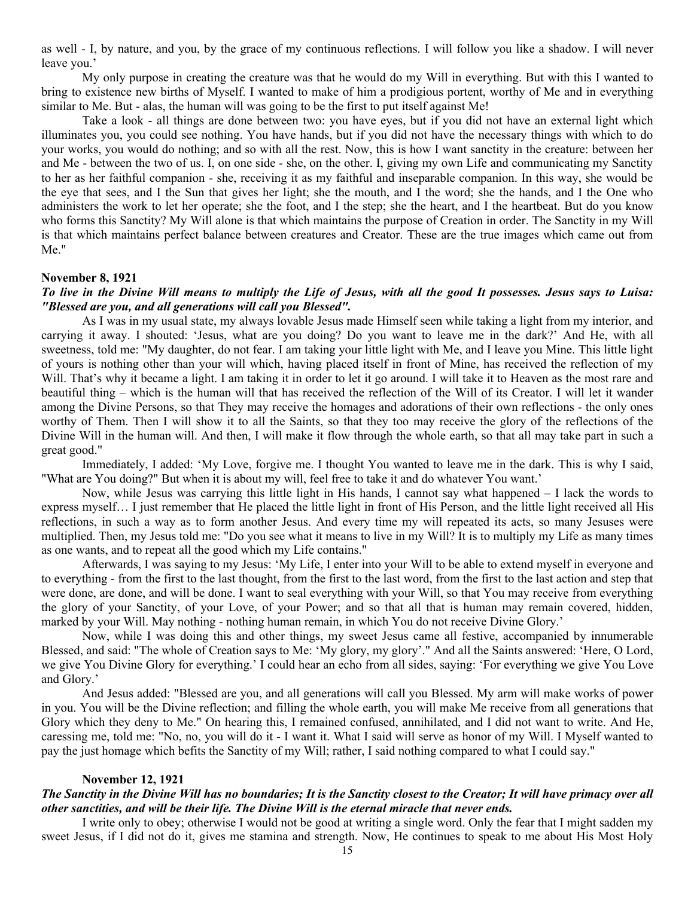as well - I, by nature, and you, by the grace of my continuous reflections. I will follow you like a shadow. I will never leave you.'

My only purpose in creating the creature was that he would do my Will in everything. But with this I wanted to bring to existence new births of Myself. I wanted to make of him a prodigious portent, worthy of Me and in everything similar to Me. But - alas, the human will was going to be the first to put itself against Me!

Take a look - all things are done between two: you have eyes, but if you did not have an external light which illuminates you, you could see nothing. You have hands, but if you did not have the necessary things with which to do your works, you would do nothing; and so with all the rest. Now, this is how I want sanctity in the creature: between her and Me - between the two of us. I, on one side - she, on the other. I, giving my own Life and communicating my Sanctity to her as her faithful companion - she, receiving it as my faithful and inseparable companion. In this way, she would be the eye that sees, and I the Sun that gives her light; she the mouth, and I the word; she the hands, and I the One who administers the work to let her operate; she the foot, and I the step; she the heart, and I the heartbeat. But do you know who forms this Sanctity? My Will alone is that which maintains the purpose of Creation in order. The Sanctity in my Will is that which maintains perfect balance between creatures and Creator. These are the true images which came out from Me."

**November 8, 1921**

***To live in the Divine Will means to multiply the Life of Jesus, with all the good It possesses. Jesus says to Luisa: "Blessed are you, and all generations will call you Blessed".***

As I was in my usual state, my always lovable Jesus made Himself seen while taking a light from my interior, and carrying it away. I shouted: 'Jesus, what are you doing? Do you want to leave me in the dark?' And He, with all sweetness, told me: "My daughter, do not fear. I am taking your little light with Me, and I leave you Mine. This little light of yours is nothing other than your will which, having placed itself in front of Mine, has received the reflection of my Will. That's why it became a light. I am taking it in order to let it go around. I will take it to Heaven as the most rare and beautiful thing – which is the human will that has received the reflection of the Will of its Creator. I will let it wander among the Divine Persons, so that They may receive the homages and adorations of their own reflections - the only ones worthy of Them. Then I will show it to all the Saints, so that they too may receive the glory of the reflections of the Divine Will in the human will. And then, I will make it flow through the whole earth, so that all may take part in such a great good."

Immediately, I added: 'My Love, forgive me. I thought You wanted to leave me in the dark. This is why I said, "What are You doing?" But when it is about my will, feel free to take it and do whatever You want.'

Now, while Jesus was carrying this little light in His hands, I cannot say what happened – I lack the words to express myself… I just remember that He placed the little light in front of His Person, and the little light received all His reflections, in such a way as to form another Jesus. And every time my will repeated its acts, so many Jesuses were multiplied. Then, my Jesus told me: "Do you see what it means to live in my Will? It is to multiply my Life as many times as one wants, and to repeat all the good which my Life contains."

Afterwards, I was saying to my Jesus: 'My Life, I enter into your Will to be able to extend myself in everyone and to everything - from the first to the last thought, from the first to the last word, from the first to the last action and step that were done, are done, and will be done. I want to seal everything with your Will, so that You may receive from everything the glory of your Sanctity, of your Love, of your Power; and so that all that is human may remain covered, hidden, marked by your Will. May nothing - nothing human remain, in which You do not receive Divine Glory.'

Now, while I was doing this and other things, my sweet Jesus came all festive, accompanied by innumerable Blessed, and said: "The whole of Creation says to Me: 'My glory, my glory'." And all the Saints answered: 'Here, O Lord, we give You Divine Glory for everything.' I could hear an echo from all sides, saying: 'For everything we give You Love and Glory.'

And Jesus added: "Blessed are you, and all generations will call you Blessed. My arm will make works of power in you. You will be the Divine reflection; and filling the whole earth, you will make Me receive from all generations that Glory which they deny to Me." On hearing this, I remained confused, annihilated, and I did not want to write. And He, caressing me, told me: "No, no, you will do it - I want it. What I said will serve as honor of my Will. I Myself wanted to pay the just homage which befits the Sanctity of my Will; rather, I said nothing compared to what I could say."

**November 12, 1921**

***The Sanctity in the Divine Will has no boundaries; It is the Sanctity closest to the Creator; It will have primacy over all other sanctities, and will be their life. The Divine Will is the eternal miracle that never ends.***

I write only to obey; otherwise I would not be good at writing a single word. Only the fear that I might sadden my sweet Jesus, if I did not do it, gives me stamina and strength. Now, He continues to speak to me about His Most Holy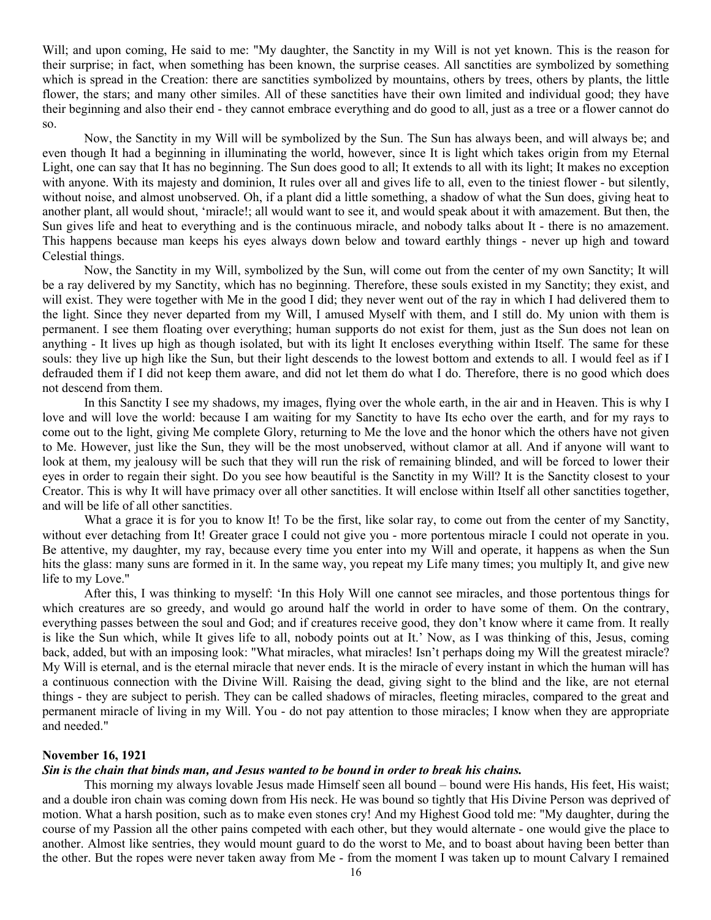Will; and upon coming, He said to me: "My daughter, the Sanctity in my Will is not yet known. This is the reason for their surprise; in fact, when something has been known, the surprise ceases. All sanctities are symbolized by something which is spread in the Creation: there are sanctities symbolized by mountains, others by trees, others by plants, the little flower, the stars; and many other similes. All of these sanctities have their own limited and individual good; they have their beginning and also their end - they cannot embrace everything and do good to all, just as a tree or a flower cannot do so.

Now, the Sanctity in my Will will be symbolized by the Sun. The Sun has always been, and will always be; and even though It had a beginning in illuminating the world, however, since It is light which takes origin from my Eternal Light, one can say that It has no beginning. The Sun does good to all; It extends to all with its light; It makes no exception with anyone. With its majesty and dominion, It rules over all and gives life to all, even to the tiniest flower - but silently, without noise, and almost unobserved. Oh, if a plant did a little something, a shadow of what the Sun does, giving heat to another plant, all would shout, 'miracle!; all would want to see it, and would speak about it with amazement. But then, the Sun gives life and heat to everything and is the continuous miracle, and nobody talks about It - there is no amazement. This happens because man keeps his eyes always down below and toward earthly things - never up high and toward Celestial things.

Now, the Sanctity in my Will, symbolized by the Sun, will come out from the center of my own Sanctity; It will be a ray delivered by my Sanctity, which has no beginning. Therefore, these souls existed in my Sanctity; they exist, and will exist. They were together with Me in the good I did; they never went out of the ray in which I had delivered them to the light. Since they never departed from my Will, I amused Myself with them, and I still do. My union with them is permanent. I see them floating over everything; human supports do not exist for them, just as the Sun does not lean on anything - It lives up high as though isolated, but with its light It encloses everything within Itself. The same for these souls: they live up high like the Sun, but their light descends to the lowest bottom and extends to all. I would feel as if I defrauded them if I did not keep them aware, and did not let them do what I do. Therefore, there is no good which does not descend from them.

In this Sanctity I see my shadows, my images, flying over the whole earth, in the air and in Heaven. This is why I love and will love the world: because I am waiting for my Sanctity to have Its echo over the earth, and for my rays to come out to the light, giving Me complete Glory, returning to Me the love and the honor which the others have not given to Me. However, just like the Sun, they will be the most unobserved, without clamor at all. And if anyone will want to look at them, my jealousy will be such that they will run the risk of remaining blinded, and will be forced to lower their eyes in order to regain their sight. Do you see how beautiful is the Sanctity in my Will? It is the Sanctity closest to your Creator. This is why It will have primacy over all other sanctities. It will enclose within Itself all other sanctities together, and will be life of all other sanctities.

What a grace it is for you to know It! To be the first, like solar ray, to come out from the center of my Sanctity, without ever detaching from It! Greater grace I could not give you - more portentous miracle I could not operate in you. Be attentive, my daughter, my ray, because every time you enter into my Will and operate, it happens as when the Sun hits the glass: many suns are formed in it. In the same way, you repeat my Life many times; you multiply It, and give new life to my Love."

After this, I was thinking to myself: 'In this Holy Will one cannot see miracles, and those portentous things for which creatures are so greedy, and would go around half the world in order to have some of them. On the contrary, everything passes between the soul and God; and if creatures receive good, they don't know where it came from. It really is like the Sun which, while It gives life to all, nobody points out at It.' Now, as I was thinking of this, Jesus, coming back, added, but with an imposing look: "What miracles, what miracles! Isn't perhaps doing my Will the greatest miracle? My Will is eternal, and is the eternal miracle that never ends. It is the miracle of every instant in which the human will has a continuous connection with the Divine Will. Raising the dead, giving sight to the blind and the like, are not eternal things - they are subject to perish. They can be called shadows of miracles, fleeting miracles, compared to the great and permanent miracle of living in my Will. You - do not pay attention to those miracles; I know when they are appropriate and needed."

**November 16, 1921**

***Sin is the chain that binds man, and Jesus wanted to be bound in order to break his chains.***

This morning my always lovable Jesus made Himself seen all bound – bound were His hands, His feet, His waist; and a double iron chain was coming down from His neck. He was bound so tightly that His Divine Person was deprived of motion. What a harsh position, such as to make even stones cry! And my Highest Good told me: "My daughter, during the course of my Passion all the other pains competed with each other, but they would alternate - one would give the place to another. Almost like sentries, they would mount guard to do the worst to Me, and to boast about having been better than the other. But the ropes were never taken away from Me - from the moment I was taken up to mount Calvary I remained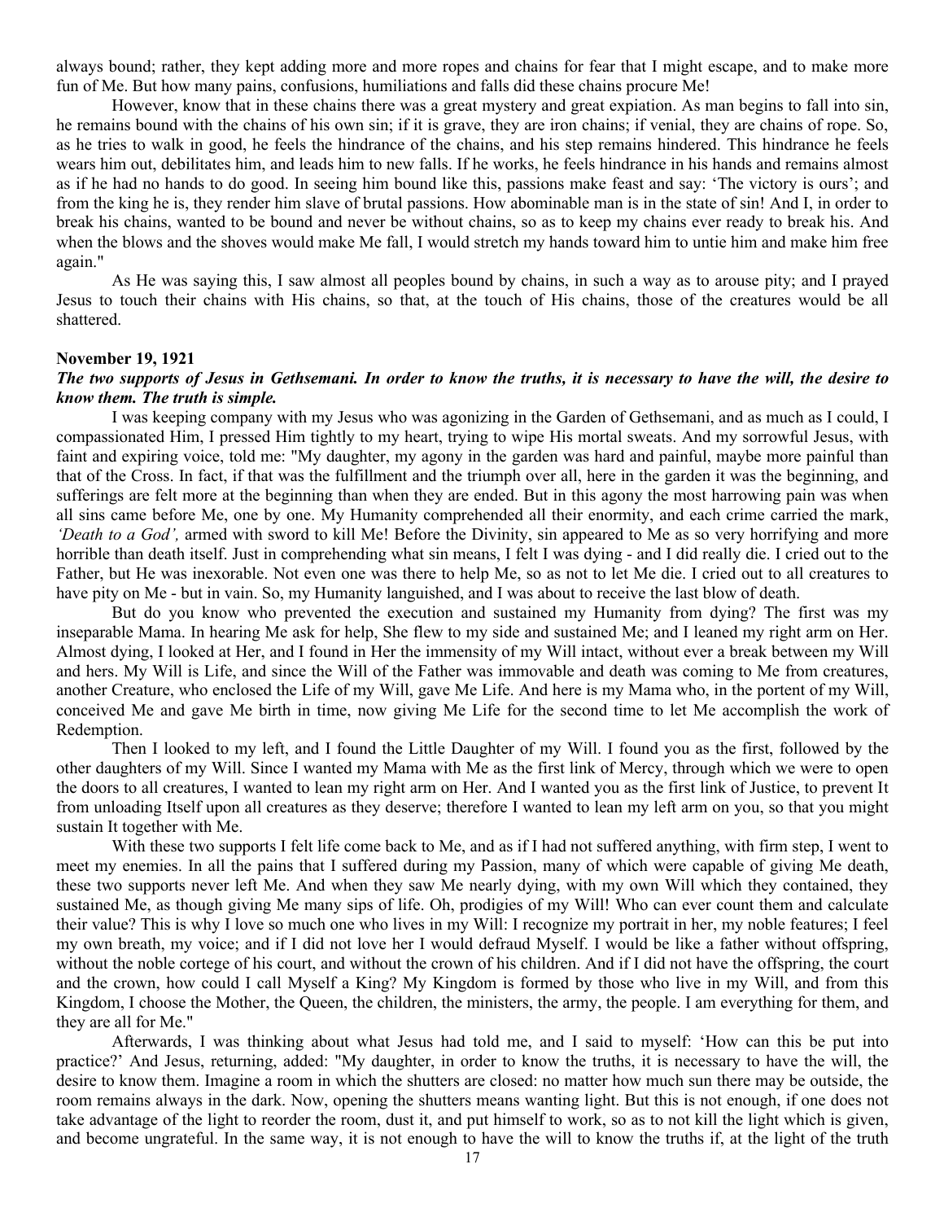always bound; rather, they kept adding more and more ropes and chains for fear that I might escape, and to make more fun of Me. But how many pains, confusions, humiliations and falls did these chains procure Me!

However, know that in these chains there was a great mystery and great expiation. As man begins to fall into sin, he remains bound with the chains of his own sin; if it is grave, they are iron chains; if venial, they are chains of rope. So, as he tries to walk in good, he feels the hindrance of the chains, and his step remains hindered. This hindrance he feels wears him out, debilitates him, and leads him to new falls. If he works, he feels hindrance in his hands and remains almost as if he had no hands to do good. In seeing him bound like this, passions make feast and say: 'The victory is ours'; and from the king he is, they render him slave of brutal passions. How abominable man is in the state of sin! And I, in order to break his chains, wanted to be bound and never be without chains, so as to keep my chains ever ready to break his. And when the blows and the shoves would make Me fall, I would stretch my hands toward him to untie him and make him free again."

As He was saying this, I saw almost all peoples bound by chains, in such a way as to arouse pity; and I prayed Jesus to touch their chains with His chains, so that, at the touch of His chains, those of the creatures would be all shattered.

**November 19, 1921**

***The two supports of Jesus in Gethsemani. In order to know the truths, it is necessary to have the will, the desire to know them. The truth is simple.***

I was keeping company with my Jesus who was agonizing in the Garden of Gethsemani, and as much as I could, I compassionated Him, I pressed Him tightly to my heart, trying to wipe His mortal sweats. And my sorrowful Jesus, with faint and expiring voice, told me: "My daughter, my agony in the garden was hard and painful, maybe more painful than that of the Cross. In fact, if that was the fulfillment and the triumph over all, here in the garden it was the beginning, and sufferings are felt more at the beginning than when they are ended. But in this agony the most harrowing pain was when all sins came before Me, one by one. My Humanity comprehended all their enormity, and each crime carried the mark, *'Death to a God',* armed with sword to kill Me! Before the Divinity, sin appeared to Me as so very horrifying and more horrible than death itself. Just in comprehending what sin means, I felt I was dying - and I did really die. I cried out to the Father, but He was inexorable. Not even one was there to help Me, so as not to let Me die. I cried out to all creatures to have pity on Me - but in vain. So, my Humanity languished, and I was about to receive the last blow of death.

But do you know who prevented the execution and sustained my Humanity from dying? The first was my inseparable Mama. In hearing Me ask for help, She flew to my side and sustained Me; and I leaned my right arm on Her. Almost dying, I looked at Her, and I found in Her the immensity of my Will intact, without ever a break between my Will and hers. My Will is Life, and since the Will of the Father was immovable and death was coming to Me from creatures, another Creature, who enclosed the Life of my Will, gave Me Life. And here is my Mama who, in the portent of my Will, conceived Me and gave Me birth in time, now giving Me Life for the second time to let Me accomplish the work of Redemption.

Then I looked to my left, and I found the Little Daughter of my Will. I found you as the first, followed by the other daughters of my Will. Since I wanted my Mama with Me as the first link of Mercy, through which we were to open the doors to all creatures, I wanted to lean my right arm on Her. And I wanted you as the first link of Justice, to prevent It from unloading Itself upon all creatures as they deserve; therefore I wanted to lean my left arm on you, so that you might sustain It together with Me.

With these two supports I felt life come back to Me, and as if I had not suffered anything, with firm step, I went to meet my enemies. In all the pains that I suffered during my Passion, many of which were capable of giving Me death, these two supports never left Me. And when they saw Me nearly dying, with my own Will which they contained, they sustained Me, as though giving Me many sips of life. Oh, prodigies of my Will! Who can ever count them and calculate their value? This is why I love so much one who lives in my Will: I recognize my portrait in her, my noble features; I feel my own breath, my voice; and if I did not love her I would defraud Myself. I would be like a father without offspring, without the noble cortege of his court, and without the crown of his children. And if I did not have the offspring, the court and the crown, how could I call Myself a King? My Kingdom is formed by those who live in my Will, and from this Kingdom, I choose the Mother, the Queen, the children, the ministers, the army, the people. I am everything for them, and they are all for Me."

Afterwards, I was thinking about what Jesus had told me, and I said to myself: 'How can this be put into practice?' And Jesus, returning, added: "My daughter, in order to know the truths, it is necessary to have the will, the desire to know them. Imagine a room in which the shutters are closed: no matter how much sun there may be outside, the room remains always in the dark. Now, opening the shutters means wanting light. But this is not enough, if one does not take advantage of the light to reorder the room, dust it, and put himself to work, so as to not kill the light which is given, and become ungrateful. In the same way, it is not enough to have the will to know the truths if, at the light of the truth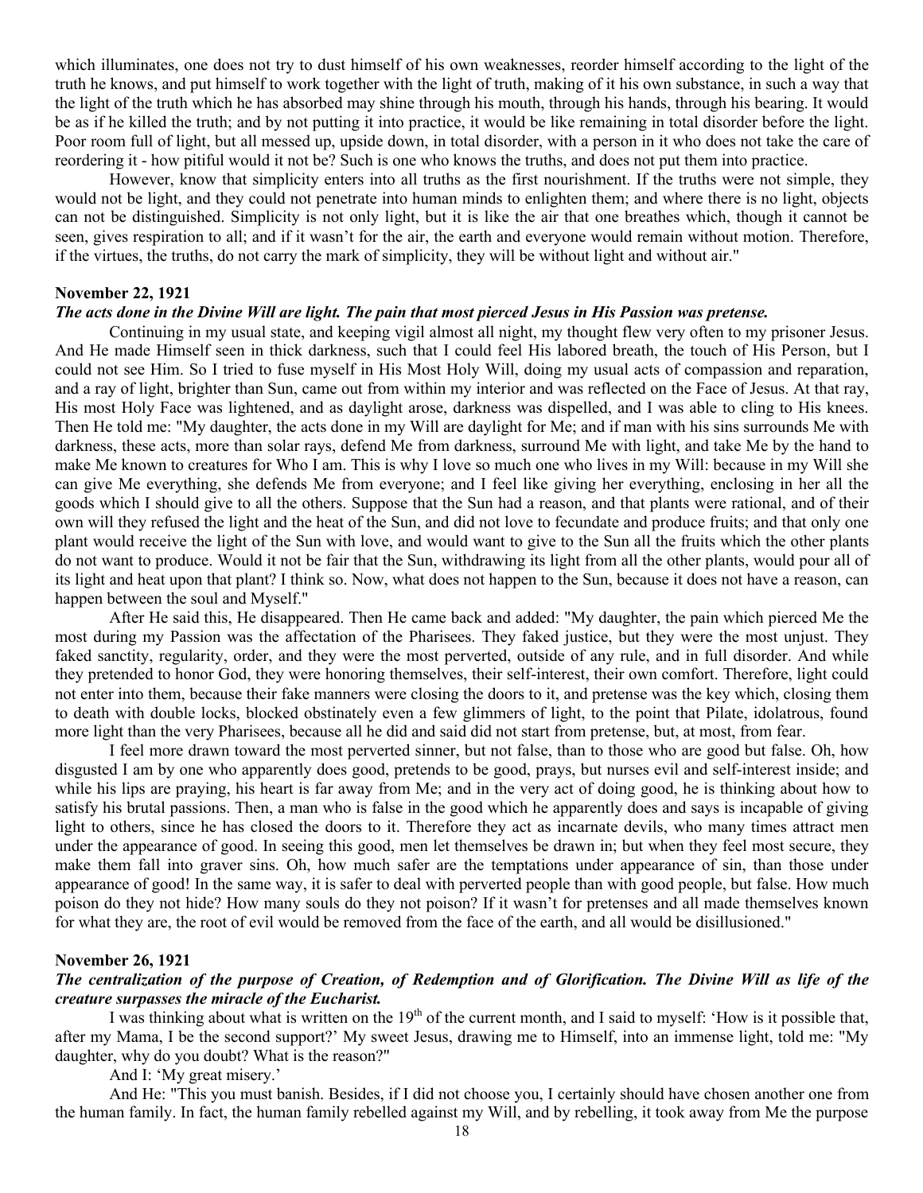which illuminates, one does not try to dust himself of his own weaknesses, reorder himself according to the light of the truth he knows, and put himself to work together with the light of truth, making of it his own substance, in such a way that the light of the truth which he has absorbed may shine through his mouth, through his hands, through his bearing. It would be as if he killed the truth; and by not putting it into practice, it would be like remaining in total disorder before the light. Poor room full of light, but all messed up, upside down, in total disorder, with a person in it who does not take the care of reordering it - how pitiful would it not be? Such is one who knows the truths, and does not put them into practice.

However, know that simplicity enters into all truths as the first nourishment. If the truths were not simple, they would not be light, and they could not penetrate into human minds to enlighten them; and where there is no light, objects can not be distinguished. Simplicity is not only light, but it is like the air that one breathes which, though it cannot be seen, gives respiration to all; and if it wasn't for the air, the earth and everyone would remain without motion. Therefore, if the virtues, the truths, do not carry the mark of simplicity, they will be without light and without air."

**November 22, 1921**

***The acts done in the Divine Will are light. The pain that most pierced Jesus in His Passion was pretense.***

Continuing in my usual state, and keeping vigil almost all night, my thought flew very often to my prisoner Jesus. And He made Himself seen in thick darkness, such that I could feel His labored breath, the touch of His Person, but I could not see Him. So I tried to fuse myself in His Most Holy Will, doing my usual acts of compassion and reparation, and a ray of light, brighter than Sun, came out from within my interior and was reflected on the Face of Jesus. At that ray, His most Holy Face was lightened, and as daylight arose, darkness was dispelled, and I was able to cling to His knees. Then He told me: "My daughter, the acts done in my Will are daylight for Me; and if man with his sins surrounds Me with darkness, these acts, more than solar rays, defend Me from darkness, surround Me with light, and take Me by the hand to make Me known to creatures for Who I am. This is why I love so much one who lives in my Will: because in my Will she can give Me everything, she defends Me from everyone; and I feel like giving her everything, enclosing in her all the goods which I should give to all the others. Suppose that the Sun had a reason, and that plants were rational, and of their own will they refused the light and the heat of the Sun, and did not love to fecundate and produce fruits; and that only one plant would receive the light of the Sun with love, and would want to give to the Sun all the fruits which the other plants do not want to produce. Would it not be fair that the Sun, withdrawing its light from all the other plants, would pour all of its light and heat upon that plant? I think so. Now, what does not happen to the Sun, because it does not have a reason, can happen between the soul and Myself."

After He said this, He disappeared. Then He came back and added: "My daughter, the pain which pierced Me the most during my Passion was the affectation of the Pharisees. They faked justice, but they were the most unjust. They faked sanctity, regularity, order, and they were the most perverted, outside of any rule, and in full disorder. And while they pretended to honor God, they were honoring themselves, their self-interest, their own comfort. Therefore, light could not enter into them, because their fake manners were closing the doors to it, and pretense was the key which, closing them to death with double locks, blocked obstinately even a few glimmers of light, to the point that Pilate, idolatrous, found more light than the very Pharisees, because all he did and said did not start from pretense, but, at most, from fear.

I feel more drawn toward the most perverted sinner, but not false, than to those who are good but false. Oh, how disgusted I am by one who apparently does good, pretends to be good, prays, but nurses evil and self-interest inside; and while his lips are praying, his heart is far away from Me; and in the very act of doing good, he is thinking about how to satisfy his brutal passions. Then, a man who is false in the good which he apparently does and says is incapable of giving light to others, since he has closed the doors to it. Therefore they act as incarnate devils, who many times attract men under the appearance of good. In seeing this good, men let themselves be drawn in; but when they feel most secure, they make them fall into graver sins. Oh, how much safer are the temptations under appearance of sin, than those under appearance of good! In the same way, it is safer to deal with perverted people than with good people, but false. How much poison do they not hide? How many souls do they not poison? If it wasn't for pretenses and all made themselves known for what they are, the root of evil would be removed from the face of the earth, and all would be disillusioned."

**November 26, 1921**

***The centralization of the purpose of Creation, of Redemption and of Glorification. The Divine Will as life of the creature surpasses the miracle of the Eucharist.***

I was thinking about what is written on the 19th of the current month, and I said to myself: 'How is it possible that, after my Mama, I be the second support?' My sweet Jesus, drawing me to Himself, into an immense light, told me: "My daughter, why do you doubt? What is the reason?"

And I: 'My great misery.'

And He: "This you must banish. Besides, if I did not choose you, I certainly should have chosen another one from the human family. In fact, the human family rebelled against my Will, and by rebelling, it took away from Me the purpose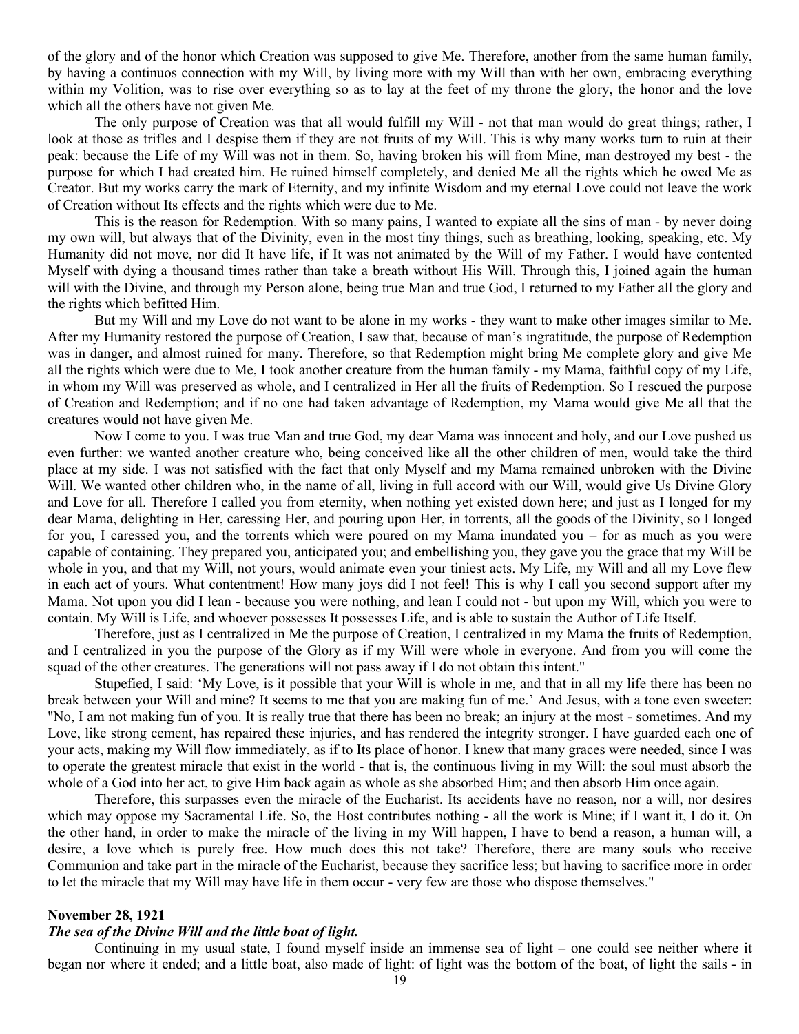of the glory and of the honor which Creation was supposed to give Me. Therefore, another from the same human family, by having a continuos connection with my Will, by living more with my Will than with her own, embracing everything within my Volition, was to rise over everything so as to lay at the feet of my throne the glory, the honor and the love which all the others have not given Me.

The only purpose of Creation was that all would fulfill my Will - not that man would do great things; rather, I look at those as trifles and I despise them if they are not fruits of my Will. This is why many works turn to ruin at their peak: because the Life of my Will was not in them. So, having broken his will from Mine, man destroyed my best - the purpose for which I had created him. He ruined himself completely, and denied Me all the rights which he owed Me as Creator. But my works carry the mark of Eternity, and my infinite Wisdom and my eternal Love could not leave the work of Creation without Its effects and the rights which were due to Me.

This is the reason for Redemption. With so many pains, I wanted to expiate all the sins of man - by never doing my own will, but always that of the Divinity, even in the most tiny things, such as breathing, looking, speaking, etc. My Humanity did not move, nor did It have life, if It was not animated by the Will of my Father. I would have contented Myself with dying a thousand times rather than take a breath without His Will. Through this, I joined again the human will with the Divine, and through my Person alone, being true Man and true God, I returned to my Father all the glory and the rights which befitted Him.

But my Will and my Love do not want to be alone in my works - they want to make other images similar to Me. After my Humanity restored the purpose of Creation, I saw that, because of man's ingratitude, the purpose of Redemption was in danger, and almost ruined for many. Therefore, so that Redemption might bring Me complete glory and give Me all the rights which were due to Me, I took another creature from the human family - my Mama, faithful copy of my Life, in whom my Will was preserved as whole, and I centralized in Her all the fruits of Redemption. So I rescued the purpose of Creation and Redemption; and if no one had taken advantage of Redemption, my Mama would give Me all that the creatures would not have given Me.

Now I come to you. I was true Man and true God, my dear Mama was innocent and holy, and our Love pushed us even further: we wanted another creature who, being conceived like all the other children of men, would take the third place at my side. I was not satisfied with the fact that only Myself and my Mama remained unbroken with the Divine Will. We wanted other children who, in the name of all, living in full accord with our Will, would give Us Divine Glory and Love for all. Therefore I called you from eternity, when nothing yet existed down here; and just as I longed for my dear Mama, delighting in Her, caressing Her, and pouring upon Her, in torrents, all the goods of the Divinity, so I longed for you, I caressed you, and the torrents which were poured on my Mama inundated you – for as much as you were capable of containing. They prepared you, anticipated you; and embellishing you, they gave you the grace that my Will be whole in you, and that my Will, not yours, would animate even your tiniest acts. My Life, my Will and all my Love flew in each act of yours. What contentment! How many joys did I not feel! This is why I call you second support after my Mama. Not upon you did I lean - because you were nothing, and lean I could not - but upon my Will, which you were to contain. My Will is Life, and whoever possesses It possesses Life, and is able to sustain the Author of Life Itself.

Therefore, just as I centralized in Me the purpose of Creation, I centralized in my Mama the fruits of Redemption, and I centralized in you the purpose of the Glory as if my Will were whole in everyone. And from you will come the squad of the other creatures. The generations will not pass away if I do not obtain this intent."

Stupefied, I said: 'My Love, is it possible that your Will is whole in me, and that in all my life there has been no break between your Will and mine? It seems to me that you are making fun of me.' And Jesus, with a tone even sweeter: "No, I am not making fun of you. It is really true that there has been no break; an injury at the most - sometimes. And my Love, like strong cement, has repaired these injuries, and has rendered the integrity stronger. I have guarded each one of your acts, making my Will flow immediately, as if to Its place of honor. I knew that many graces were needed, since I was to operate the greatest miracle that exist in the world - that is, the continuous living in my Will: the soul must absorb the whole of a God into her act, to give Him back again as whole as she absorbed Him; and then absorb Him once again.

Therefore, this surpasses even the miracle of the Eucharist. Its accidents have no reason, nor a will, nor desires which may oppose my Sacramental Life. So, the Host contributes nothing - all the work is Mine; if I want it, I do it. On the other hand, in order to make the miracle of the living in my Will happen, I have to bend a reason, a human will, a desire, a love which is purely free. How much does this not take? Therefore, there are many souls who receive Communion and take part in the miracle of the Eucharist, because they sacrifice less; but having to sacrifice more in order to let the miracle that my Will may have life in them occur - very few are those who dispose themselves."

**November 28, 1921**

***The sea of the Divine Will and the little boat of light.***

Continuing in my usual state, I found myself inside an immense sea of light – one could see neither where it began nor where it ended; and a little boat, also made of light: of light was the bottom of the boat, of light the sails - in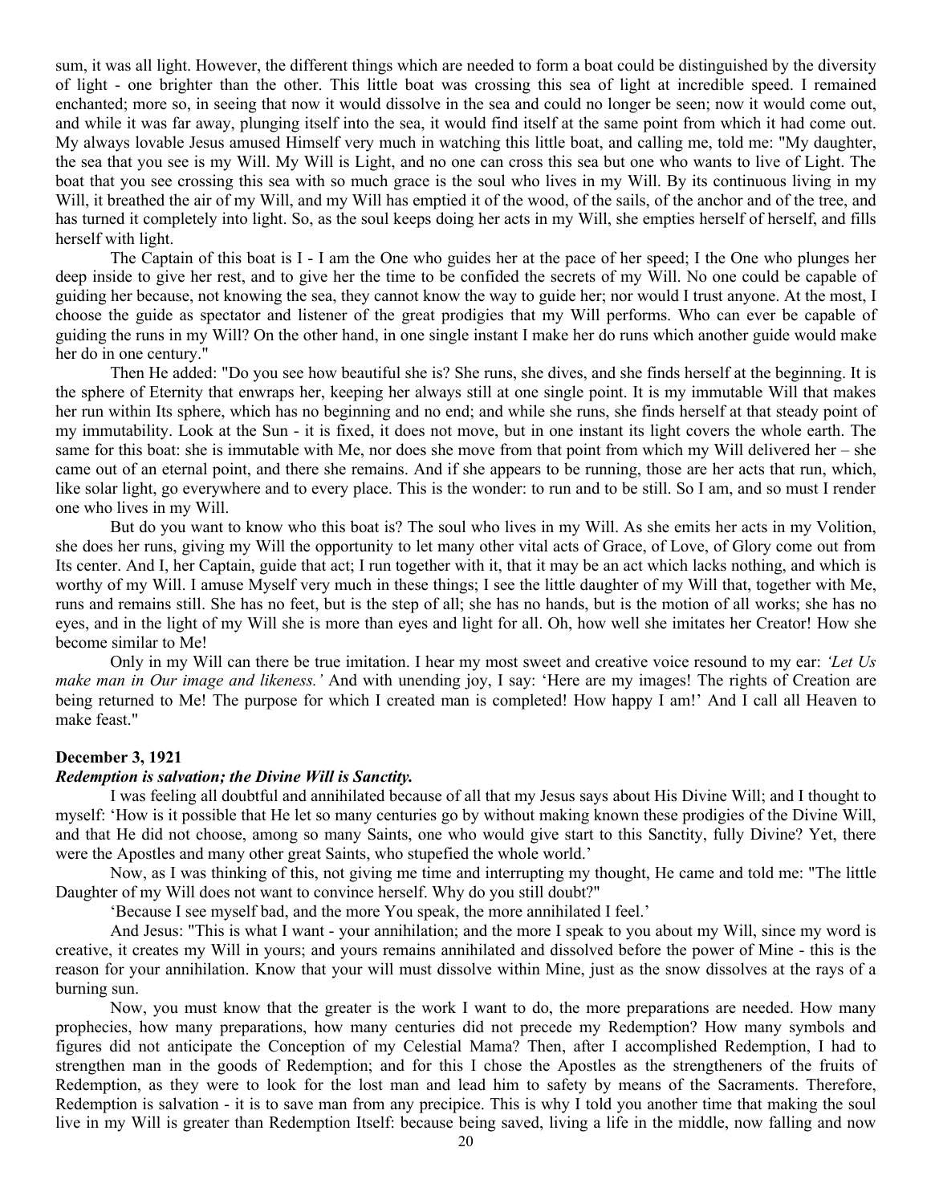sum, it was all light. However, the different things which are needed to form a boat could be distinguished by the diversity of light - one brighter than the other. This little boat was crossing this sea of light at incredible speed. I remained enchanted; more so, in seeing that now it would dissolve in the sea and could no longer be seen; now it would come out, and while it was far away, plunging itself into the sea, it would find itself at the same point from which it had come out. My always lovable Jesus amused Himself very much in watching this little boat, and calling me, told me: "My daughter, the sea that you see is my Will. My Will is Light, and no one can cross this sea but one who wants to live of Light. The boat that you see crossing this sea with so much grace is the soul who lives in my Will. By its continuous living in my Will, it breathed the air of my Will, and my Will has emptied it of the wood, of the sails, of the anchor and of the tree, and has turned it completely into light. So, as the soul keeps doing her acts in my Will, she empties herself of herself, and fills herself with light.

The Captain of this boat is I - I am the One who guides her at the pace of her speed; I the One who plunges her deep inside to give her rest, and to give her the time to be confided the secrets of my Will. No one could be capable of guiding her because, not knowing the sea, they cannot know the way to guide her; nor would I trust anyone. At the most, I choose the guide as spectator and listener of the great prodigies that my Will performs. Who can ever be capable of guiding the runs in my Will? On the other hand, in one single instant I make her do runs which another guide would make her do in one century."

Then He added: "Do you see how beautiful she is? She runs, she dives, and she finds herself at the beginning. It is the sphere of Eternity that enwraps her, keeping her always still at one single point. It is my immutable Will that makes her run within Its sphere, which has no beginning and no end; and while she runs, she finds herself at that steady point of my immutability. Look at the Sun - it is fixed, it does not move, but in one instant its light covers the whole earth. The same for this boat: she is immutable with Me, nor does she move from that point from which my Will delivered her – she came out of an eternal point, and there she remains. And if she appears to be running, those are her acts that run, which, like solar light, go everywhere and to every place. This is the wonder: to run and to be still. So I am, and so must I render one who lives in my Will.

But do you want to know who this boat is? The soul who lives in my Will. As she emits her acts in my Volition, she does her runs, giving my Will the opportunity to let many other vital acts of Grace, of Love, of Glory come out from Its center. And I, her Captain, guide that act; I run together with it, that it may be an act which lacks nothing, and which is worthy of my Will. I amuse Myself very much in these things; I see the little daughter of my Will that, together with Me, runs and remains still. She has no feet, but is the step of all; she has no hands, but is the motion of all works; she has no eyes, and in the light of my Will she is more than eyes and light for all. Oh, how well she imitates her Creator! How she become similar to Me!

Only in my Will can there be true imitation. I hear my most sweet and creative voice resound to my ear: *'Let Us make man in Our image and likeness.'* And with unending joy, I say: 'Here are my images! The rights of Creation are being returned to Me! The purpose for which I created man is completed! How happy I am!' And I call all Heaven to make feast."

**December 3, 1921**
***Redemption is salvation; the Divine Will is Sanctity.***

I was feeling all doubtful and annihilated because of all that my Jesus says about His Divine Will; and I thought to myself: 'How is it possible that He let so many centuries go by without making known these prodigies of the Divine Will, and that He did not choose, among so many Saints, one who would give start to this Sanctity, fully Divine? Yet, there were the Apostles and many other great Saints, who stupefied the whole world.'

Now, as I was thinking of this, not giving me time and interrupting my thought, He came and told me: "The little Daughter of my Will does not want to convince herself. Why do you still doubt?"

'Because I see myself bad, and the more You speak, the more annihilated I feel.'

And Jesus: "This is what I want - your annihilation; and the more I speak to you about my Will, since my word is creative, it creates my Will in yours; and yours remains annihilated and dissolved before the power of Mine - this is the reason for your annihilation. Know that your will must dissolve within Mine, just as the snow dissolves at the rays of a burning sun.

Now, you must know that the greater is the work I want to do, the more preparations are needed. How many prophecies, how many preparations, how many centuries did not precede my Redemption? How many symbols and figures did not anticipate the Conception of my Celestial Mama? Then, after I accomplished Redemption, I had to strengthen man in the goods of Redemption; and for this I chose the Apostles as the strengtheners of the fruits of Redemption, as they were to look for the lost man and lead him to safety by means of the Sacraments. Therefore, Redemption is salvation - it is to save man from any precipice. This is why I told you another time that making the soul live in my Will is greater than Redemption Itself: because being saved, living a life in the middle, now falling and now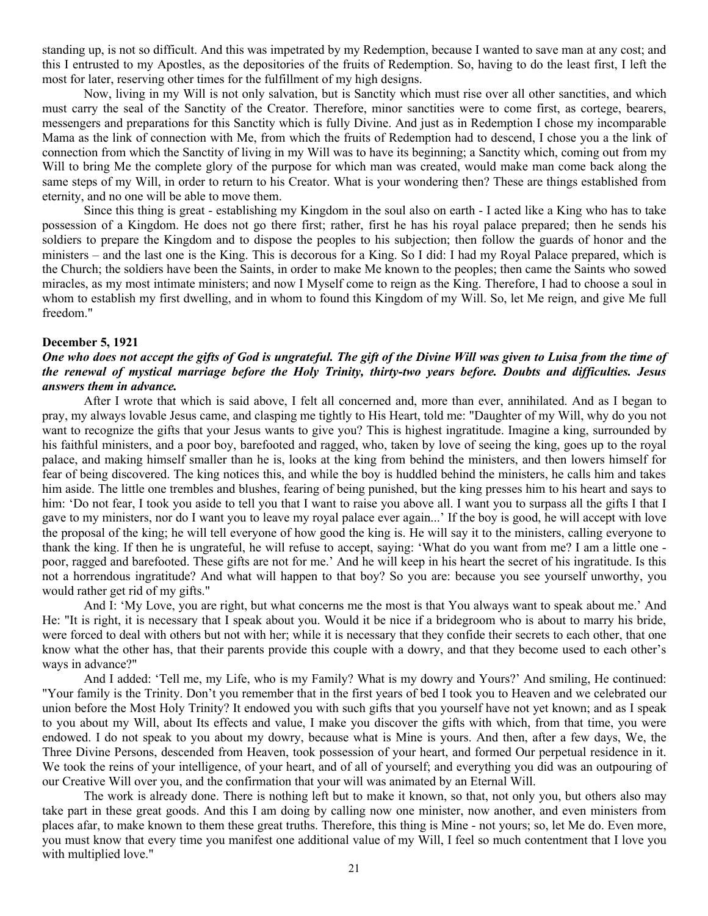standing up, is not so difficult. And this was impetrated by my Redemption, because I wanted to save man at any cost; and this I entrusted to my Apostles, as the depositories of the fruits of Redemption. So, having to do the least first, I left the most for later, reserving other times for the fulfillment of my high designs.

Now, living in my Will is not only salvation, but is Sanctity which must rise over all other sanctities, and which must carry the seal of the Sanctity of the Creator. Therefore, minor sanctities were to come first, as cortege, bearers, messengers and preparations for this Sanctity which is fully Divine. And just as in Redemption I chose my incomparable Mama as the link of connection with Me, from which the fruits of Redemption had to descend, I chose you a the link of connection from which the Sanctity of living in my Will was to have its beginning; a Sanctity which, coming out from my Will to bring Me the complete glory of the purpose for which man was created, would make man come back along the same steps of my Will, in order to return to his Creator. What is your wondering then? These are things established from eternity, and no one will be able to move them.

Since this thing is great - establishing my Kingdom in the soul also on earth - I acted like a King who has to take possession of a Kingdom. He does not go there first; rather, first he has his royal palace prepared; then he sends his soldiers to prepare the Kingdom and to dispose the peoples to his subjection; then follow the guards of honor and the ministers – and the last one is the King. This is decorous for a King. So I did: I had my Royal Palace prepared, which is the Church; the soldiers have been the Saints, in order to make Me known to the peoples; then came the Saints who sowed miracles, as my most intimate ministers; and now I Myself come to reign as the King. Therefore, I had to choose a soul in whom to establish my first dwelling, and in whom to found this Kingdom of my Will. So, let Me reign, and give Me full freedom."

**December 5, 1921**

***One who does not accept the gifts of God is ungrateful. The gift of the Divine Will was given to Luisa from the time of the renewal of mystical marriage before the Holy Trinity, thirty-two years before. Doubts and difficulties. Jesus answers them in advance.***

After I wrote that which is said above, I felt all concerned and, more than ever, annihilated. And as I began to pray, my always lovable Jesus came, and clasping me tightly to His Heart, told me: "Daughter of my Will, why do you not want to recognize the gifts that your Jesus wants to give you? This is highest ingratitude. Imagine a king, surrounded by his faithful ministers, and a poor boy, barefooted and ragged, who, taken by love of seeing the king, goes up to the royal palace, and making himself smaller than he is, looks at the king from behind the ministers, and then lowers himself for fear of being discovered. The king notices this, and while the boy is huddled behind the ministers, he calls him and takes him aside. The little one trembles and blushes, fearing of being punished, but the king presses him to his heart and says to him: 'Do not fear, I took you aside to tell you that I want to raise you above all. I want you to surpass all the gifts I that I gave to my ministers, nor do I want you to leave my royal palace ever again...' If the boy is good, he will accept with love the proposal of the king; he will tell everyone of how good the king is. He will say it to the ministers, calling everyone to thank the king. If then he is ungrateful, he will refuse to accept, saying: 'What do you want from me? I am a little one - poor, ragged and barefooted. These gifts are not for me.' And he will keep in his heart the secret of his ingratitude. Is this not a horrendous ingratitude? And what will happen to that boy? So you are: because you see yourself unworthy, you would rather get rid of my gifts."

And I: 'My Love, you are right, but what concerns me the most is that You always want to speak about me.' And He: "It is right, it is necessary that I speak about you. Would it be nice if a bridegroom who is about to marry his bride, were forced to deal with others but not with her; while it is necessary that they confide their secrets to each other, that one know what the other has, that their parents provide this couple with a dowry, and that they become used to each other's ways in advance?"

And I added: 'Tell me, my Life, who is my Family? What is my dowry and Yours?' And smiling, He continued: "Your family is the Trinity. Don't you remember that in the first years of bed I took you to Heaven and we celebrated our union before the Most Holy Trinity? It endowed you with such gifts that you yourself have not yet known; and as I speak to you about my Will, about Its effects and value, I make you discover the gifts with which, from that time, you were endowed. I do not speak to you about my dowry, because what is Mine is yours. And then, after a few days, We, the Three Divine Persons, descended from Heaven, took possession of your heart, and formed Our perpetual residence in it. We took the reins of your intelligence, of your heart, and of all of yourself; and everything you did was an outpouring of our Creative Will over you, and the confirmation that your will was animated by an Eternal Will.

The work is already done. There is nothing left but to make it known, so that, not only you, but others also may take part in these great goods. And this I am doing by calling now one minister, now another, and even ministers from places afar, to make known to them these great truths. Therefore, this thing is Mine - not yours; so, let Me do. Even more, you must know that every time you manifest one additional value of my Will, I feel so much contentment that I love you with multiplied love."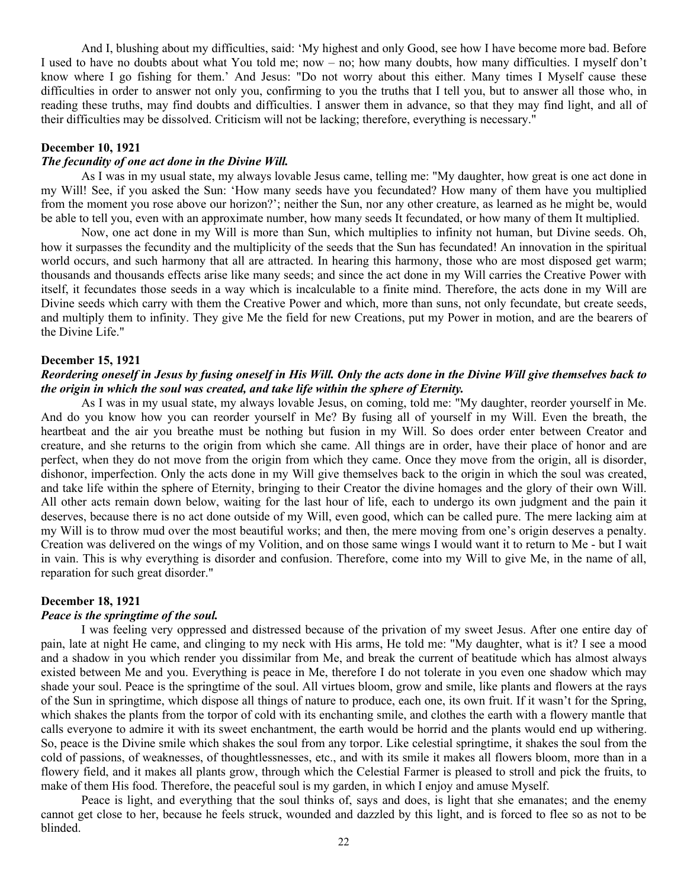And I, blushing about my difficulties, said: 'My highest and only Good, see how I have become more bad. Before I used to have no doubts about what You told me; now – no; how many doubts, how many difficulties. I myself don't know where I go fishing for them.' And Jesus: "Do not worry about this either. Many times I Myself cause these difficulties in order to answer not only you, confirming to you the truths that I tell you, but to answer all those who, in reading these truths, may find doubts and difficulties. I answer them in advance, so that they may find light, and all of their difficulties may be dissolved. Criticism will not be lacking; therefore, everything is necessary."

**December 10, 1921**

***The fecundity of one act done in the Divine Will.***

As I was in my usual state, my always lovable Jesus came, telling me: "My daughter, how great is one act done in my Will! See, if you asked the Sun: 'How many seeds have you fecundated? How many of them have you multiplied from the moment you rose above our horizon?'; neither the Sun, nor any other creature, as learned as he might be, would be able to tell you, even with an approximate number, how many seeds It fecundated, or how many of them It multiplied.

Now, one act done in my Will is more than Sun, which multiplies to infinity not human, but Divine seeds. Oh, how it surpasses the fecundity and the multiplicity of the seeds that the Sun has fecundated! An innovation in the spiritual world occurs, and such harmony that all are attracted. In hearing this harmony, those who are most disposed get warm; thousands and thousands effects arise like many seeds; and since the act done in my Will carries the Creative Power with itself, it fecundates those seeds in a way which is incalculable to a finite mind. Therefore, the acts done in my Will are Divine seeds which carry with them the Creative Power and which, more than suns, not only fecundate, but create seeds, and multiply them to infinity. They give Me the field for new Creations, put my Power in motion, and are the bearers of the Divine Life."

**December 15, 1921**

***Reordering oneself in Jesus by fusing oneself in His Will. Only the acts done in the Divine Will give themselves back to the origin in which the soul was created, and take life within the sphere of Eternity.***

As I was in my usual state, my always lovable Jesus, on coming, told me: "My daughter, reorder yourself in Me. And do you know how you can reorder yourself in Me? By fusing all of yourself in my Will. Even the breath, the heartbeat and the air you breathe must be nothing but fusion in my Will. So does order enter between Creator and creature, and she returns to the origin from which she came. All things are in order, have their place of honor and are perfect, when they do not move from the origin from which they came. Once they move from the origin, all is disorder, dishonor, imperfection. Only the acts done in my Will give themselves back to the origin in which the soul was created, and take life within the sphere of Eternity, bringing to their Creator the divine homages and the glory of their own Will. All other acts remain down below, waiting for the last hour of life, each to undergo its own judgment and the pain it deserves, because there is no act done outside of my Will, even good, which can be called pure. The mere lacking aim at my Will is to throw mud over the most beautiful works; and then, the mere moving from one's origin deserves a penalty. Creation was delivered on the wings of my Volition, and on those same wings I would want it to return to Me - but I wait in vain. This is why everything is disorder and confusion. Therefore, come into my Will to give Me, in the name of all, reparation for such great disorder."

**December 18, 1921**

***Peace is the springtime of the soul.***

I was feeling very oppressed and distressed because of the privation of my sweet Jesus. After one entire day of pain, late at night He came, and clinging to my neck with His arms, He told me: "My daughter, what is it? I see a mood and a shadow in you which render you dissimilar from Me, and break the current of beatitude which has almost always existed between Me and you. Everything is peace in Me, therefore I do not tolerate in you even one shadow which may shade your soul. Peace is the springtime of the soul. All virtues bloom, grow and smile, like plants and flowers at the rays of the Sun in springtime, which dispose all things of nature to produce, each one, its own fruit. If it wasn't for the Spring, which shakes the plants from the torpor of cold with its enchanting smile, and clothes the earth with a flowery mantle that calls everyone to admire it with its sweet enchantment, the earth would be horrid and the plants would end up withering. So, peace is the Divine smile which shakes the soul from any torpor. Like celestial springtime, it shakes the soul from the cold of passions, of weaknesses, of thoughtlessnesses, etc., and with its smile it makes all flowers bloom, more than in a flowery field, and it makes all plants grow, through which the Celestial Farmer is pleased to stroll and pick the fruits, to make of them His food. Therefore, the peaceful soul is my garden, in which I enjoy and amuse Myself.

Peace is light, and everything that the soul thinks of, says and does, is light that she emanates; and the enemy cannot get close to her, because he feels struck, wounded and dazzled by this light, and is forced to flee so as not to be blinded.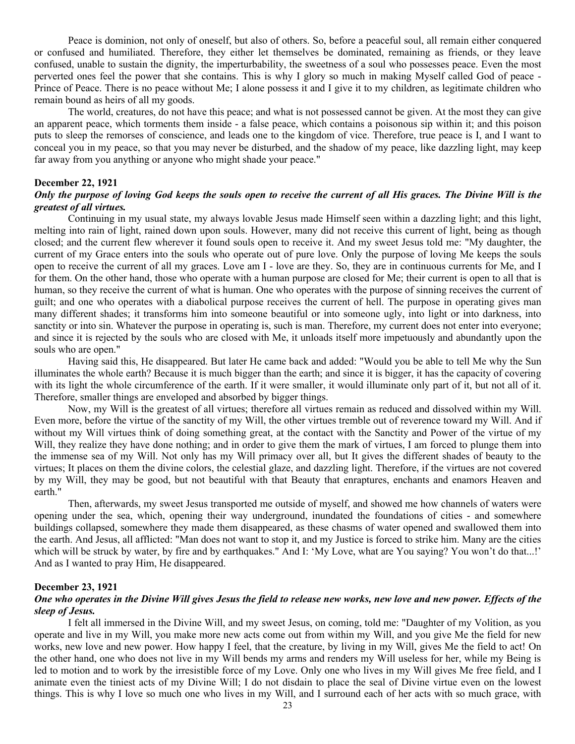Peace is dominion, not only of oneself, but also of others. So, before a peaceful soul, all remain either conquered or confused and humiliated. Therefore, they either let themselves be dominated, remaining as friends, or they leave confused, unable to sustain the dignity, the imperturbability, the sweetness of a soul who possesses peace. Even the most perverted ones feel the power that she contains. This is why I glory so much in making Myself called God of peace - Prince of Peace. There is no peace without Me; I alone possess it and I give it to my children, as legitimate children who remain bound as heirs of all my goods.

The world, creatures, do not have this peace; and what is not possessed cannot be given. At the most they can give an apparent peace, which torments them inside - a false peace, which contains a poisonous sip within it; and this poison puts to sleep the remorses of conscience, and leads one to the kingdom of vice. Therefore, true peace is I, and I want to conceal you in my peace, so that you may never be disturbed, and the shadow of my peace, like dazzling light, may keep far away from you anything or anyone who might shade your peace."

**December 22, 1921**

***Only the purpose of loving God keeps the souls open to receive the current of all His graces. The Divine Will is the greatest of all virtues.***

Continuing in my usual state, my always lovable Jesus made Himself seen within a dazzling light; and this light, melting into rain of light, rained down upon souls. However, many did not receive this current of light, being as though closed; and the current flew wherever it found souls open to receive it. And my sweet Jesus told me: "My daughter, the current of my Grace enters into the souls who operate out of pure love. Only the purpose of loving Me keeps the souls open to receive the current of all my graces. Love am I - love are they. So, they are in continuous currents for Me, and I for them. On the other hand, those who operate with a human purpose are closed for Me; their current is open to all that is human, so they receive the current of what is human. One who operates with the purpose of sinning receives the current of guilt; and one who operates with a diabolical purpose receives the current of hell. The purpose in operating gives man many different shades; it transforms him into someone beautiful or into someone ugly, into light or into darkness, into sanctity or into sin. Whatever the purpose in operating is, such is man. Therefore, my current does not enter into everyone; and since it is rejected by the souls who are closed with Me, it unloads itself more impetuously and abundantly upon the souls who are open."

Having said this, He disappeared. But later He came back and added: "Would you be able to tell Me why the Sun illuminates the whole earth? Because it is much bigger than the earth; and since it is bigger, it has the capacity of covering with its light the whole circumference of the earth. If it were smaller, it would illuminate only part of it, but not all of it. Therefore, smaller things are enveloped and absorbed by bigger things.

Now, my Will is the greatest of all virtues; therefore all virtues remain as reduced and dissolved within my Will. Even more, before the virtue of the sanctity of my Will, the other virtues tremble out of reverence toward my Will. And if without my Will virtues think of doing something great, at the contact with the Sanctity and Power of the virtue of my Will, they realize they have done nothing; and in order to give them the mark of virtues, I am forced to plunge them into the immense sea of my Will. Not only has my Will primacy over all, but It gives the different shades of beauty to the virtues; It places on them the divine colors, the celestial glaze, and dazzling light. Therefore, if the virtues are not covered by my Will, they may be good, but not beautiful with that Beauty that enraptures, enchants and enamors Heaven and earth."

Then, afterwards, my sweet Jesus transported me outside of myself, and showed me how channels of waters were opening under the sea, which, opening their way underground, inundated the foundations of cities - and somewhere buildings collapsed, somewhere they made them disappeared, as these chasms of water opened and swallowed them into the earth. And Jesus, all afflicted: "Man does not want to stop it, and my Justice is forced to strike him. Many are the cities which will be struck by water, by fire and by earthquakes." And I: 'My Love, what are You saying? You won't do that...!' And as I wanted to pray Him, He disappeared.

**December 23, 1921**

***One who operates in the Divine Will gives Jesus the field to release new works, new love and new power. Effects of the sleep of Jesus.***

I felt all immersed in the Divine Will, and my sweet Jesus, on coming, told me: "Daughter of my Volition, as you operate and live in my Will, you make more new acts come out from within my Will, and you give Me the field for new works, new love and new power. How happy I feel, that the creature, by living in my Will, gives Me the field to act! On the other hand, one who does not live in my Will bends my arms and renders my Will useless for her, while my Being is led to motion and to work by the irresistible force of my Love. Only one who lives in my Will gives Me free field, and I animate even the tiniest acts of my Divine Will; I do not disdain to place the seal of Divine virtue even on the lowest things. This is why I love so much one who lives in my Will, and I surround each of her acts with so much grace, with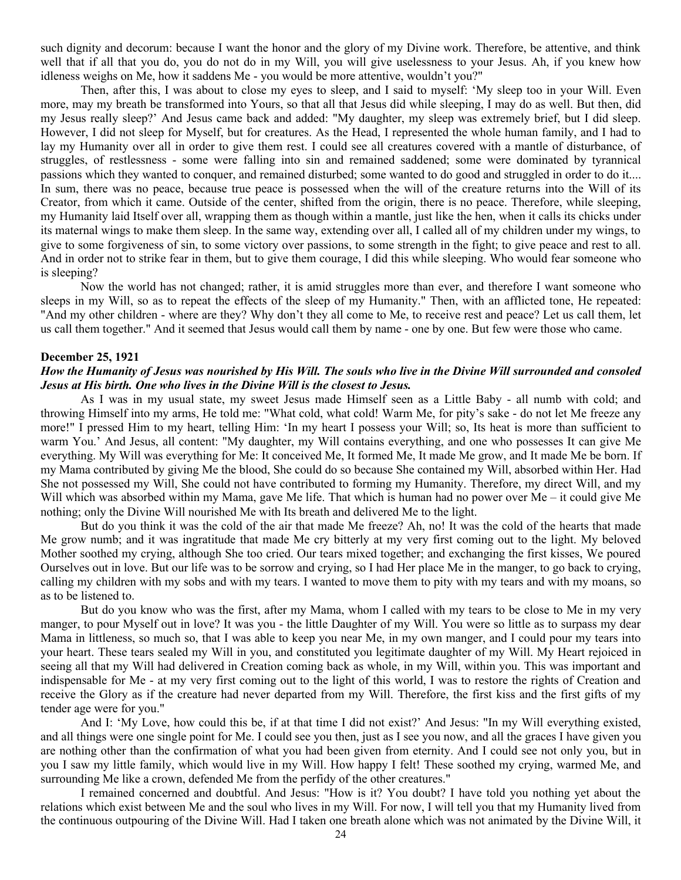such dignity and decorum: because I want the honor and the glory of my Divine work. Therefore, be attentive, and think well that if all that you do, you do not do in my Will, you will give uselessness to your Jesus. Ah, if you knew how idleness weighs on Me, how it saddens Me - you would be more attentive, wouldn't you?"

Then, after this, I was about to close my eyes to sleep, and I said to myself: 'My sleep too in your Will. Even more, may my breath be transformed into Yours, so that all that Jesus did while sleeping, I may do as well. But then, did my Jesus really sleep?' And Jesus came back and added: "My daughter, my sleep was extremely brief, but I did sleep. However, I did not sleep for Myself, but for creatures. As the Head, I represented the whole human family, and I had to lay my Humanity over all in order to give them rest. I could see all creatures covered with a mantle of disturbance, of struggles, of restlessness - some were falling into sin and remained saddened; some were dominated by tyrannical passions which they wanted to conquer, and remained disturbed; some wanted to do good and struggled in order to do it.... In sum, there was no peace, because true peace is possessed when the will of the creature returns into the Will of its Creator, from which it came. Outside of the center, shifted from the origin, there is no peace. Therefore, while sleeping, my Humanity laid Itself over all, wrapping them as though within a mantle, just like the hen, when it calls its chicks under its maternal wings to make them sleep. In the same way, extending over all, I called all of my children under my wings, to give to some forgiveness of sin, to some victory over passions, to some strength in the fight; to give peace and rest to all. And in order not to strike fear in them, but to give them courage, I did this while sleeping. Who would fear someone who is sleeping?

Now the world has not changed; rather, it is amid struggles more than ever, and therefore I want someone who sleeps in my Will, so as to repeat the effects of the sleep of my Humanity." Then, with an afflicted tone, He repeated: "And my other children - where are they? Why don't they all come to Me, to receive rest and peace? Let us call them, let us call them together." And it seemed that Jesus would call them by name - one by one. But few were those who came.

**December 25, 1921**

***How the Humanity of Jesus was nourished by His Will. The souls who live in the Divine Will surrounded and consoled Jesus at His birth. One who lives in the Divine Will is the closest to Jesus.***

As I was in my usual state, my sweet Jesus made Himself seen as a Little Baby - all numb with cold; and throwing Himself into my arms, He told me: "What cold, what cold! Warm Me, for pity's sake - do not let Me freeze any more!" I pressed Him to my heart, telling Him: 'In my heart I possess your Will; so, Its heat is more than sufficient to warm You.' And Jesus, all content: "My daughter, my Will contains everything, and one who possesses It can give Me everything. My Will was everything for Me: It conceived Me, It formed Me, It made Me grow, and It made Me be born. If my Mama contributed by giving Me the blood, She could do so because She contained my Will, absorbed within Her. Had She not possessed my Will, She could not have contributed to forming my Humanity. Therefore, my direct Will, and my Will which was absorbed within my Mama, gave Me life. That which is human had no power over Me – it could give Me nothing; only the Divine Will nourished Me with Its breath and delivered Me to the light.

But do you think it was the cold of the air that made Me freeze? Ah, no! It was the cold of the hearts that made Me grow numb; and it was ingratitude that made Me cry bitterly at my very first coming out to the light. My beloved Mother soothed my crying, although She too cried. Our tears mixed together; and exchanging the first kisses, We poured Ourselves out in love. But our life was to be sorrow and crying, so I had Her place Me in the manger, to go back to crying, calling my children with my sobs and with my tears. I wanted to move them to pity with my tears and with my moans, so as to be listened to.

But do you know who was the first, after my Mama, whom I called with my tears to be close to Me in my very manger, to pour Myself out in love? It was you - the little Daughter of my Will. You were so little as to surpass my dear Mama in littleness, so much so, that I was able to keep you near Me, in my own manger, and I could pour my tears into your heart. These tears sealed my Will in you, and constituted you legitimate daughter of my Will. My Heart rejoiced in seeing all that my Will had delivered in Creation coming back as whole, in my Will, within you. This was important and indispensable for Me - at my very first coming out to the light of this world, I was to restore the rights of Creation and receive the Glory as if the creature had never departed from my Will. Therefore, the first kiss and the first gifts of my tender age were for you."

And I: 'My Love, how could this be, if at that time I did not exist?' And Jesus: "In my Will everything existed, and all things were one single point for Me. I could see you then, just as I see you now, and all the graces I have given you are nothing other than the confirmation of what you had been given from eternity. And I could see not only you, but in you I saw my little family, which would live in my Will. How happy I felt! These soothed my crying, warmed Me, and surrounding Me like a crown, defended Me from the perfidy of the other creatures."

I remained concerned and doubtful. And Jesus: "How is it? You doubt? I have told you nothing yet about the relations which exist between Me and the soul who lives in my Will. For now, I will tell you that my Humanity lived from the continuous outpouring of the Divine Will. Had I taken one breath alone which was not animated by the Divine Will, it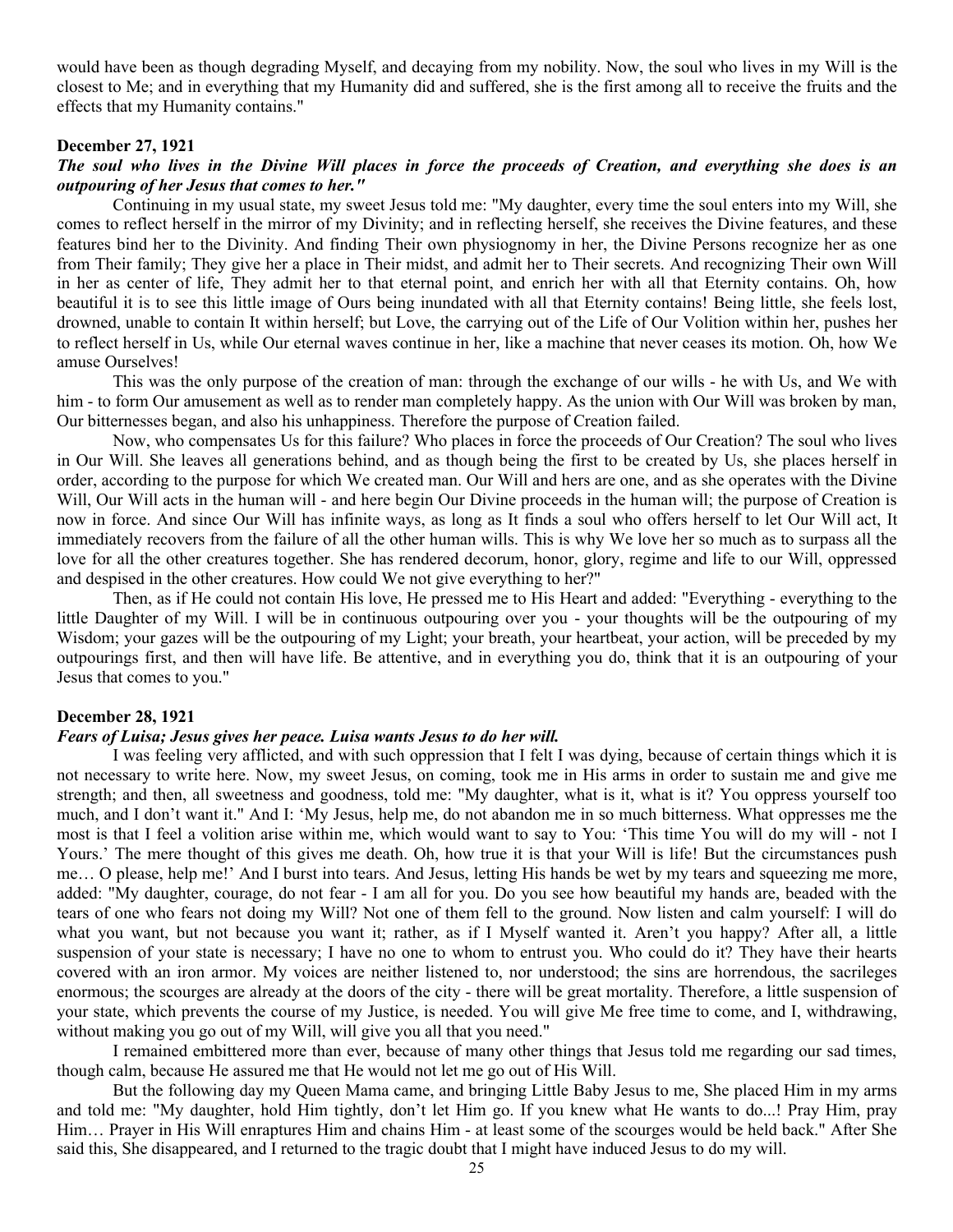would have been as though degrading Myself, and decaying from my nobility. Now, the soul who lives in my Will is the closest to Me; and in everything that my Humanity did and suffered, she is the first among all to receive the fruits and the effects that my Humanity contains."

**December 27, 1921**

***The soul who lives in the Divine Will places in force the proceeds of Creation, and everything she does is an outpouring of her Jesus that comes to her."***

Continuing in my usual state, my sweet Jesus told me: "My daughter, every time the soul enters into my Will, she comes to reflect herself in the mirror of my Divinity; and in reflecting herself, she receives the Divine features, and these features bind her to the Divinity. And finding Their own physiognomy in her, the Divine Persons recognize her as one from Their family; They give her a place in Their midst, and admit her to Their secrets. And recognizing Their own Will in her as center of life, They admit her to that eternal point, and enrich her with all that Eternity contains. Oh, how beautiful it is to see this little image of Ours being inundated with all that Eternity contains! Being little, she feels lost, drowned, unable to contain It within herself; but Love, the carrying out of the Life of Our Volition within her, pushes her to reflect herself in Us, while Our eternal waves continue in her, like a machine that never ceases its motion. Oh, how We amuse Ourselves!

This was the only purpose of the creation of man: through the exchange of our wills - he with Us, and We with him - to form Our amusement as well as to render man completely happy. As the union with Our Will was broken by man, Our bitternesses began, and also his unhappiness. Therefore the purpose of Creation failed.

Now, who compensates Us for this failure? Who places in force the proceeds of Our Creation? The soul who lives in Our Will. She leaves all generations behind, and as though being the first to be created by Us, she places herself in order, according to the purpose for which We created man. Our Will and hers are one, and as she operates with the Divine Will, Our Will acts in the human will - and here begin Our Divine proceeds in the human will; the purpose of Creation is now in force. And since Our Will has infinite ways, as long as It finds a soul who offers herself to let Our Will act, It immediately recovers from the failure of all the other human wills. This is why We love her so much as to surpass all the love for all the other creatures together. She has rendered decorum, honor, glory, regime and life to our Will, oppressed and despised in the other creatures. How could We not give everything to her?"

Then, as if He could not contain His love, He pressed me to His Heart and added: "Everything - everything to the little Daughter of my Will. I will be in continuous outpouring over you - your thoughts will be the outpouring of my Wisdom; your gazes will be the outpouring of my Light; your breath, your heartbeat, your action, will be preceded by my outpourings first, and then will have life. Be attentive, and in everything you do, think that it is an outpouring of your Jesus that comes to you."

**December 28, 1921**

***Fears of Luisa; Jesus gives her peace. Luisa wants Jesus to do her will.***

I was feeling very afflicted, and with such oppression that I felt I was dying, because of certain things which it is not necessary to write here. Now, my sweet Jesus, on coming, took me in His arms in order to sustain me and give me strength; and then, all sweetness and goodness, told me: "My daughter, what is it, what is it? You oppress yourself too much, and I don't want it." And I: 'My Jesus, help me, do not abandon me in so much bitterness. What oppresses me the most is that I feel a volition arise within me, which would want to say to You: 'This time You will do my will - not I Yours.' The mere thought of this gives me death. Oh, how true it is that your Will is life! But the circumstances push me… O please, help me!' And I burst into tears. And Jesus, letting His hands be wet by my tears and squeezing me more, added: "My daughter, courage, do not fear - I am all for you. Do you see how beautiful my hands are, beaded with the tears of one who fears not doing my Will? Not one of them fell to the ground. Now listen and calm yourself: I will do what you want, but not because you want it; rather, as if I Myself wanted it. Aren't you happy? After all, a little suspension of your state is necessary; I have no one to whom to entrust you. Who could do it? They have their hearts covered with an iron armor. My voices are neither listened to, nor understood; the sins are horrendous, the sacrileges enormous; the scourges are already at the doors of the city - there will be great mortality. Therefore, a little suspension of your state, which prevents the course of my Justice, is needed. You will give Me free time to come, and I, withdrawing, without making you go out of my Will, will give you all that you need."

I remained embittered more than ever, because of many other things that Jesus told me regarding our sad times, though calm, because He assured me that He would not let me go out of His Will.

But the following day my Queen Mama came, and bringing Little Baby Jesus to me, She placed Him in my arms and told me: "My daughter, hold Him tightly, don't let Him go. If you knew what He wants to do...! Pray Him, pray Him… Prayer in His Will enraptures Him and chains Him - at least some of the scourges would be held back." After She said this, She disappeared, and I returned to the tragic doubt that I might have induced Jesus to do my will.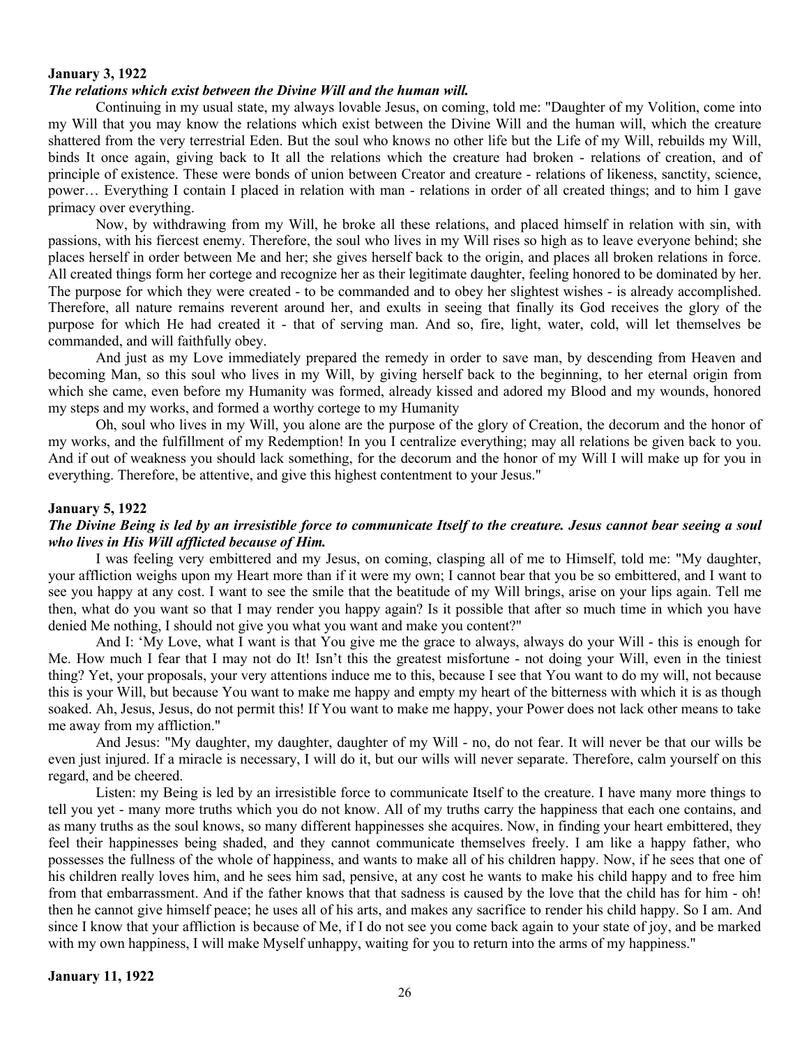**January 3, 1922**

***The relations which exist between the Divine Will and the human will.***

Continuing in my usual state, my always lovable Jesus, on coming, told me: "Daughter of my Volition, come into my Will that you may know the relations which exist between the Divine Will and the human will, which the creature shattered from the very terrestrial Eden. But the soul who knows no other life but the Life of my Will, rebuilds my Will, binds It once again, giving back to It all the relations which the creature had broken - relations of creation, and of principle of existence. These were bonds of union between Creator and creature - relations of likeness, sanctity, science, power… Everything I contain I placed in relation with man - relations in order of all created things; and to him I gave primacy over everything.

Now, by withdrawing from my Will, he broke all these relations, and placed himself in relation with sin, with passions, with his fiercest enemy. Therefore, the soul who lives in my Will rises so high as to leave everyone behind; she places herself in order between Me and her; she gives herself back to the origin, and places all broken relations in force. All created things form her cortege and recognize her as their legitimate daughter, feeling honored to be dominated by her. The purpose for which they were created - to be commanded and to obey her slightest wishes - is already accomplished. Therefore, all nature remains reverent around her, and exults in seeing that finally its God receives the glory of the purpose for which He had created it - that of serving man. And so, fire, light, water, cold, will let themselves be commanded, and will faithfully obey.

And just as my Love immediately prepared the remedy in order to save man, by descending from Heaven and becoming Man, so this soul who lives in my Will, by giving herself back to the beginning, to her eternal origin from which she came, even before my Humanity was formed, already kissed and adored my Blood and my wounds, honored my steps and my works, and formed a worthy cortege to my Humanity

Oh, soul who lives in my Will, you alone are the purpose of the glory of Creation, the decorum and the honor of my works, and the fulfillment of my Redemption! In you I centralize everything; may all relations be given back to you. And if out of weakness you should lack something, for the decorum and the honor of my Will I will make up for you in everything. Therefore, be attentive, and give this highest contentment to your Jesus."

**January 5, 1922**

***The Divine Being is led by an irresistible force to communicate Itself to the creature. Jesus cannot bear seeing a soul who lives in His Will afflicted because of Him.***

I was feeling very embittered and my Jesus, on coming, clasping all of me to Himself, told me: "My daughter, your affliction weighs upon my Heart more than if it were my own; I cannot bear that you be so embittered, and I want to see you happy at any cost. I want to see the smile that the beatitude of my Will brings, arise on your lips again. Tell me then, what do you want so that I may render you happy again? Is it possible that after so much time in which you have denied Me nothing, I should not give you what you want and make you content?"

And I: 'My Love, what I want is that You give me the grace to always, always do your Will - this is enough for Me. How much I fear that I may not do It! Isn't this the greatest misfortune - not doing your Will, even in the tiniest thing? Yet, your proposals, your very attentions induce me to this, because I see that You want to do my will, not because this is your Will, but because You want to make me happy and empty my heart of the bitterness with which it is as though soaked. Ah, Jesus, Jesus, do not permit this! If You want to make me happy, your Power does not lack other means to take me away from my affliction."

And Jesus: "My daughter, my daughter, daughter of my Will - no, do not fear. It will never be that our wills be even just injured. If a miracle is necessary, I will do it, but our wills will never separate. Therefore, calm yourself on this regard, and be cheered.

Listen: my Being is led by an irresistible force to communicate Itself to the creature. I have many more things to tell you yet - many more truths which you do not know. All of my truths carry the happiness that each one contains, and as many truths as the soul knows, so many different happinesses she acquires. Now, in finding your heart embittered, they feel their happinesses being shaded, and they cannot communicate themselves freely. I am like a happy father, who possesses the fullness of the whole of happiness, and wants to make all of his children happy. Now, if he sees that one of his children really loves him, and he sees him sad, pensive, at any cost he wants to make his child happy and to free him from that embarrassment. And if the father knows that that sadness is caused by the love that the child has for him - oh! then he cannot give himself peace; he uses all of his arts, and makes any sacrifice to render his child happy. So I am. And since I know that your affliction is because of Me, if I do not see you come back again to your state of joy, and be marked with my own happiness, I will make Myself unhappy, waiting for you to return into the arms of my happiness."

**January 11, 1922**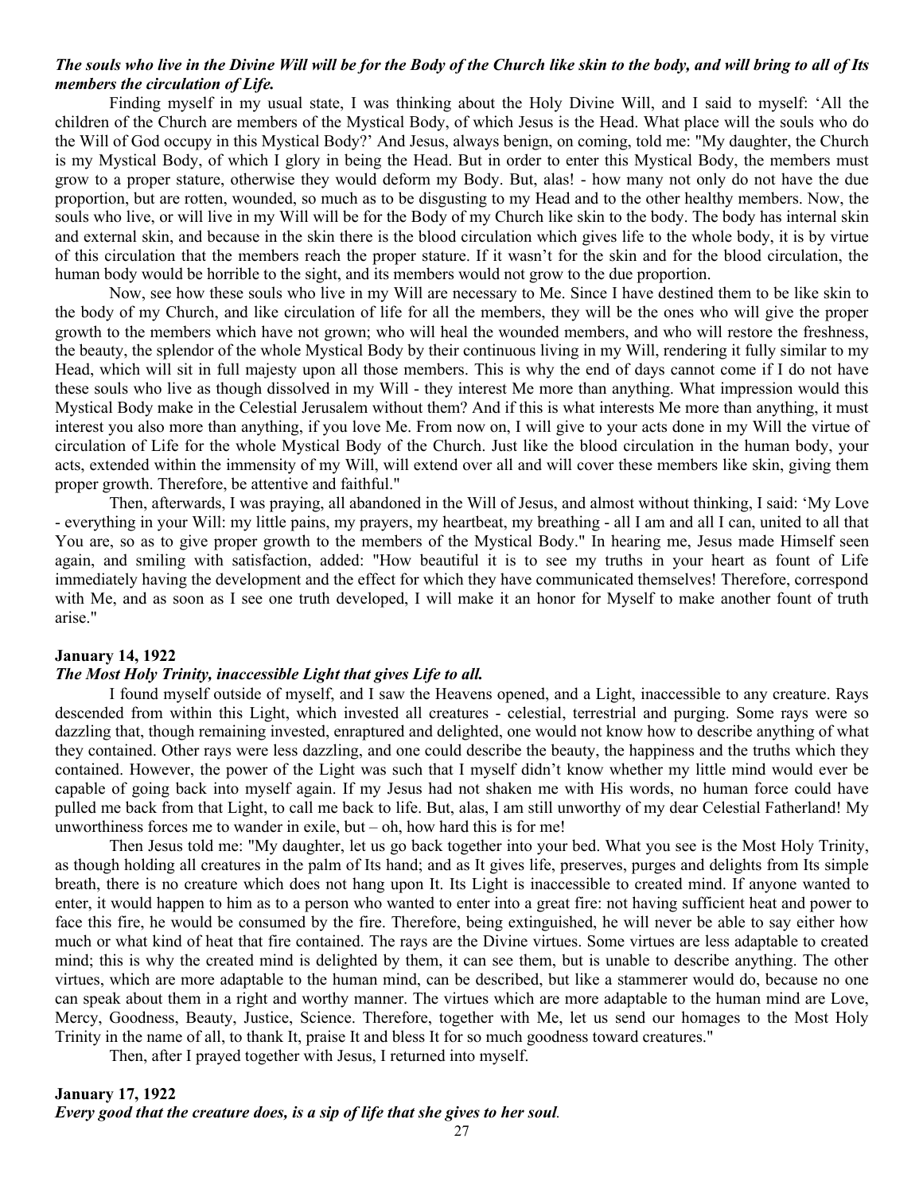***The souls who live in the Divine Will will be for the Body of the Church like skin to the body, and will bring to all of Its members the circulation of Life.***

Finding myself in my usual state, I was thinking about the Holy Divine Will, and I said to myself: 'All the children of the Church are members of the Mystical Body, of which Jesus is the Head. What place will the souls who do the Will of God occupy in this Mystical Body?' And Jesus, always benign, on coming, told me: "My daughter, the Church is my Mystical Body, of which I glory in being the Head. But in order to enter this Mystical Body, the members must grow to a proper stature, otherwise they would deform my Body. But, alas! - how many not only do not have the due proportion, but are rotten, wounded, so much as to be disgusting to my Head and to the other healthy members. Now, the souls who live, or will live in my Will will be for the Body of my Church like skin to the body. The body has internal skin and external skin, and because in the skin there is the blood circulation which gives life to the whole body, it is by virtue of this circulation that the members reach the proper stature. If it wasn't for the skin and for the blood circulation, the human body would be horrible to the sight, and its members would not grow to the due proportion.

Now, see how these souls who live in my Will are necessary to Me. Since I have destined them to be like skin to the body of my Church, and like circulation of life for all the members, they will be the ones who will give the proper growth to the members which have not grown; who will heal the wounded members, and who will restore the freshness, the beauty, the splendor of the whole Mystical Body by their continuous living in my Will, rendering it fully similar to my Head, which will sit in full majesty upon all those members. This is why the end of days cannot come if I do not have these souls who live as though dissolved in my Will - they interest Me more than anything. What impression would this Mystical Body make in the Celestial Jerusalem without them? And if this is what interests Me more than anything, it must interest you also more than anything, if you love Me. From now on, I will give to your acts done in my Will the virtue of circulation of Life for the whole Mystical Body of the Church. Just like the blood circulation in the human body, your acts, extended within the immensity of my Will, will extend over all and will cover these members like skin, giving them proper growth. Therefore, be attentive and faithful."

Then, afterwards, I was praying, all abandoned in the Will of Jesus, and almost without thinking, I said: 'My Love - everything in your Will: my little pains, my prayers, my heartbeat, my breathing - all I am and all I can, united to all that You are, so as to give proper growth to the members of the Mystical Body." In hearing me, Jesus made Himself seen again, and smiling with satisfaction, added: "How beautiful it is to see my truths in your heart as fount of Life immediately having the development and the effect for which they have communicated themselves! Therefore, correspond with Me, and as soon as I see one truth developed, I will make it an honor for Myself to make another fount of truth arise."

**January 14, 1922**

***The Most Holy Trinity, inaccessible Light that gives Life to all.***

I found myself outside of myself, and I saw the Heavens opened, and a Light, inaccessible to any creature. Rays descended from within this Light, which invested all creatures - celestial, terrestrial and purging. Some rays were so dazzling that, though remaining invested, enraptured and delighted, one would not know how to describe anything of what they contained. Other rays were less dazzling, and one could describe the beauty, the happiness and the truths which they contained. However, the power of the Light was such that I myself didn't know whether my little mind would ever be capable of going back into myself again. If my Jesus had not shaken me with His words, no human force could have pulled me back from that Light, to call me back to life. But, alas, I am still unworthy of my dear Celestial Fatherland! My unworthiness forces me to wander in exile, but – oh, how hard this is for me!

Then Jesus told me: "My daughter, let us go back together into your bed. What you see is the Most Holy Trinity, as though holding all creatures in the palm of Its hand; and as It gives life, preserves, purges and delights from Its simple breath, there is no creature which does not hang upon It. Its Light is inaccessible to created mind. If anyone wanted to enter, it would happen to him as to a person who wanted to enter into a great fire: not having sufficient heat and power to face this fire, he would be consumed by the fire. Therefore, being extinguished, he will never be able to say either how much or what kind of heat that fire contained. The rays are the Divine virtues. Some virtues are less adaptable to created mind; this is why the created mind is delighted by them, it can see them, but is unable to describe anything. The other virtues, which are more adaptable to the human mind, can be described, but like a stammerer would do, because no one can speak about them in a right and worthy manner. The virtues which are more adaptable to the human mind are Love, Mercy, Goodness, Beauty, Justice, Science. Therefore, together with Me, let us send our homages to the Most Holy Trinity in the name of all, to thank It, praise It and bless It for so much goodness toward creatures."

Then, after I prayed together with Jesus, I returned into myself.

**January 17, 1922**

***Every good that the creature does, is a sip of life that she gives to her soul.***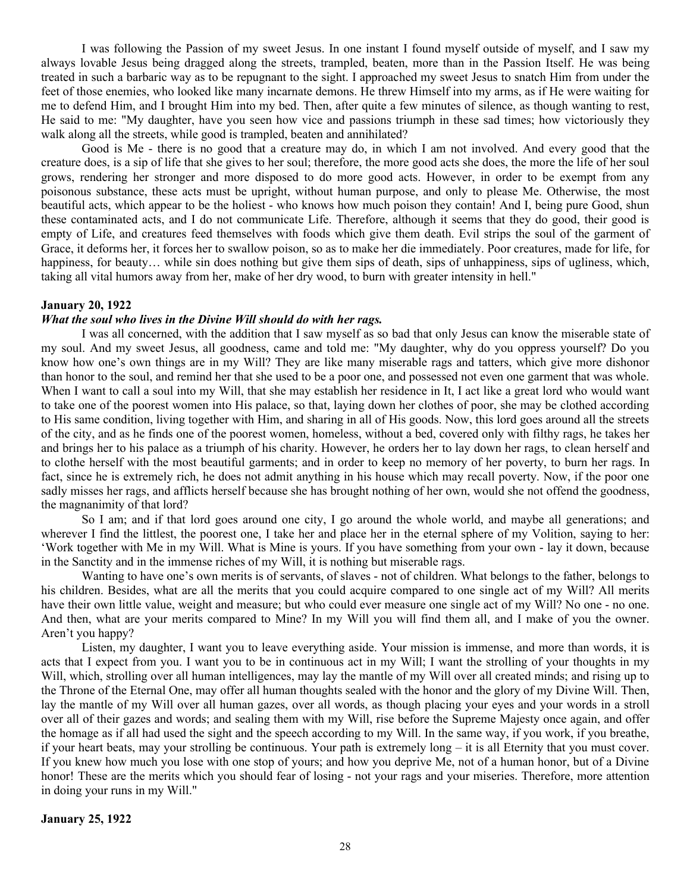I was following the Passion of my sweet Jesus. In one instant I found myself outside of myself, and I saw my always lovable Jesus being dragged along the streets, trampled, beaten, more than in the Passion Itself. He was being treated in such a barbaric way as to be repugnant to the sight. I approached my sweet Jesus to snatch Him from under the feet of those enemies, who looked like many incarnate demons. He threw Himself into my arms, as if He were waiting for me to defend Him, and I brought Him into my bed. Then, after quite a few minutes of silence, as though wanting to rest, He said to me: "My daughter, have you seen how vice and passions triumph in these sad times; how victoriously they walk along all the streets, while good is trampled, beaten and annihilated?

Good is Me - there is no good that a creature may do, in which I am not involved. And every good that the creature does, is a sip of life that she gives to her soul; therefore, the more good acts she does, the more the life of her soul grows, rendering her stronger and more disposed to do more good acts. However, in order to be exempt from any poisonous substance, these acts must be upright, without human purpose, and only to please Me. Otherwise, the most beautiful acts, which appear to be the holiest - who knows how much poison they contain! And I, being pure Good, shun these contaminated acts, and I do not communicate Life. Therefore, although it seems that they do good, their good is empty of Life, and creatures feed themselves with foods which give them death. Evil strips the soul of the garment of Grace, it deforms her, it forces her to swallow poison, so as to make her die immediately. Poor creatures, made for life, for happiness, for beauty… while sin does nothing but give them sips of death, sips of unhappiness, sips of ugliness, which, taking all vital humors away from her, make of her dry wood, to burn with greater intensity in hell."

**January 20, 1922**

***What the soul who lives in the Divine Will should do with her rags.***

I was all concerned, with the addition that I saw myself as so bad that only Jesus can know the miserable state of my soul. And my sweet Jesus, all goodness, came and told me: "My daughter, why do you oppress yourself? Do you know how one's own things are in my Will? They are like many miserable rags and tatters, which give more dishonor than honor to the soul, and remind her that she used to be a poor one, and possessed not even one garment that was whole. When I want to call a soul into my Will, that she may establish her residence in It, I act like a great lord who would want to take one of the poorest women into His palace, so that, laying down her clothes of poor, she may be clothed according to His same condition, living together with Him, and sharing in all of His goods. Now, this lord goes around all the streets of the city, and as he finds one of the poorest women, homeless, without a bed, covered only with filthy rags, he takes her and brings her to his palace as a triumph of his charity. However, he orders her to lay down her rags, to clean herself and to clothe herself with the most beautiful garments; and in order to keep no memory of her poverty, to burn her rags. In fact, since he is extremely rich, he does not admit anything in his house which may recall poverty. Now, if the poor one sadly misses her rags, and afflicts herself because she has brought nothing of her own, would she not offend the goodness, the magnanimity of that lord?

So I am; and if that lord goes around one city, I go around the whole world, and maybe all generations; and wherever I find the littlest, the poorest one, I take her and place her in the eternal sphere of my Volition, saying to her: 'Work together with Me in my Will. What is Mine is yours. If you have something from your own - lay it down, because in the Sanctity and in the immense riches of my Will, it is nothing but miserable rags.

Wanting to have one's own merits is of servants, of slaves - not of children. What belongs to the father, belongs to his children. Besides, what are all the merits that you could acquire compared to one single act of my Will? All merits have their own little value, weight and measure; but who could ever measure one single act of my Will? No one - no one. And then, what are your merits compared to Mine? In my Will you will find them all, and I make of you the owner. Aren't you happy?

Listen, my daughter, I want you to leave everything aside. Your mission is immense, and more than words, it is acts that I expect from you. I want you to be in continuous act in my Will; I want the strolling of your thoughts in my Will, which, strolling over all human intelligences, may lay the mantle of my Will over all created minds; and rising up to the Throne of the Eternal One, may offer all human thoughts sealed with the honor and the glory of my Divine Will. Then, lay the mantle of my Will over all human gazes, over all words, as though placing your eyes and your words in a stroll over all of their gazes and words; and sealing them with my Will, rise before the Supreme Majesty once again, and offer the homage as if all had used the sight and the speech according to my Will. In the same way, if you work, if you breathe, if your heart beats, may your strolling be continuous. Your path is extremely long – it is all Eternity that you must cover. If you knew how much you lose with one stop of yours; and how you deprive Me, not of a human honor, but of a Divine honor! These are the merits which you should fear of losing - not your rags and your miseries. Therefore, more attention in doing your runs in my Will."

**January 25, 1922**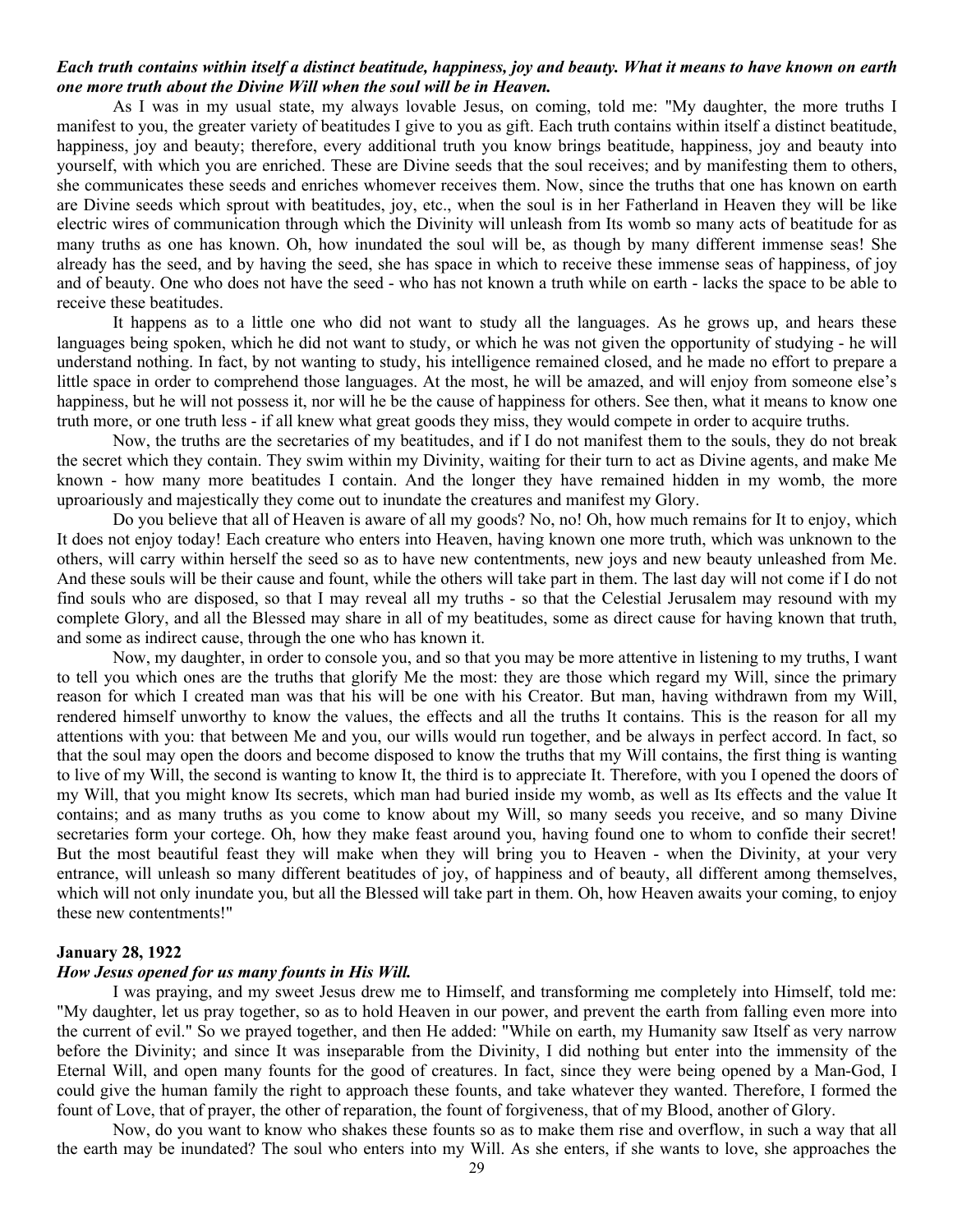***Each truth contains within itself a distinct beatitude, happiness, joy and beauty. What it means to have known on earth one more truth about the Divine Will when the soul will be in Heaven.***

As I was in my usual state, my always lovable Jesus, on coming, told me: "My daughter, the more truths I manifest to you, the greater variety of beatitudes I give to you as gift. Each truth contains within itself a distinct beatitude, happiness, joy and beauty; therefore, every additional truth you know brings beatitude, happiness, joy and beauty into yourself, with which you are enriched. These are Divine seeds that the soul receives; and by manifesting them to others, she communicates these seeds and enriches whomever receives them. Now, since the truths that one has known on earth are Divine seeds which sprout with beatitudes, joy, etc., when the soul is in her Fatherland in Heaven they will be like electric wires of communication through which the Divinity will unleash from Its womb so many acts of beatitude for as many truths as one has known. Oh, how inundated the soul will be, as though by many different immense seas! She already has the seed, and by having the seed, she has space in which to receive these immense seas of happiness, of joy and of beauty. One who does not have the seed - who has not known a truth while on earth - lacks the space to be able to receive these beatitudes.

It happens as to a little one who did not want to study all the languages. As he grows up, and hears these languages being spoken, which he did not want to study, or which he was not given the opportunity of studying - he will understand nothing. In fact, by not wanting to study, his intelligence remained closed, and he made no effort to prepare a little space in order to comprehend those languages. At the most, he will be amazed, and will enjoy from someone else's happiness, but he will not possess it, nor will he be the cause of happiness for others. See then, what it means to know one truth more, or one truth less - if all knew what great goods they miss, they would compete in order to acquire truths.

Now, the truths are the secretaries of my beatitudes, and if I do not manifest them to the souls, they do not break the secret which they contain. They swim within my Divinity, waiting for their turn to act as Divine agents, and make Me known - how many more beatitudes I contain. And the longer they have remained hidden in my womb, the more uproariously and majestically they come out to inundate the creatures and manifest my Glory.

Do you believe that all of Heaven is aware of all my goods? No, no! Oh, how much remains for It to enjoy, which It does not enjoy today! Each creature who enters into Heaven, having known one more truth, which was unknown to the others, will carry within herself the seed so as to have new contentments, new joys and new beauty unleashed from Me. And these souls will be their cause and fount, while the others will take part in them. The last day will not come if I do not find souls who are disposed, so that I may reveal all my truths - so that the Celestial Jerusalem may resound with my complete Glory, and all the Blessed may share in all of my beatitudes, some as direct cause for having known that truth, and some as indirect cause, through the one who has known it.

Now, my daughter, in order to console you, and so that you may be more attentive in listening to my truths, I want to tell you which ones are the truths that glorify Me the most: they are those which regard my Will, since the primary reason for which I created man was that his will be one with his Creator. But man, having withdrawn from my Will, rendered himself unworthy to know the values, the effects and all the truths It contains. This is the reason for all my attentions with you: that between Me and you, our wills would run together, and be always in perfect accord. In fact, so that the soul may open the doors and become disposed to know the truths that my Will contains, the first thing is wanting to live of my Will, the second is wanting to know It, the third is to appreciate It. Therefore, with you I opened the doors of my Will, that you might know Its secrets, which man had buried inside my womb, as well as Its effects and the value It contains; and as many truths as you come to know about my Will, so many seeds you receive, and so many Divine secretaries form your cortege. Oh, how they make feast around you, having found one to whom to confide their secret! But the most beautiful feast they will make when they will bring you to Heaven - when the Divinity, at your very entrance, will unleash so many different beatitudes of joy, of happiness and of beauty, all different among themselves, which will not only inundate you, but all the Blessed will take part in them. Oh, how Heaven awaits your coming, to enjoy these new contentments!"

**January 28, 1922**

***How Jesus opened for us many founts in His Will.***

I was praying, and my sweet Jesus drew me to Himself, and transforming me completely into Himself, told me: "My daughter, let us pray together, so as to hold Heaven in our power, and prevent the earth from falling even more into the current of evil." So we prayed together, and then He added: "While on earth, my Humanity saw Itself as very narrow before the Divinity; and since It was inseparable from the Divinity, I did nothing but enter into the immensity of the Eternal Will, and open many founts for the good of creatures. In fact, since they were being opened by a Man-God, I could give the human family the right to approach these founts, and take whatever they wanted. Therefore, I formed the fount of Love, that of prayer, the other of reparation, the fount of forgiveness, that of my Blood, another of Glory.

Now, do you want to know who shakes these founts so as to make them rise and overflow, in such a way that all the earth may be inundated? The soul who enters into my Will. As she enters, if she wants to love, she approaches the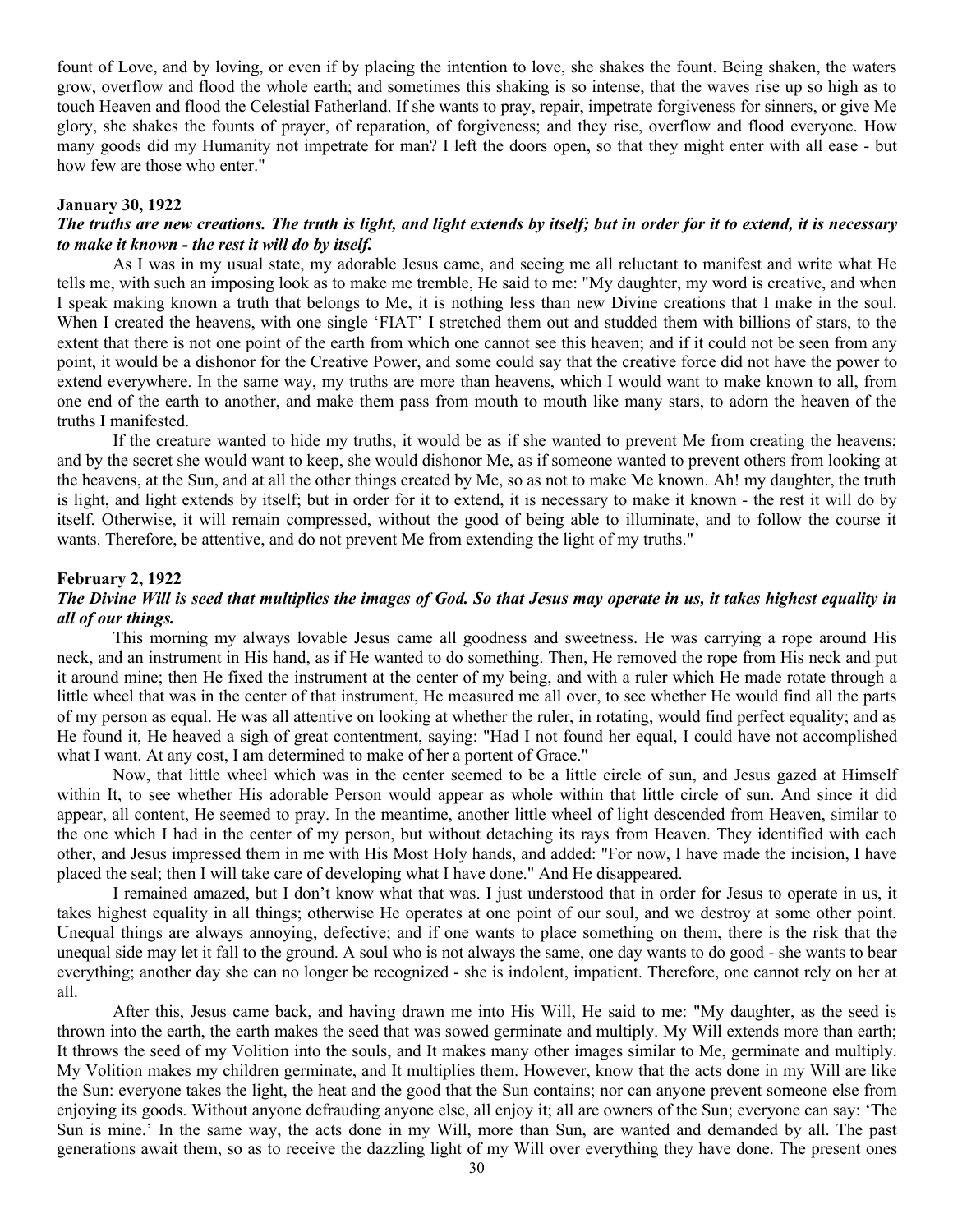fount of Love, and by loving, or even if by placing the intention to love, she shakes the fount. Being shaken, the waters grow, overflow and flood the whole earth; and sometimes this shaking is so intense, that the waves rise up so high as to touch Heaven and flood the Celestial Fatherland. If she wants to pray, repair, impetrate forgiveness for sinners, or give Me glory, she shakes the founts of prayer, of reparation, of forgiveness; and they rise, overflow and flood everyone. How many goods did my Humanity not impetrate for man? I left the doors open, so that they might enter with all ease - but how few are those who enter."

**January 30, 1922**

***The truths are new creations. The truth is light, and light extends by itself; but in order for it to extend, it is necessary to make it known - the rest it will do by itself.***

As I was in my usual state, my adorable Jesus came, and seeing me all reluctant to manifest and write what He tells me, with such an imposing look as to make me tremble, He said to me: "My daughter, my word is creative, and when I speak making known a truth that belongs to Me, it is nothing less than new Divine creations that I make in the soul. When I created the heavens, with one single 'FIAT' I stretched them out and studded them with billions of stars, to the extent that there is not one point of the earth from which one cannot see this heaven; and if it could not be seen from any point, it would be a dishonor for the Creative Power, and some could say that the creative force did not have the power to extend everywhere. In the same way, my truths are more than heavens, which I would want to make known to all, from one end of the earth to another, and make them pass from mouth to mouth like many stars, to adorn the heaven of the truths I manifested.

If the creature wanted to hide my truths, it would be as if she wanted to prevent Me from creating the heavens; and by the secret she would want to keep, she would dishonor Me, as if someone wanted to prevent others from looking at the heavens, at the Sun, and at all the other things created by Me, so as not to make Me known. Ah! my daughter, the truth is light, and light extends by itself; but in order for it to extend, it is necessary to make it known - the rest it will do by itself. Otherwise, it will remain compressed, without the good of being able to illuminate, and to follow the course it wants. Therefore, be attentive, and do not prevent Me from extending the light of my truths."

**February 2, 1922**

***The Divine Will is seed that multiplies the images of God. So that Jesus may operate in us, it takes highest equality in all of our things.***

This morning my always lovable Jesus came all goodness and sweetness. He was carrying a rope around His neck, and an instrument in His hand, as if He wanted to do something. Then, He removed the rope from His neck and put it around mine; then He fixed the instrument at the center of my being, and with a ruler which He made rotate through a little wheel that was in the center of that instrument, He measured me all over, to see whether He would find all the parts of my person as equal. He was all attentive on looking at whether the ruler, in rotating, would find perfect equality; and as He found it, He heaved a sigh of great contentment, saying: "Had I not found her equal, I could have not accomplished what I want. At any cost, I am determined to make of her a portent of Grace."

Now, that little wheel which was in the center seemed to be a little circle of sun, and Jesus gazed at Himself within It, to see whether His adorable Person would appear as whole within that little circle of sun. And since it did appear, all content, He seemed to pray. In the meantime, another little wheel of light descended from Heaven, similar to the one which I had in the center of my person, but without detaching its rays from Heaven. They identified with each other, and Jesus impressed them in me with His Most Holy hands, and added: "For now, I have made the incision, I have placed the seal; then I will take care of developing what I have done." And He disappeared.

I remained amazed, but I don't know what that was. I just understood that in order for Jesus to operate in us, it takes highest equality in all things; otherwise He operates at one point of our soul, and we destroy at some other point. Unequal things are always annoying, defective; and if one wants to place something on them, there is the risk that the unequal side may let it fall to the ground. A soul who is not always the same, one day wants to do good - she wants to bear everything; another day she can no longer be recognized - she is indolent, impatient. Therefore, one cannot rely on her at all.

After this, Jesus came back, and having drawn me into His Will, He said to me: "My daughter, as the seed is thrown into the earth, the earth makes the seed that was sowed germinate and multiply. My Will extends more than earth; It throws the seed of my Volition into the souls, and It makes many other images similar to Me, germinate and multiply. My Volition makes my children germinate, and It multiplies them. However, know that the acts done in my Will are like the Sun: everyone takes the light, the heat and the good that the Sun contains; nor can anyone prevent someone else from enjoying its goods. Without anyone defrauding anyone else, all enjoy it; all are owners of the Sun; everyone can say: 'The Sun is mine.' In the same way, the acts done in my Will, more than Sun, are wanted and demanded by all. The past generations await them, so as to receive the dazzling light of my Will over everything they have done. The present ones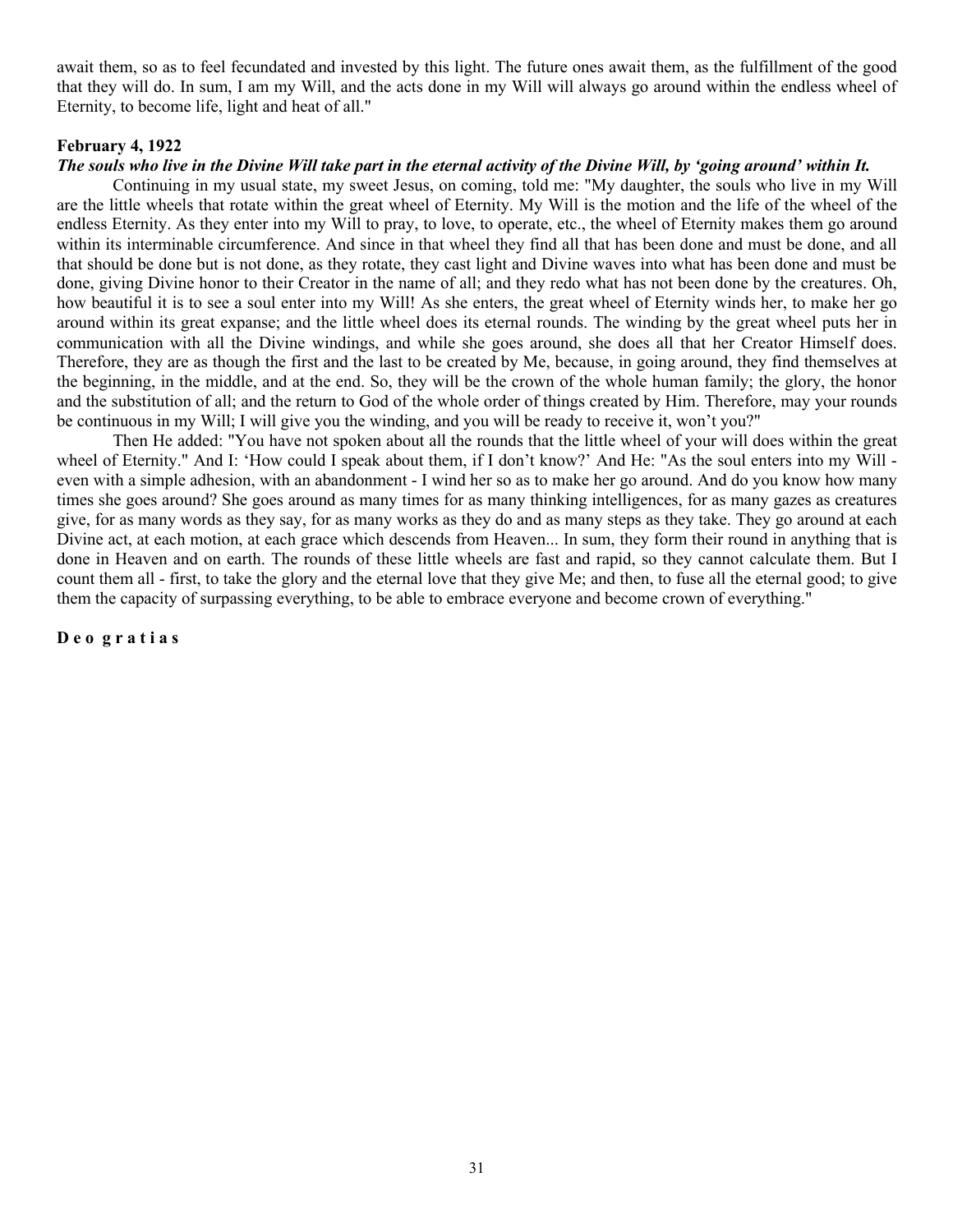await them, so as to feel fecundated and invested by this light. The future ones await them, as the fulfillment of the good that they will do. In sum, I am my Will, and the acts done in my Will will always go around within the endless wheel of Eternity, to become life, light and heat of all."

**February 4, 1922**

***The souls who live in the Divine Will take part in the eternal activity of the Divine Will, by 'going around' within It.***

Continuing in my usual state, my sweet Jesus, on coming, told me: "My daughter, the souls who live in my Will are the little wheels that rotate within the great wheel of Eternity. My Will is the motion and the life of the wheel of the endless Eternity. As they enter into my Will to pray, to love, to operate, etc., the wheel of Eternity makes them go around within its interminable circumference. And since in that wheel they find all that has been done and must be done, and all that should be done but is not done, as they rotate, they cast light and Divine waves into what has been done and must be done, giving Divine honor to their Creator in the name of all; and they redo what has not been done by the creatures. Oh, how beautiful it is to see a soul enter into my Will! As she enters, the great wheel of Eternity winds her, to make her go around within its great expanse; and the little wheel does its eternal rounds. The winding by the great wheel puts her in communication with all the Divine windings, and while she goes around, she does all that her Creator Himself does. Therefore, they are as though the first and the last to be created by Me, because, in going around, they find themselves at the beginning, in the middle, and at the end. So, they will be the crown of the whole human family; the glory, the honor and the substitution of all; and the return to God of the whole order of things created by Him. Therefore, may your rounds be continuous in my Will; I will give you the winding, and you will be ready to receive it, won't you?"

Then He added: "You have not spoken about all the rounds that the little wheel of your will does within the great wheel of Eternity." And I: 'How could I speak about them, if I don't know?' And He: "As the soul enters into my Will - even with a simple adhesion, with an abandonment - I wind her so as to make her go around. And do you know how many times she goes around? She goes around as many times for as many thinking intelligences, for as many gazes as creatures give, for as many words as they say, for as many works as they do and as many steps as they take. They go around at each Divine act, at each motion, at each grace which descends from Heaven... In sum, they form their round in anything that is done in Heaven and on earth. The rounds of these little wheels are fast and rapid, so they cannot calculate them. But I count them all - first, to take the glory and the eternal love that they give Me; and then, to fuse all the eternal good; to give them the capacity of surpassing everything, to be able to embrace everyone and become crown of everything."

**D e o g r a t i a s**